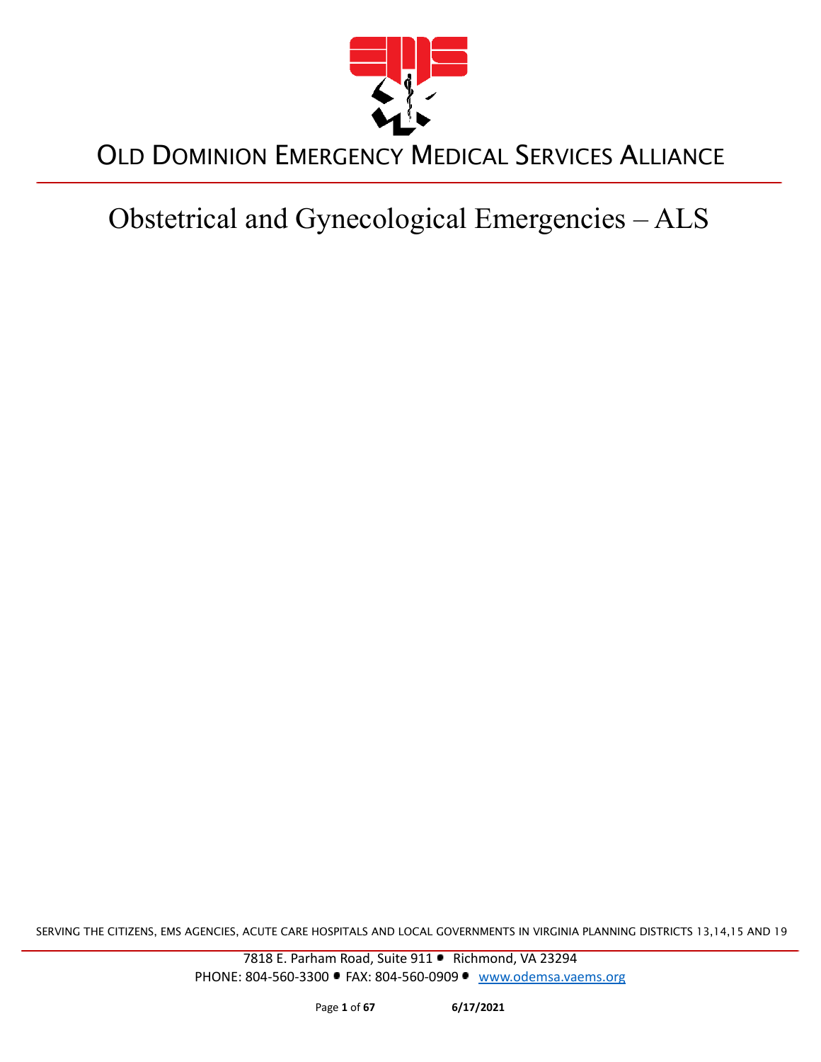# OLD DOMINION EMERGENCY MEDICAL SERVICES ALLIANCE

# Obstetrical and Gynecological Emergencies – ALS

SERVING THE CITIZENS, EMS AGENCIES, ACUTE CARE HOSPITALS AND LOCAL GOVERNMENTS IN VIRGINIA PLANNING DISTRICTS 13,14,15 AND 19

7818 E. Parham Road, Suite 911 • Richmond, VA 23294
PHONE: 804-560-3300 • FAX: 804-560-0909 • www.odemsa.vaems.org

6/17/2021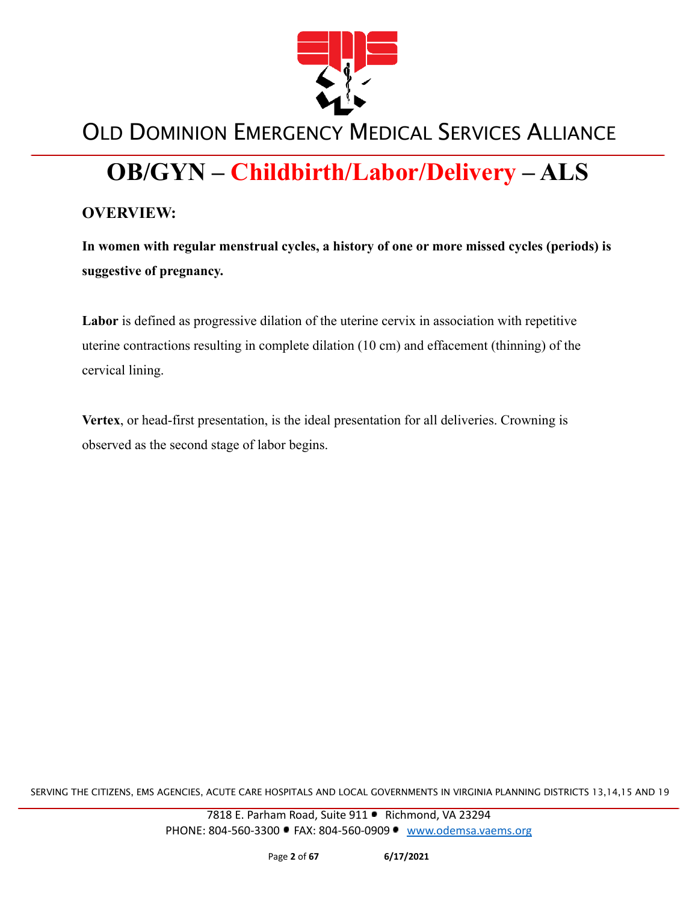# OB/GYN – Childbirth/Labor/Delivery – ALS

## OVERVIEW:

**In women with regular menstrual cycles, a history of one or more missed cycles (periods) is suggestive of pregnancy.**

**Labor** is defined as progressive dilation of the uterine cervix in association with repetitive uterine contractions resulting in complete dilation (10 cm) and effacement (thinning) of the cervical lining.

**Vertex**, or head-first presentation, is the ideal presentation for all deliveries. Crowning is observed as the second stage of labor begins.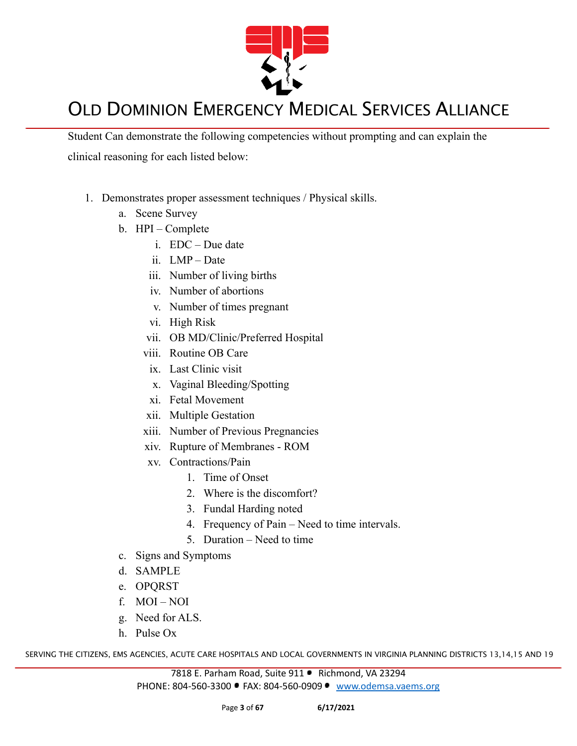Student Can demonstrate the following competencies without prompting and can explain the clinical reasoning for each listed below:

1. Demonstrates proper assessment techniques / Physical skills.
   a. Scene Survey
   b. HPI – Complete
      i. EDC – Due date
      ii. LMP – Date
      iii. Number of living births
      iv. Number of abortions
      v. Number of times pregnant
      vi. High Risk
      vii. OB MD/Clinic/Preferred Hospital
      viii. Routine OB Care
      ix. Last Clinic visit
      x. Vaginal Bleeding/Spotting
      xi. Fetal Movement
      xii. Multiple Gestation
      xiii. Number of Previous Pregnancies
      xiv. Rupture of Membranes - ROM
      xv. Contractions/Pain
         1. Time of Onset
         2. Where is the discomfort?
         3. Fundal Harding noted
         4. Frequency of Pain – Need to time intervals.
         5. Duration – Need to time
   c. Signs and Symptoms
   d. SAMPLE
   e. OPQRST
   f. MOI – NOI
   g. Need for ALS.
   h. Pulse Ox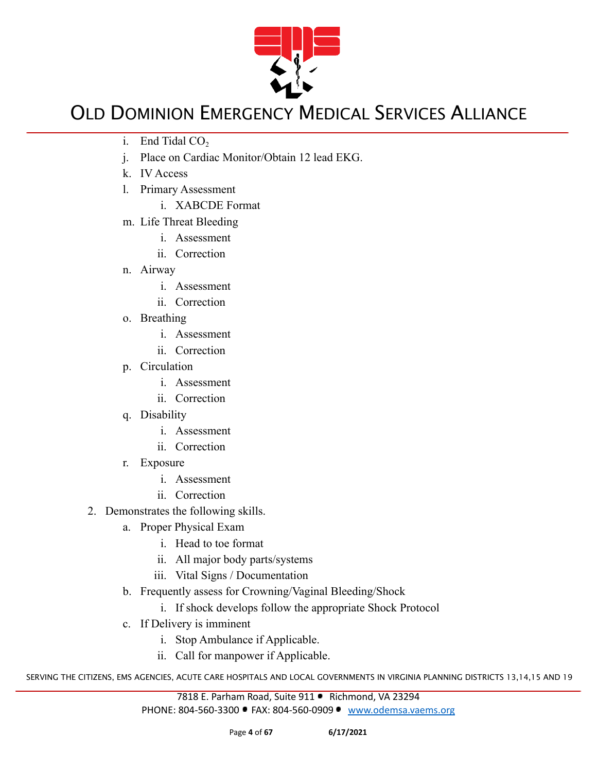i. End Tidal $CO_2$
j. Place on Cardiac Monitor/Obtain 12 lead EKG.
k. IV Access
l. Primary Assessment
    i. XABCDE Format
m. Life Threat Bleeding
    i. Assessment
    ii. Correction
n. Airway
    i. Assessment
    ii. Correction
o. Breathing
    i. Assessment
    ii. Correction
p. Circulation
    i. Assessment
    ii. Correction
q. Disability
    i. Assessment
    ii. Correction
r. Exposure
    i. Assessment
    ii. Correction

2. Demonstrates the following skills.
    a. Proper Physical Exam
        i. Head to toe format
        ii. All major body parts/systems
        iii. Vital Signs / Documentation
    b. Frequently assess for Crowning/Vaginal Bleeding/Shock
        i. If shock develops follow the appropriate Shock Protocol
    c. If Delivery is imminent
        i. Stop Ambulance if Applicable.
        ii. Call for manpower if Applicable.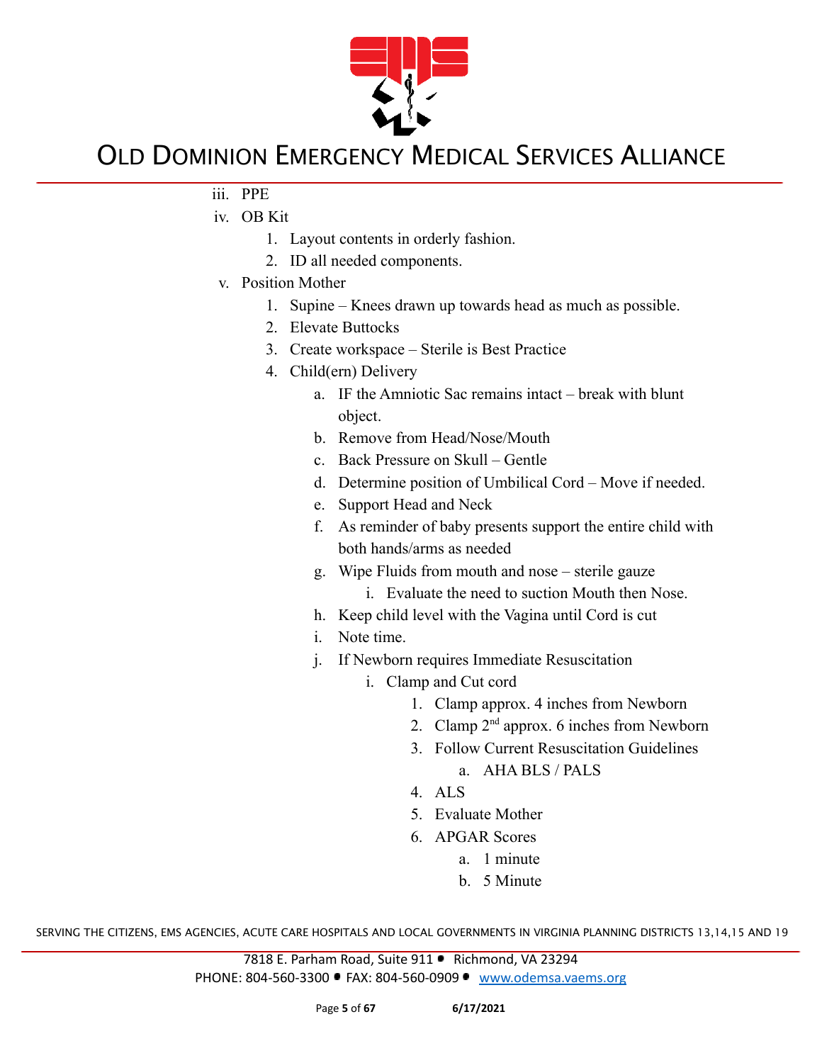iii. PPE

iv. OB Kit

1. Layout contents in orderly fashion.
2. ID all needed components.

v. Position Mother

1. Supine – Knees drawn up towards head as much as possible.
2. Elevate Buttocks
3. Create workspace – Sterile is Best Practice
4. Child(ern) Delivery
    a. IF the Amniotic Sac remains intact – break with blunt object.
    b. Remove from Head/Nose/Mouth
    c. Back Pressure on Skull – Gentle
    d. Determine position of Umbilical Cord – Move if needed.
    e. Support Head and Neck
    f. As reminder of baby presents support the entire child with both hands/arms as needed
    g. Wipe Fluids from mouth and nose – sterile gauze
        i. Evaluate the need to suction Mouth then Nose.
    h. Keep child level with the Vagina until Cord is cut
    i. Note time.
    j. If Newborn requires Immediate Resuscitation
        i. Clamp and Cut cord
            1. Clamp approx. 4 inches from Newborn
            2. Clamp 2nd approx. 6 inches from Newborn
            3. Follow Current Resuscitation Guidelines
                a. AHA BLS / PALS
            4. ALS
            5. Evaluate Mother
            6. APGAR Scores
                a. 1 minute
                b. 5 Minute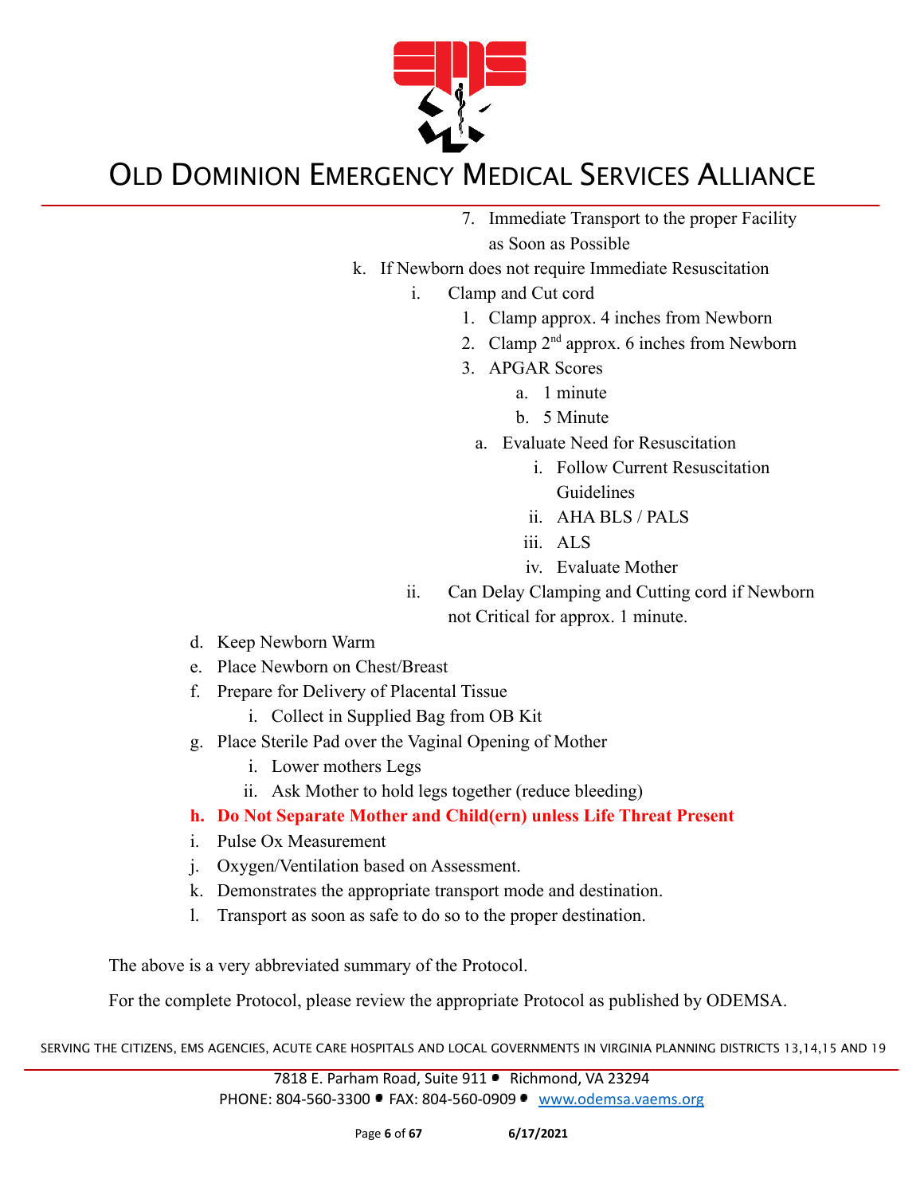7. Immediate Transport to the proper Facility as Soon as Possible

k. If Newborn does not require Immediate Resuscitation
    i. Clamp and Cut cord
        1. Clamp approx. 4 inches from Newborn
        2. Clamp 2nd approx. 6 inches from Newborn
        3. APGAR Scores
            a. 1 minute
            b. 5 Minute
        a. Evaluate Need for Resuscitation
            i. Follow Current Resuscitation Guidelines
            ii. AHA BLS / PALS
            iii. ALS
            iv. Evaluate Mother
    ii. Can Delay Clamping and Cutting cord if Newborn not Critical for approx. 1 minute.

d. Keep Newborn Warm
e. Place Newborn on Chest/Breast
f. Prepare for Delivery of Placental Tissue
    i. Collect in Supplied Bag from OB Kit
g. Place Sterile Pad over the Vaginal Opening of Mother
    i. Lower mothers Legs
    ii. Ask Mother to hold legs together (reduce bleeding)
h. **Do Not Separate Mother and Child(ern) unless Life Threat Present**
i. Pulse Ox Measurement
j. Oxygen/Ventilation based on Assessment.
k. Demonstrates the appropriate transport mode and destination.
l. Transport as soon as safe to do so to the proper destination.

The above is a very abbreviated summary of the Protocol.

For the complete Protocol, please review the appropriate Protocol as published by ODEMSA.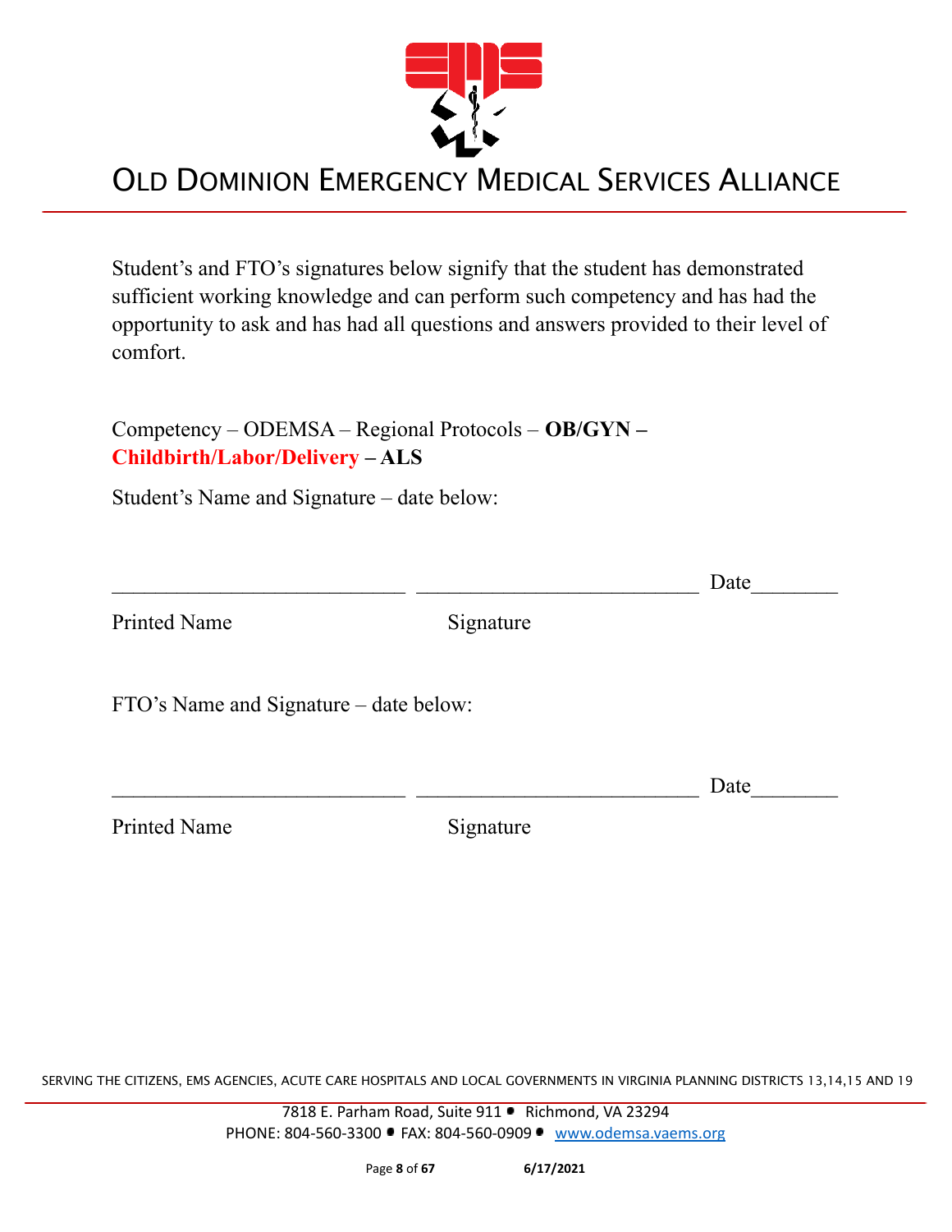Student's and FTO's signatures below signify that the student has demonstrated sufficient working knowledge and can perform such competency and has had the opportunity to ask and has had all questions and answers provided to their level of comfort.

Competency – ODEMSA – Regional Protocols – **OB/GYN – Childbirth/Labor/Delivery – ALS**

Student's Name and Signature – date below:

___________________________ ___________________________ Date________

Printed Name Signature

FTO's Name and Signature – date below:

___________________________ ___________________________ Date________

Printed Name Signature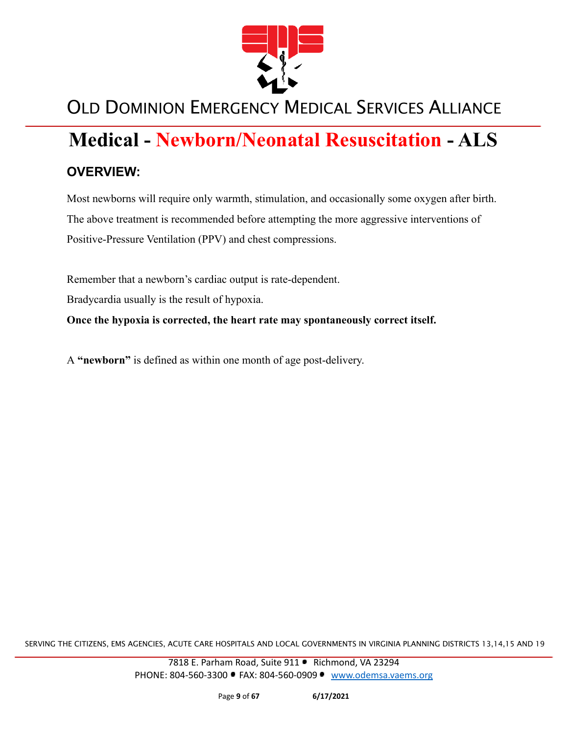# Medical - Newborn/Neonatal Resuscitation - ALS

## OVERVIEW:

Most newborns will require only warmth, stimulation, and occasionally some oxygen after birth. The above treatment is recommended before attempting the more aggressive interventions of Positive-Pressure Ventilation (PPV) and chest compressions.

Remember that a newborn's cardiac output is rate-dependent.

Bradycardia usually is the result of hypoxia.

**Once the hypoxia is corrected, the heart rate may spontaneously correct itself.**

A **"newborn"** is defined as within one month of age post-delivery.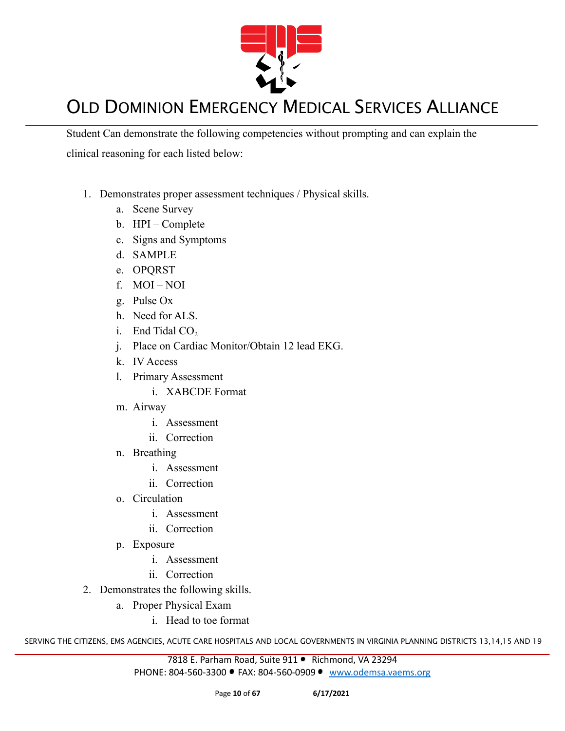Student Can demonstrate the following competencies without prompting and can explain the clinical reasoning for each listed below:

1. Demonstrates proper assessment techniques / Physical skills.
    a. Scene Survey
    b. HPI – Complete
    c. Signs and Symptoms
    d. SAMPLE
    e. OPQRST
    f. MOI – NOI
    g. Pulse Ox
    h. Need for ALS.
    i. End Tidal $CO_2$
    j. Place on Cardiac Monitor/Obtain 12 lead EKG.
    k. IV Access
    l. Primary Assessment
        i. XABCDE Format
    m. Airway
        i. Assessment
        ii. Correction
    n. Breathing
        i. Assessment
        ii. Correction
    o. Circulation
        i. Assessment
        ii. Correction
    p. Exposure
        i. Assessment
        ii. Correction
2. Demonstrates the following skills.
    a. Proper Physical Exam
        i. Head to toe format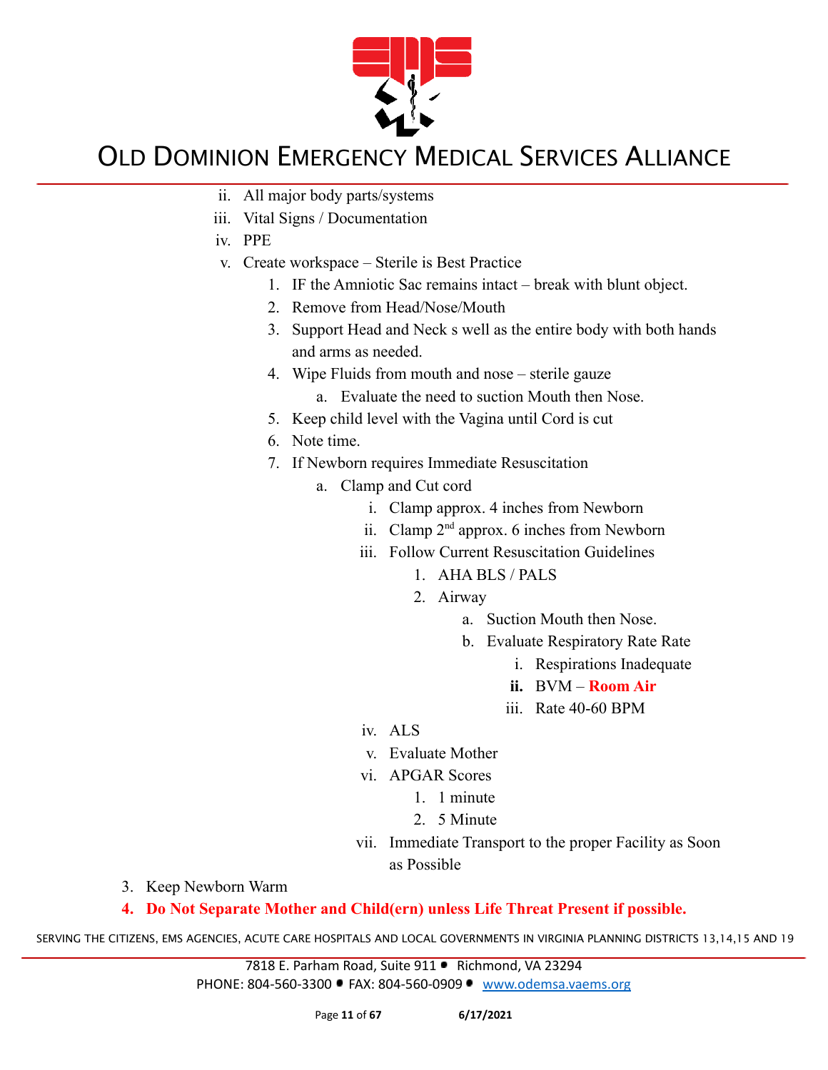- ii. All major body parts/systems
- iii. Vital Signs / Documentation
- iv. PPE
- v. Create workspace – Sterile is Best Practice
  1. IF the Amniotic Sac remains intact – break with blunt object.
  2. Remove from Head/Nose/Mouth
  3. Support Head and Neck s well as the entire body with both hands and arms as needed.
  4. Wipe Fluids from mouth and nose – sterile gauze
     - a. Evaluate the need to suction Mouth then Nose.
  5. Keep child level with the Vagina until Cord is cut
  6. Note time.
  7. If Newborn requires Immediate Resuscitation
     - a. Clamp and Cut cord
       - i. Clamp approx. 4 inches from Newborn
       - ii. Clamp 2nd approx. 6 inches from Newborn
       - iii. Follow Current Resuscitation Guidelines
         1. AHA BLS / PALS
         2. Airway
            - a. Suction Mouth then Nose.
            - b. Evaluate Respiratory Rate Rate
              - i. Respirations Inadequate
              - **ii.** BVM – **Room Air**
              - iii. Rate 40-60 BPM
       - iv. ALS
       - v. Evaluate Mother
       - vi. APGAR Scores
         1. 1 minute
         2. 5 Minute
       - vii. Immediate Transport to the proper Facility as Soon as Possible

3. Keep Newborn Warm
4. **Do Not Separate Mother and Child(ern) unless Life Threat Present if possible.**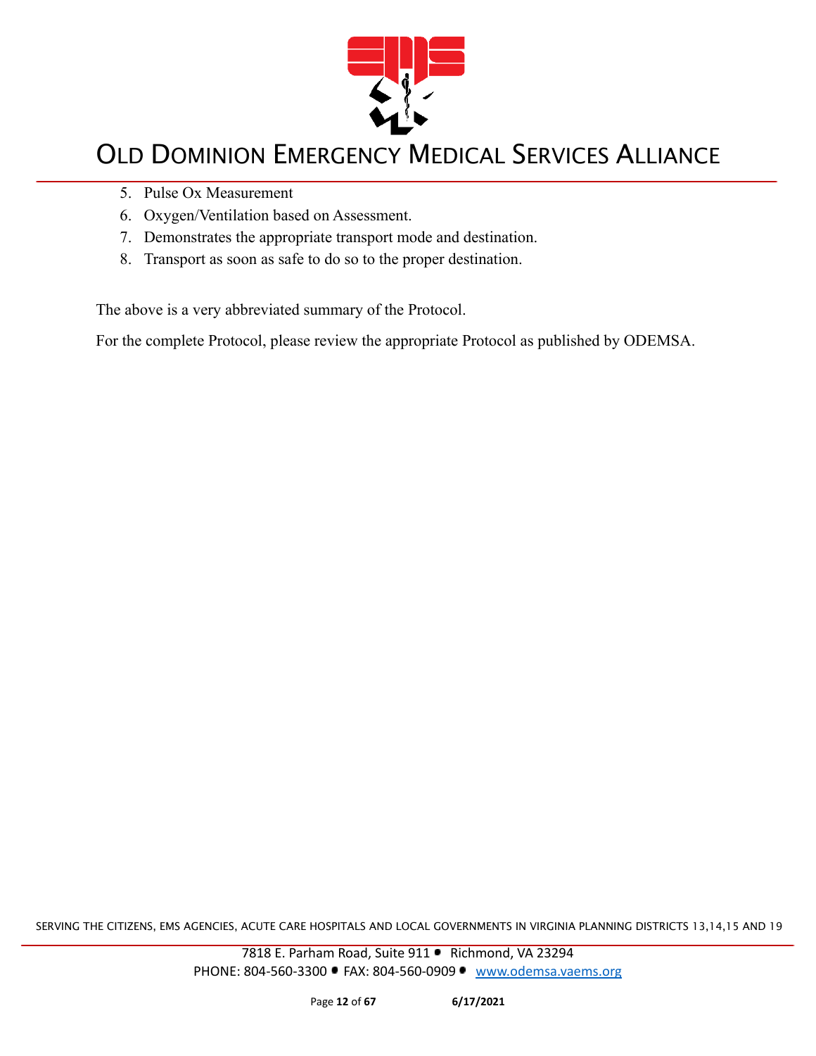5. Pulse Ox Measurement
6. Oxygen/Ventilation based on Assessment.
7. Demonstrates the appropriate transport mode and destination.
8. Transport as soon as safe to do so to the proper destination.

The above is a very abbreviated summary of the Protocol.

For the complete Protocol, please review the appropriate Protocol as published by ODEMSA.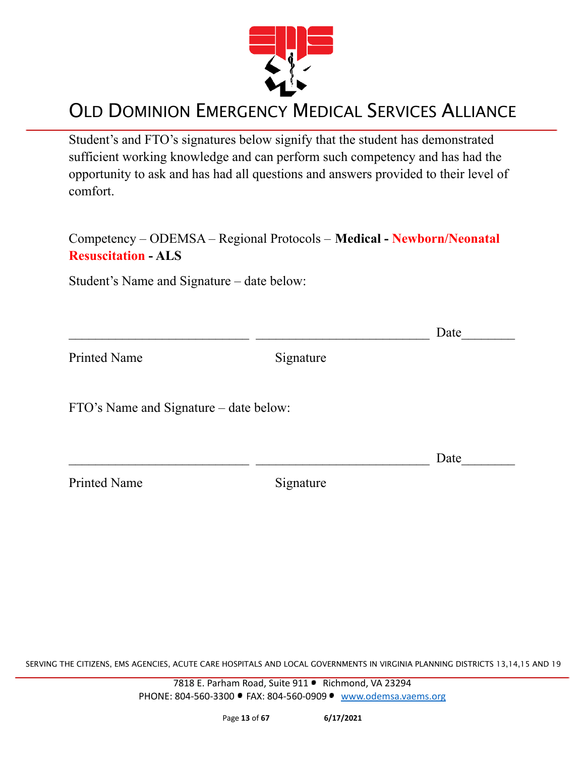# OLD DOMINION EMERGENCY MEDICAL SERVICES ALLIANCE

Student's and FTO's signatures below signify that the student has demonstrated sufficient working knowledge and can perform such competency and has had the opportunity to ask and has had all questions and answers provided to their level of comfort.

Competency – ODEMSA – Regional Protocols – **Medical - Newborn/Neonatal Resuscitation - ALS**

Student's Name and Signature – date below:

___________________________ ___________________________ Date________

Printed Name                    Signature

FTO's Name and Signature – date below:

___________________________ ___________________________ Date________

Printed Name                    Signature

SERVING THE CITIZENS, EMS AGENCIES, ACUTE CARE HOSPITALS AND LOCAL GOVERNMENTS IN VIRGINIA PLANNING DISTRICTS 13,14,15 AND 19

7818 E. Parham Road, Suite 911 • Richmond, VA 23294
PHONE: 804-560-3300 • FAX: 804-560-0909 • www.odemsa.vaems.org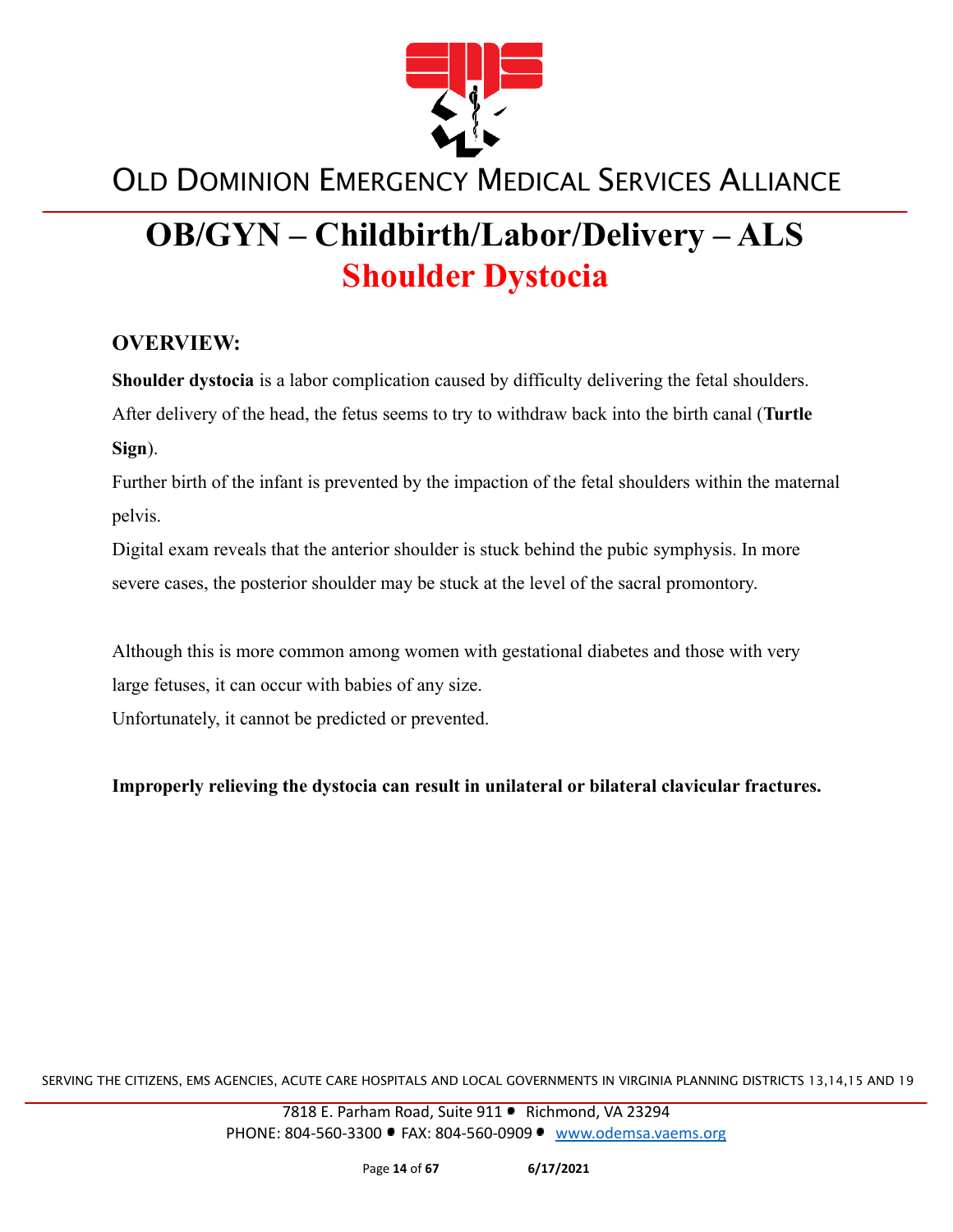# OB/GYN – Childbirth/Labor/Delivery – ALS

## Shoulder Dystocia

### OVERVIEW:

**Shoulder dystocia** is a labor complication caused by difficulty delivering the fetal shoulders. After delivery of the head, the fetus seems to try to withdraw back into the birth canal (**Turtle Sign**).

Further birth of the infant is prevented by the impaction of the fetal shoulders within the maternal pelvis.

Digital exam reveals that the anterior shoulder is stuck behind the pubic symphysis. In more severe cases, the posterior shoulder may be stuck at the level of the sacral promontory.

Although this is more common among women with gestational diabetes and those with very large fetuses, it can occur with babies of any size.

Unfortunately, it cannot be predicted or prevented.

**Improperly relieving the dystocia can result in unilateral or bilateral clavicular fractures.**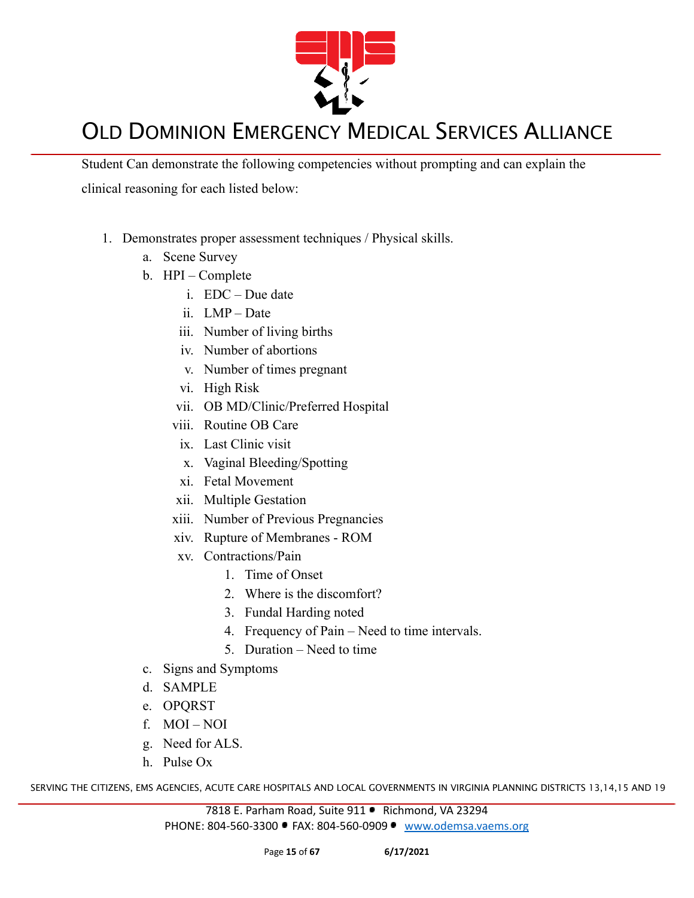Student Can demonstrate the following competencies without prompting and can explain the clinical reasoning for each listed below:

1. Demonstrates proper assessment techniques / Physical skills.
   a. Scene Survey
   b. HPI – Complete
      i. EDC – Due date
      ii. LMP – Date
      iii. Number of living births
      iv. Number of abortions
      v. Number of times pregnant
      vi. High Risk
      vii. OB MD/Clinic/Preferred Hospital
      viii. Routine OB Care
      ix. Last Clinic visit
      x. Vaginal Bleeding/Spotting
      xi. Fetal Movement
      xii. Multiple Gestation
      xiii. Number of Previous Pregnancies
      xiv. Rupture of Membranes - ROM
      xv. Contractions/Pain
         1. Time of Onset
         2. Where is the discomfort?
         3. Fundal Harding noted
         4. Frequency of Pain – Need to time intervals.
         5. Duration – Need to time
   c. Signs and Symptoms
   d. SAMPLE
   e. OPQRST
   f. MOI – NOI
   g. Need for ALS.
   h. Pulse Ox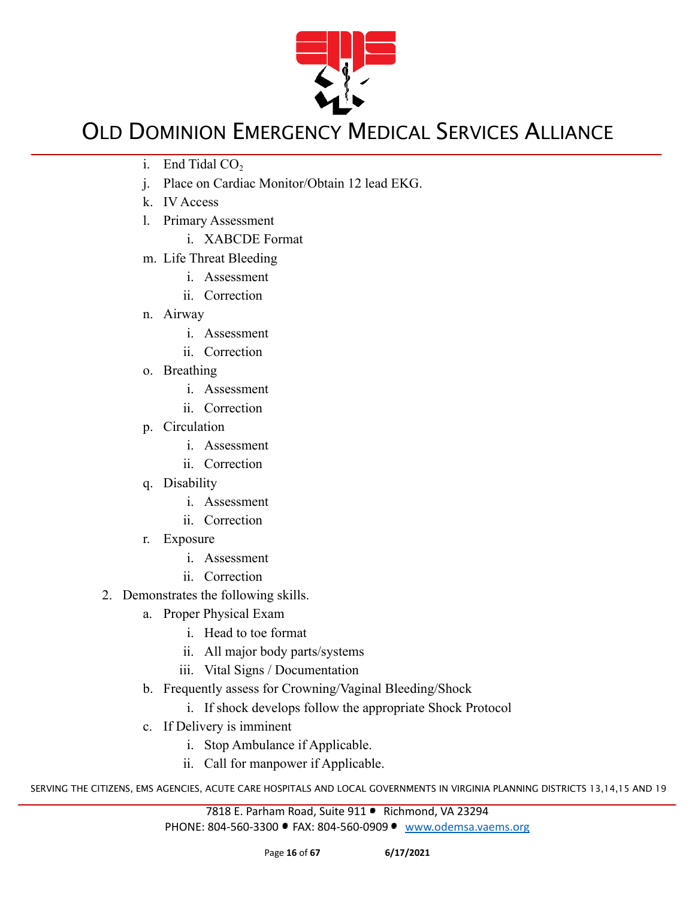i. End Tidal $CO_2$
j. Place on Cardiac Monitor/Obtain 12 lead EKG.
k. IV Access
l. Primary Assessment
    i. XABCDE Format
m. Life Threat Bleeding
    i. Assessment
    ii. Correction
n. Airway
    i. Assessment
    ii. Correction
o. Breathing
    i. Assessment
    ii. Correction
p. Circulation
    i. Assessment
    ii. Correction
q. Disability
    i. Assessment
    ii. Correction
r. Exposure
    i. Assessment
    ii. Correction

2. Demonstrates the following skills.
    a. Proper Physical Exam
        i. Head to toe format
        ii. All major body parts/systems
        iii. Vital Signs / Documentation
    b. Frequently assess for Crowning/Vaginal Bleeding/Shock
        i. If shock develops follow the appropriate Shock Protocol
    c. If Delivery is imminent
        i. Stop Ambulance if Applicable.
        ii. Call for manpower if Applicable.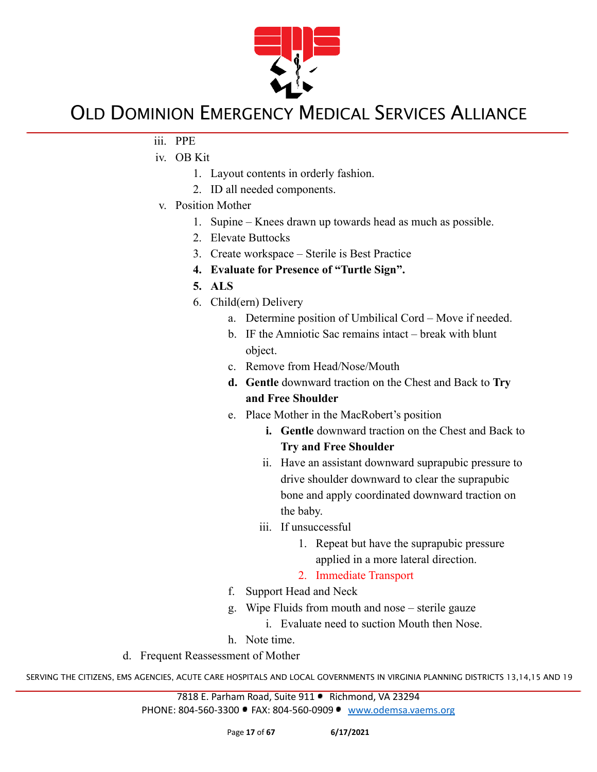iii. PPE

iv. OB Kit

1. Layout contents in orderly fashion.
2. ID all needed components.

v. Position Mother

1. Supine – Knees drawn up towards head as much as possible.
2. Elevate Buttocks
3. Create workspace – Sterile is Best Practice
4. **Evaluate for Presence of "Turtle Sign".**
5. **ALS**
6. Child(ern) Delivery
    a. Determine position of Umbilical Cord – Move if needed.
    b. IF the Amniotic Sac remains intact – break with blunt object.
    c. Remove from Head/Nose/Mouth
    d. **Gentle** downward traction on the Chest and Back to **Try and Free Shoulder**
    e. Place Mother in the MacRobert's position
        i. **Gentle** downward traction on the Chest and Back to **Try and Free Shoulder**
        ii. Have an assistant downward suprapubic pressure to drive shoulder downward to clear the suprapubic bone and apply coordinated downward traction on the baby.
        iii. If unsuccessful
            1. Repeat but have the suprapubic pressure applied in a more lateral direction.
            2. Immediate Transport
    f. Support Head and Neck
    g. Wipe Fluids from mouth and nose – sterile gauze
        i. Evaluate need to suction Mouth then Nose.
    h. Note time.

d. Frequent Reassessment of Mother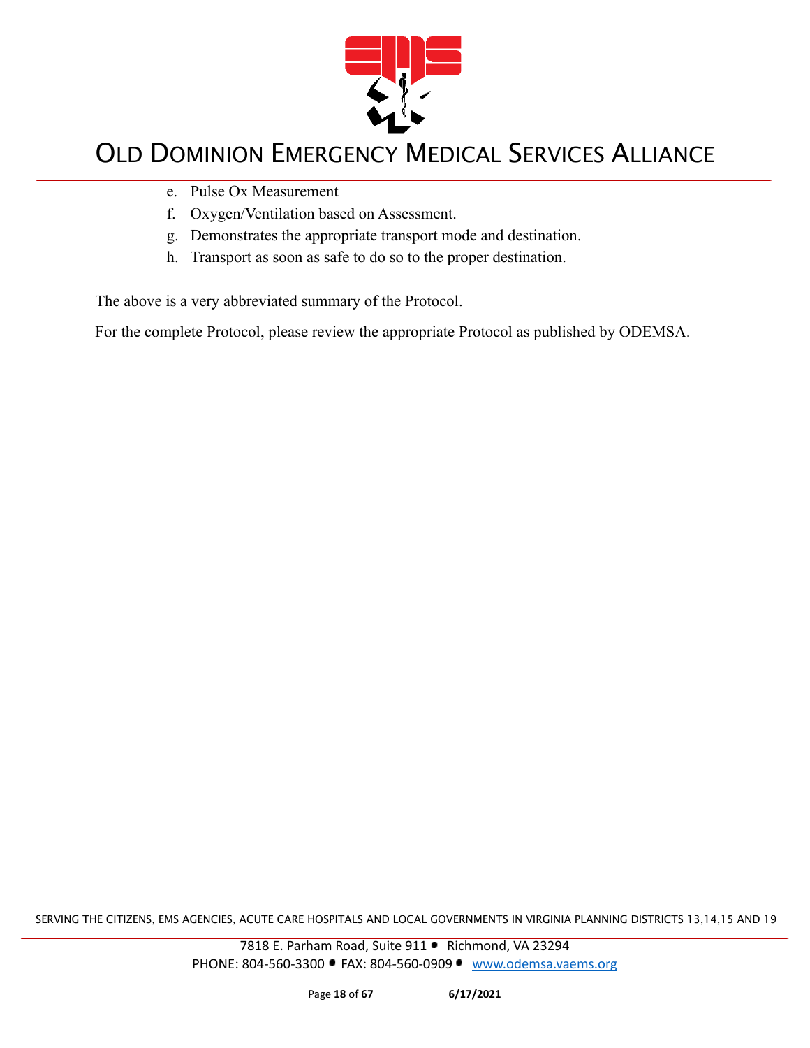e. Pulse Ox Measurement
f. Oxygen/Ventilation based on Assessment.
g. Demonstrates the appropriate transport mode and destination.
h. Transport as soon as safe to do so to the proper destination.

The above is a very abbreviated summary of the Protocol.

For the complete Protocol, please review the appropriate Protocol as published by ODEMSA.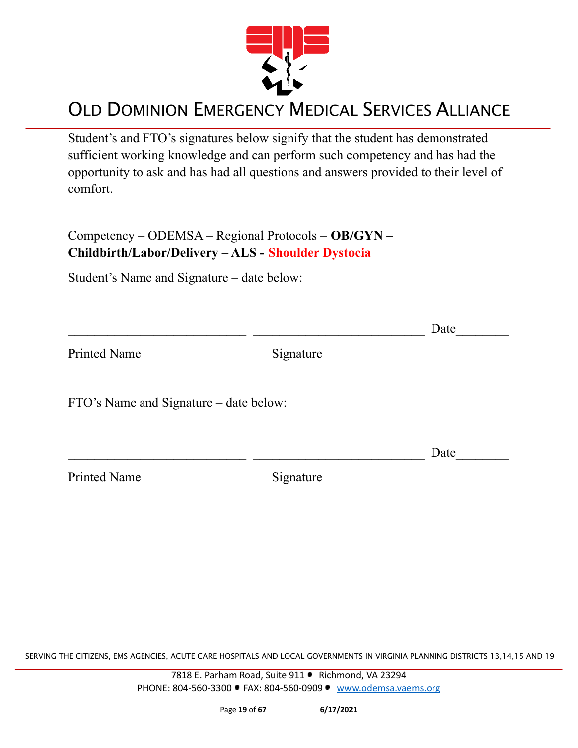Student's and FTO's signatures below signify that the student has demonstrated sufficient working knowledge and can perform such competency and has had the opportunity to ask and has had all questions and answers provided to their level of comfort.

Competency – ODEMSA – Regional Protocols – **OB/GYN – Childbirth/Labor/Delivery – ALS - Shoulder Dystocia**

Student's Name and Signature – date below:

___________________________ __________________________ Date________

Printed Name Signature

FTO's Name and Signature – date below:

___________________________ __________________________ Date________

Printed Name Signature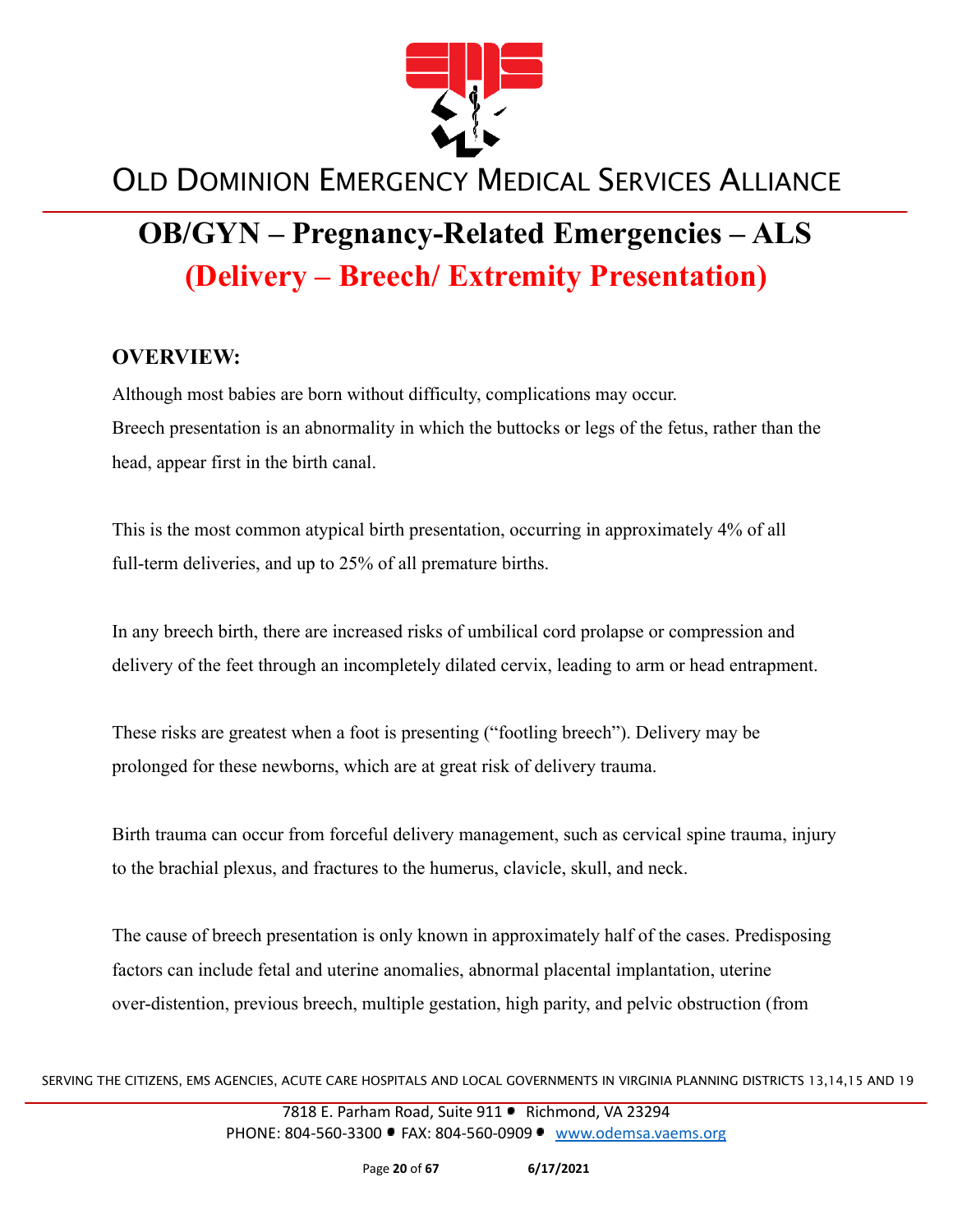# OB/GYN – Pregnancy-Related Emergencies – ALS

## (Delivery – Breech/ Extremity Presentation)

### OVERVIEW:

Although most babies are born without difficulty, complications may occur.
Breech presentation is an abnormality in which the buttocks or legs of the fetus, rather than the head, appear first in the birth canal.

This is the most common atypical birth presentation, occurring in approximately 4% of all full-term deliveries, and up to 25% of all premature births.

In any breech birth, there are increased risks of umbilical cord prolapse or compression and delivery of the feet through an incompletely dilated cervix, leading to arm or head entrapment.

These risks are greatest when a foot is presenting ("footling breech"). Delivery may be prolonged for these newborns, which are at great risk of delivery trauma.

Birth trauma can occur from forceful delivery management, such as cervical spine trauma, injury to the brachial plexus, and fractures to the humerus, clavicle, skull, and neck.

The cause of breech presentation is only known in approximately half of the cases. Predisposing factors can include fetal and uterine anomalies, abnormal placental implantation, uterine over-distention, previous breech, multiple gestation, high parity, and pelvic obstruction (from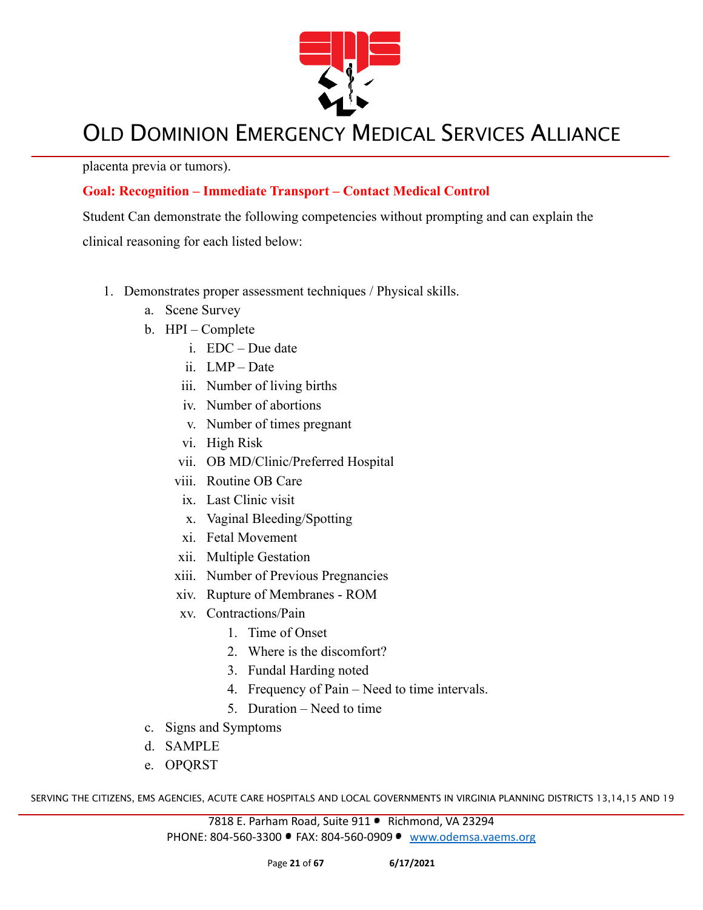placenta previa or tumors).

**Goal: Recognition – Immediate Transport – Contact Medical Control**

Student Can demonstrate the following competencies without prompting and can explain the clinical reasoning for each listed below:

1. Demonstrates proper assessment techniques / Physical skills.
    a. Scene Survey
    b. HPI – Complete
        i. EDC – Due date
        ii. LMP – Date
        iii. Number of living births
        iv. Number of abortions
        v. Number of times pregnant
        vi. High Risk
        vii. OB MD/Clinic/Preferred Hospital
        viii. Routine OB Care
        ix. Last Clinic visit
        x. Vaginal Bleeding/Spotting
        xi. Fetal Movement
        xii. Multiple Gestation
        xiii. Number of Previous Pregnancies
        xiv. Rupture of Membranes - ROM
        xv. Contractions/Pain
            1. Time of Onset
            2. Where is the discomfort?
            3. Fundal Harding noted
            4. Frequency of Pain – Need to time intervals.
            5. Duration – Need to time
    c. Signs and Symptoms
    d. SAMPLE
    e. OPQRST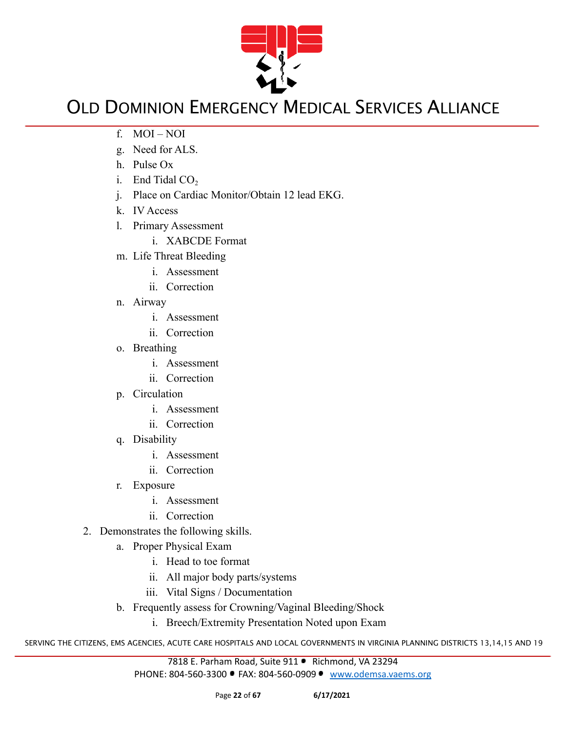f. MOI – NOI
g. Need for ALS.
h. Pulse Ox
i. End Tidal $CO_2$
j. Place on Cardiac Monitor/Obtain 12 lead EKG.
k. IV Access
l. Primary Assessment
    i. XABCDE Format
m. Life Threat Bleeding
    i. Assessment
    ii. Correction
n. Airway
    i. Assessment
    ii. Correction
o. Breathing
    i. Assessment
    ii. Correction
p. Circulation
    i. Assessment
    ii. Correction
q. Disability
    i. Assessment
    ii. Correction
r. Exposure
    i. Assessment
    ii. Correction

2. Demonstrates the following skills.
    a. Proper Physical Exam
        i. Head to toe format
        ii. All major body parts/systems
        iii. Vital Signs / Documentation
    b. Frequently assess for Crowning/Vaginal Bleeding/Shock
        i. Breech/Extremity Presentation Noted upon Exam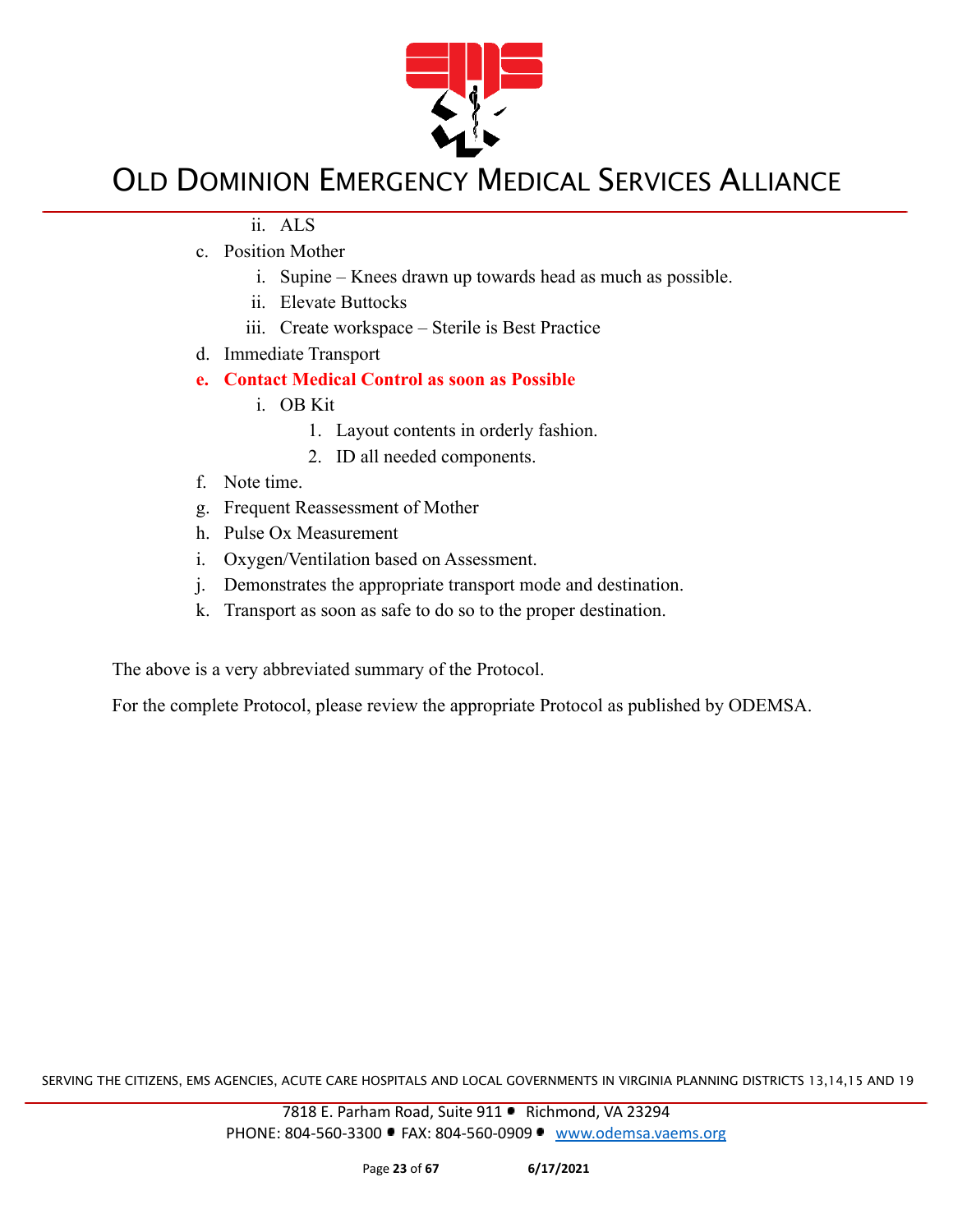ii. ALS

c. Position Mother
   i. Supine – Knees drawn up towards head as much as possible.
   ii. Elevate Buttocks
   iii. Create workspace – Sterile is Best Practice

d. Immediate Transport

**e. Contact Medical Control as soon as Possible**
   i. OB Kit
      1. Layout contents in orderly fashion.
      2. ID all needed components.

f. Note time.

g. Frequent Reassessment of Mother

h. Pulse Ox Measurement

i. Oxygen/Ventilation based on Assessment.

j. Demonstrates the appropriate transport mode and destination.

k. Transport as soon as safe to do so to the proper destination.

The above is a very abbreviated summary of the Protocol.

For the complete Protocol, please review the appropriate Protocol as published by ODEMSA.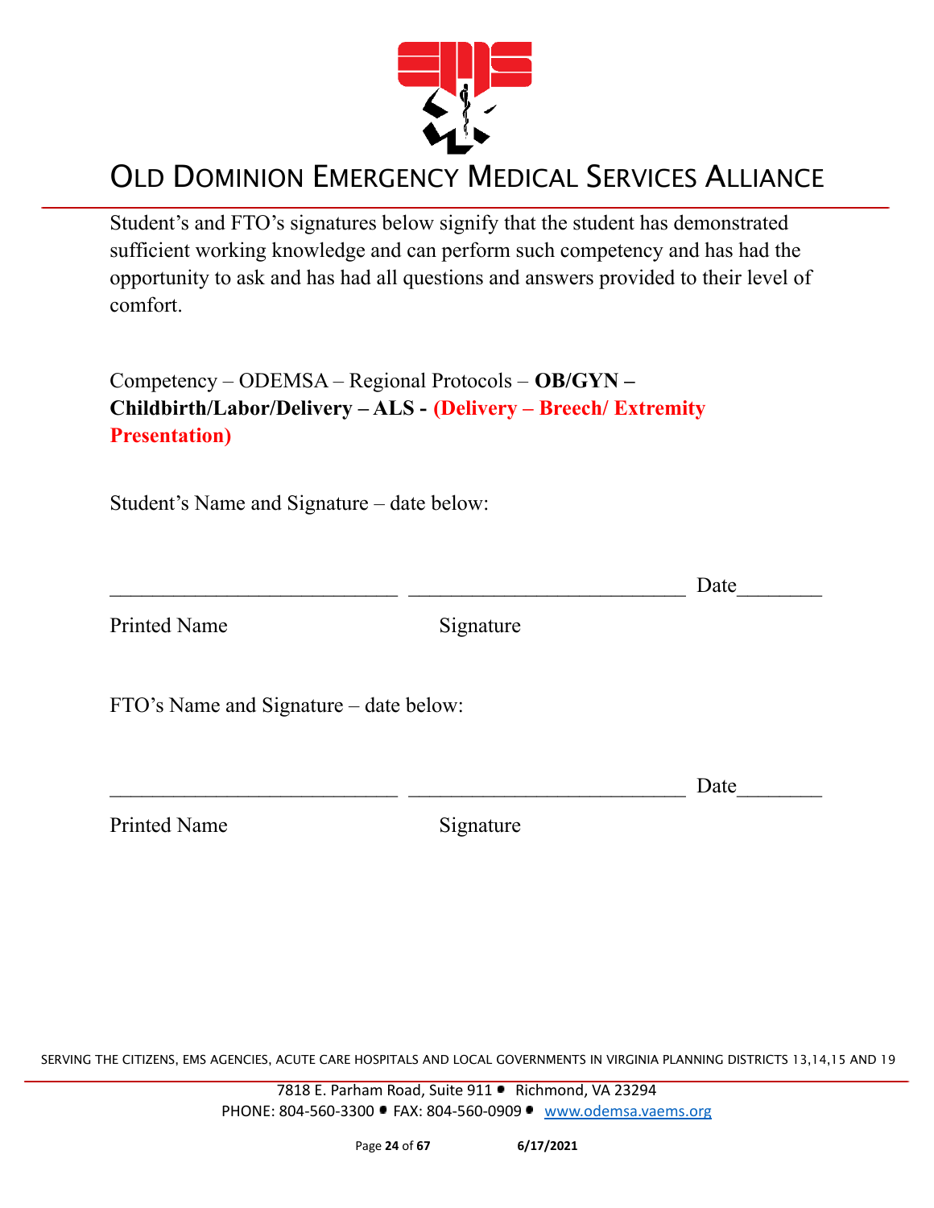Student's and FTO's signatures below signify that the student has demonstrated sufficient working knowledge and can perform such competency and has had the opportunity to ask and has had all questions and answers provided to their level of comfort.

Competency – ODEMSA – Regional Protocols – **OB/GYN – Childbirth/Labor/Delivery – ALS - (Delivery – Breech/ Extremity Presentation)**

Student's Name and Signature – date below:

\_\_\_\_\_\_\_\_\_\_\_\_\_\_\_\_\_\_\_\_\_\_\_\_\_\_\_ \_\_\_\_\_\_\_\_\_\_\_\_\_\_\_\_\_\_\_\_\_\_\_\_\_\_ Date\_\_\_\_\_\_\_\_

Printed Name Signature

FTO's Name and Signature – date below:

\_\_\_\_\_\_\_\_\_\_\_\_\_\_\_\_\_\_\_\_\_\_\_\_\_\_\_ \_\_\_\_\_\_\_\_\_\_\_\_\_\_\_\_\_\_\_\_\_\_\_\_\_\_ Date\_\_\_\_\_\_\_\_

Printed Name Signature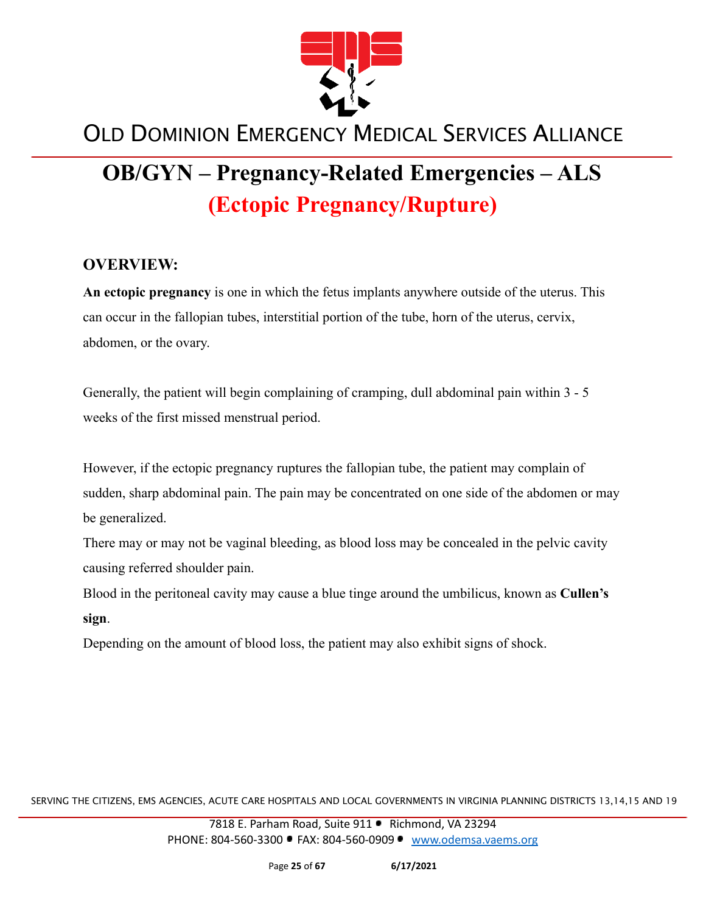# OB/GYN – Pregnancy-Related Emergencies – ALS

## (Ectopic Pregnancy/Rupture)

### OVERVIEW:

**An ectopic pregnancy** is one in which the fetus implants anywhere outside of the uterus. This can occur in the fallopian tubes, interstitial portion of the tube, horn of the uterus, cervix, abdomen, or the ovary.

Generally, the patient will begin complaining of cramping, dull abdominal pain within 3 - 5 weeks of the first missed menstrual period.

However, if the ectopic pregnancy ruptures the fallopian tube, the patient may complain of sudden, sharp abdominal pain. The pain may be concentrated on one side of the abdomen or may be generalized.

There may or may not be vaginal bleeding, as blood loss may be concealed in the pelvic cavity causing referred shoulder pain.

Blood in the peritoneal cavity may cause a blue tinge around the umbilicus, known as **Cullen's sign**.

Depending on the amount of blood loss, the patient may also exhibit signs of shock.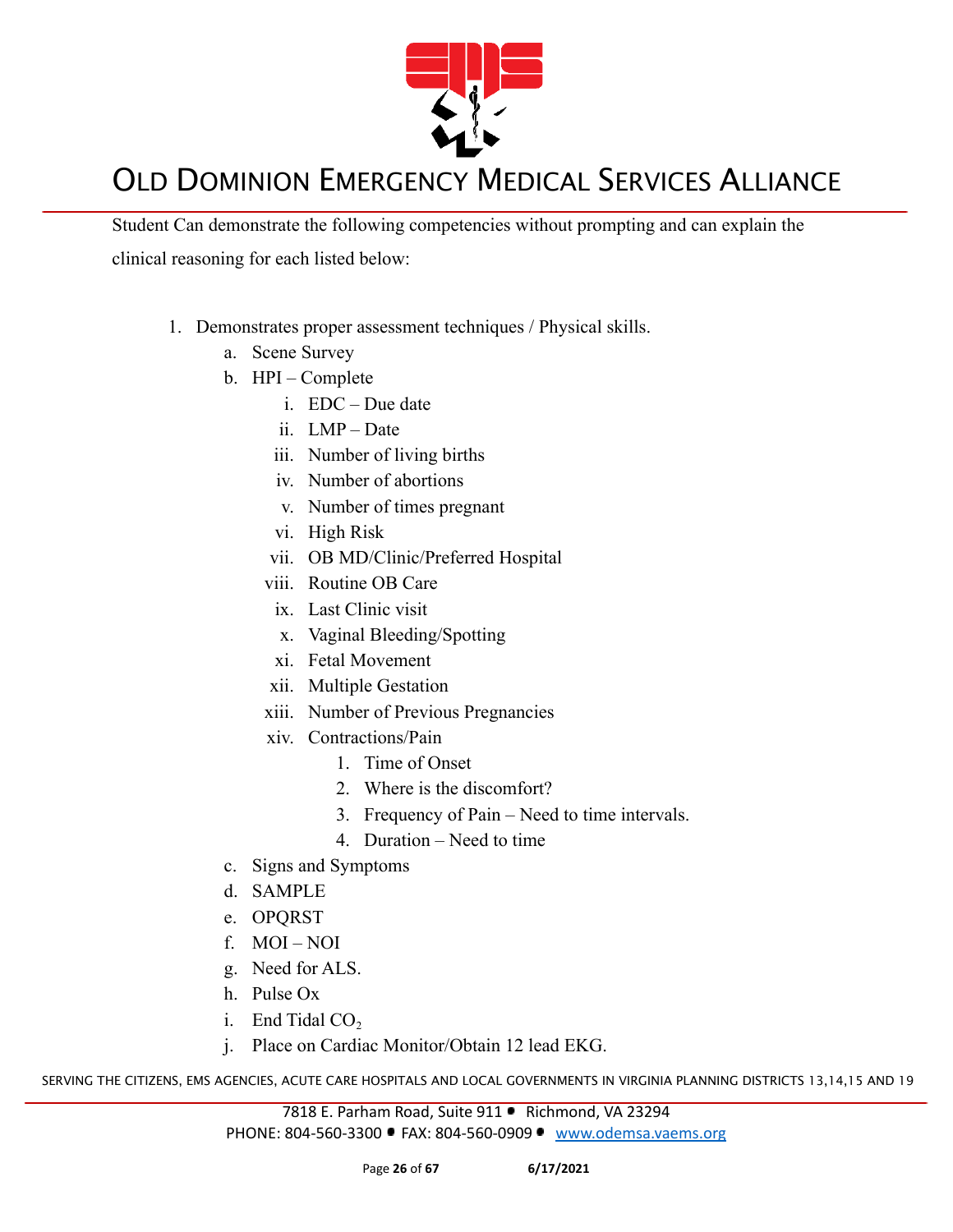Student Can demonstrate the following competencies without prompting and can explain the clinical reasoning for each listed below:

1. Demonstrates proper assessment techniques / Physical skills.
   a. Scene Survey
   b. HPI – Complete
      i. EDC – Due date
      ii. LMP – Date
      iii. Number of living births
      iv. Number of abortions
      v. Number of times pregnant
      vi. High Risk
      vii. OB MD/Clinic/Preferred Hospital
      viii. Routine OB Care
      ix. Last Clinic visit
      x. Vaginal Bleeding/Spotting
      xi. Fetal Movement
      xii. Multiple Gestation
      xiii. Number of Previous Pregnancies
      xiv. Contractions/Pain
         1. Time of Onset
         2. Where is the discomfort?
         3. Frequency of Pain – Need to time intervals.
         4. Duration – Need to time
   c. Signs and Symptoms
   d. SAMPLE
   e. OPQRST
   f. MOI – NOI
   g. Need for ALS.
   h. Pulse Ox
   i. End Tidal $CO_2$
   j. Place on Cardiac Monitor/Obtain 12 lead EKG.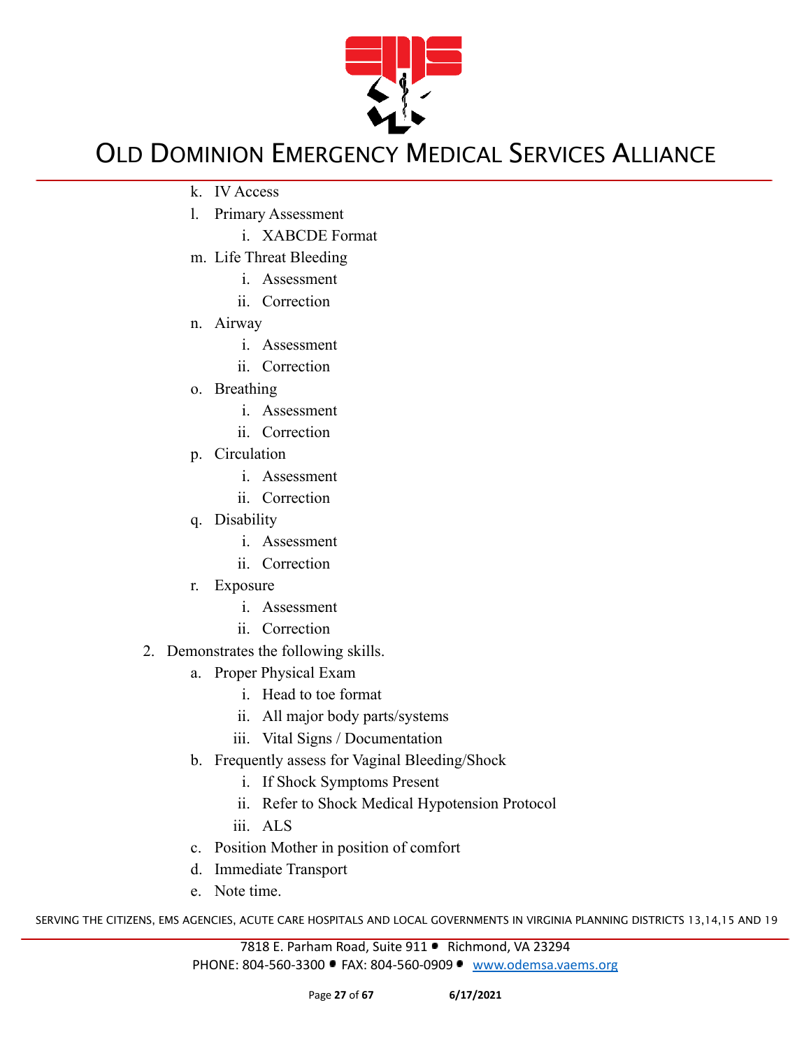k. IV Access

l. Primary Assessment

   i. XABCDE Format

m. Life Threat Bleeding

   i. Assessment

   ii. Correction

n. Airway

   i. Assessment

   ii. Correction

o. Breathing

   i. Assessment

   ii. Correction

p. Circulation

   i. Assessment

   ii. Correction

q. Disability

   i. Assessment

   ii. Correction

r. Exposure

   i. Assessment

   ii. Correction

2. Demonstrates the following skills.

   a. Proper Physical Exam

      i. Head to toe format

      ii. All major body parts/systems

      iii. Vital Signs / Documentation

   b. Frequently assess for Vaginal Bleeding/Shock

      i. If Shock Symptoms Present

      ii. Refer to Shock Medical Hypotension Protocol

      iii. ALS

   c. Position Mother in position of comfort

   d. Immediate Transport

   e. Note time.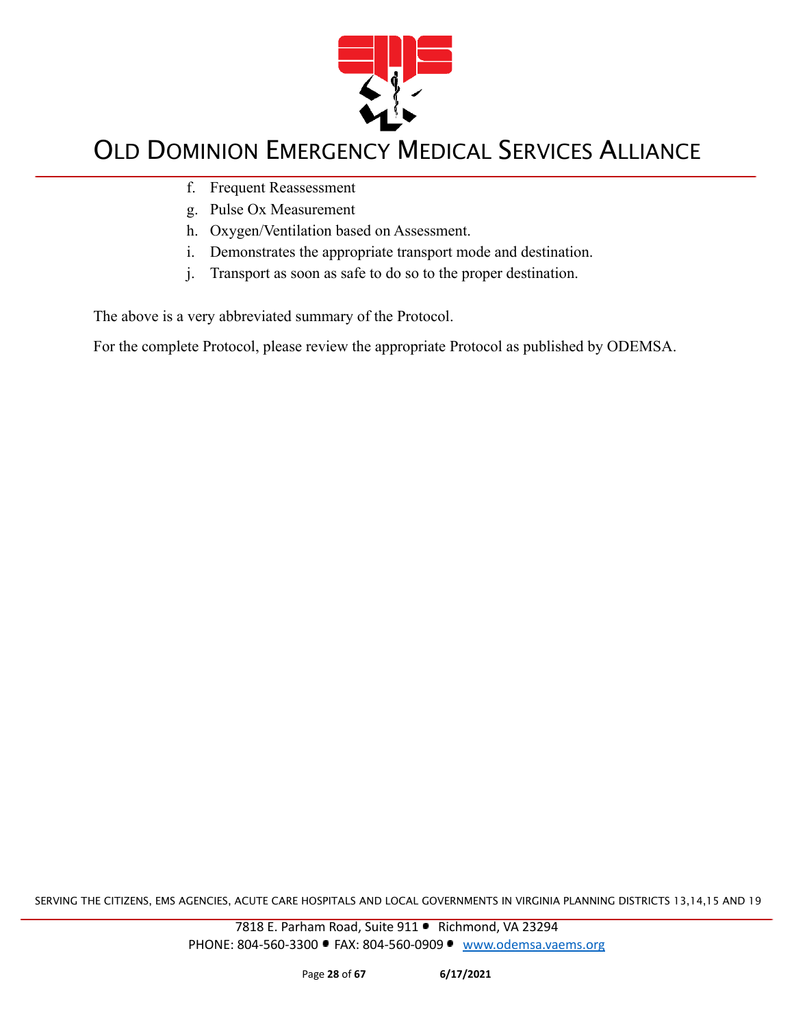f. Frequent Reassessment
g. Pulse Ox Measurement
h. Oxygen/Ventilation based on Assessment.
i. Demonstrates the appropriate transport mode and destination.
j. Transport as soon as safe to do so to the proper destination.

The above is a very abbreviated summary of the Protocol.

For the complete Protocol, please review the appropriate Protocol as published by ODEMSA.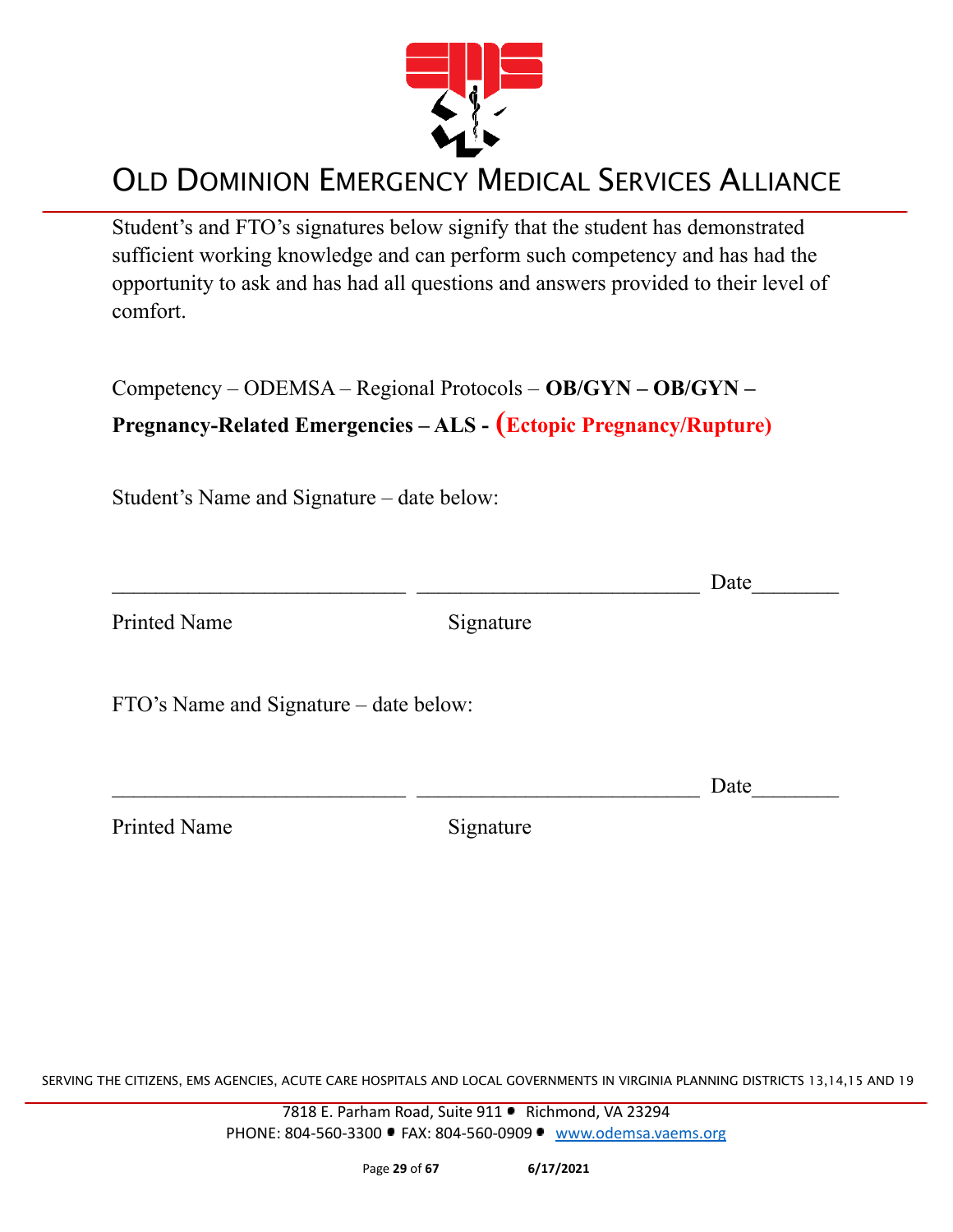# OLD DOMINION EMERGENCY MEDICAL SERVICES ALLIANCE

Student's and FTO's signatures below signify that the student has demonstrated sufficient working knowledge and can perform such competency and has had the opportunity to ask and has had all questions and answers provided to their level of comfort.

Competency – ODEMSA – Regional Protocols – **OB/GYN – OB/GYN – Pregnancy-Related Emergencies – ALS - (Ectopic Pregnancy/Rupture)**

Student's Name and Signature – date below:

\_\_\_\_\_\_\_\_\_\_\_\_\_\_\_\_\_\_\_\_\_\_\_\_\_\_\_ \_\_\_\_\_\_\_\_\_\_\_\_\_\_\_\_\_\_\_\_\_\_\_\_\_\_ Date\_\_\_\_\_\_\_\_

Printed Name Signature

FTO's Name and Signature – date below:

\_\_\_\_\_\_\_\_\_\_\_\_\_\_\_\_\_\_\_\_\_\_\_\_\_\_\_ \_\_\_\_\_\_\_\_\_\_\_\_\_\_\_\_\_\_\_\_\_\_\_\_\_\_ Date\_\_\_\_\_\_\_\_

Printed Name Signature

SERVING THE CITIZENS, EMS AGENCIES, ACUTE CARE HOSPITALS AND LOCAL GOVERNMENTS IN VIRGINIA PLANNING DISTRICTS 13,14,15 AND 19

7818 E. Parham Road, Suite 911 • Richmond, VA 23294
PHONE: 804-560-3300 • FAX: 804-560-0909 • www.odemsa.vaems.org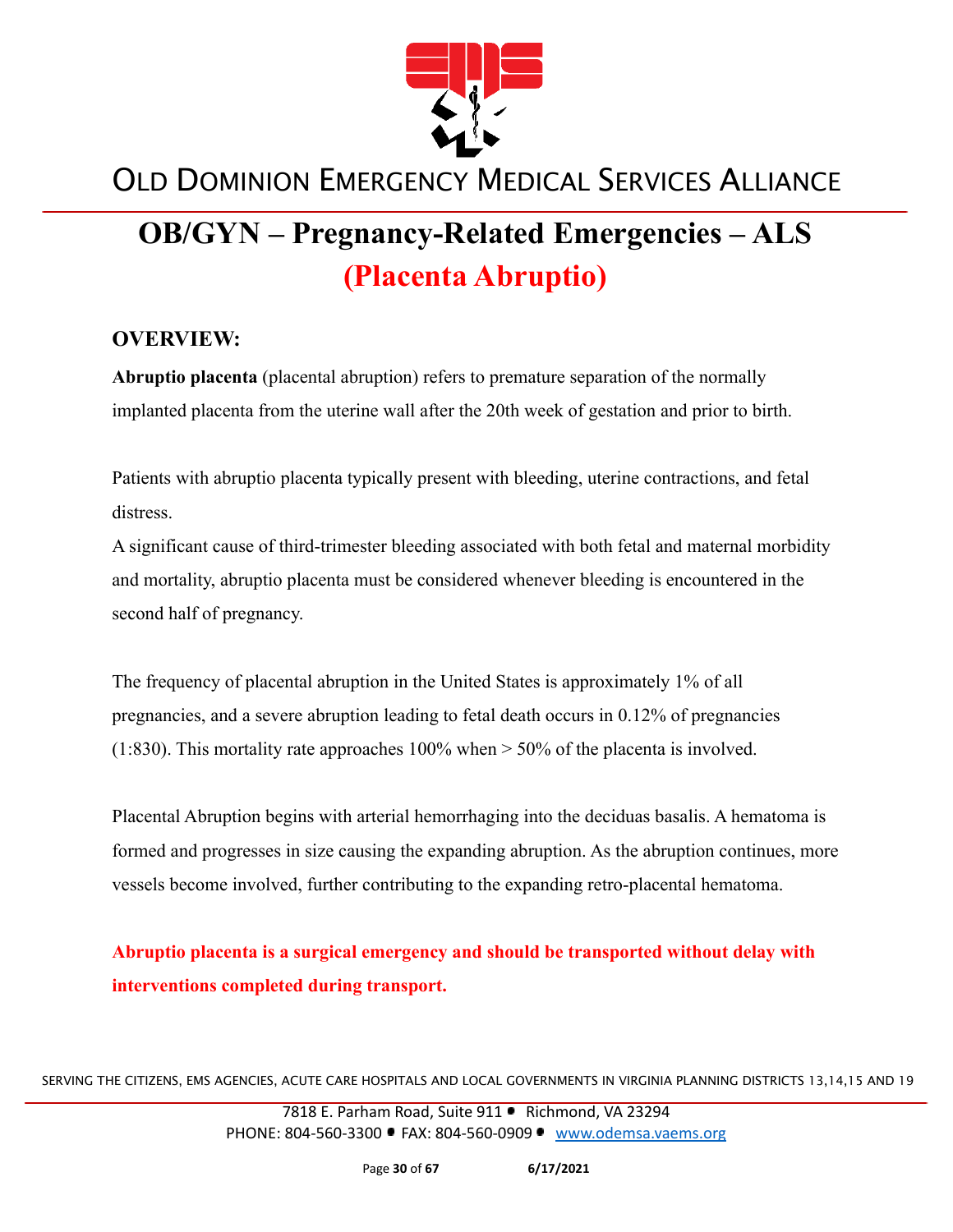# OB/GYN – Pregnancy-Related Emergencies – ALS

## (Placenta Abruptio)

### OVERVIEW:

**Abruptio placenta** (placental abruption) refers to premature separation of the normally implanted placenta from the uterine wall after the 20th week of gestation and prior to birth.

Patients with abruptio placenta typically present with bleeding, uterine contractions, and fetal distress.
A significant cause of third-trimester bleeding associated with both fetal and maternal morbidity and mortality, abruptio placenta must be considered whenever bleeding is encountered in the second half of pregnancy.

The frequency of placental abruption in the United States is approximately 1% of all pregnancies, and a severe abruption leading to fetal death occurs in 0.12% of pregnancies (1:830). This mortality rate approaches 100% when > 50% of the placenta is involved.

Placental Abruption begins with arterial hemorrhaging into the deciduas basalis. A hematoma is formed and progresses in size causing the expanding abruption. As the abruption continues, more vessels become involved, further contributing to the expanding retro-placental hematoma.

**Abruptio placenta is a surgical emergency and should be transported without delay with interventions completed during transport.**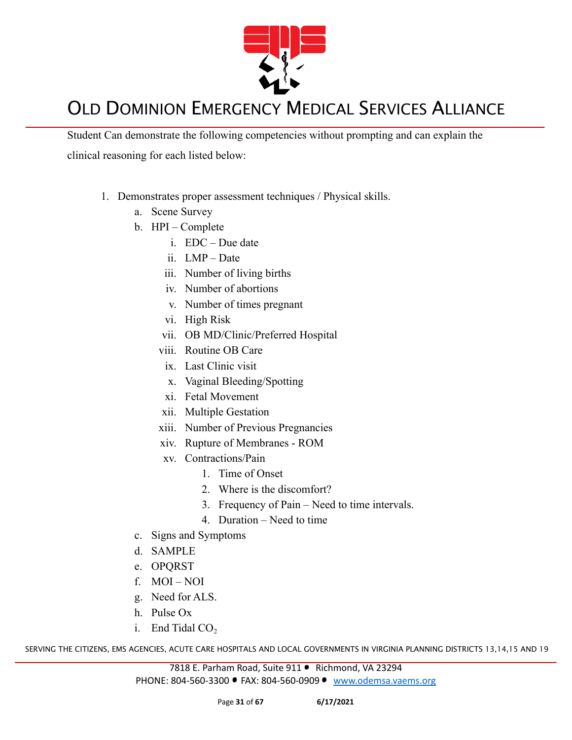Student Can demonstrate the following competencies without prompting and can explain the clinical reasoning for each listed below:

1. Demonstrates proper assessment techniques / Physical skills.
   a. Scene Survey
   b. HPI – Complete
      i. EDC – Due date
      ii. LMP – Date
      iii. Number of living births
      iv. Number of abortions
      v. Number of times pregnant
      vi. High Risk
      vii. OB MD/Clinic/Preferred Hospital
      viii. Routine OB Care
      ix. Last Clinic visit
      x. Vaginal Bleeding/Spotting
      xi. Fetal Movement
      xii. Multiple Gestation
      xiii. Number of Previous Pregnancies
      xiv. Rupture of Membranes - ROM
      xv. Contractions/Pain
         1. Time of Onset
         2. Where is the discomfort?
         3. Frequency of Pain – Need to time intervals.
         4. Duration – Need to time
   c. Signs and Symptoms
   d. SAMPLE
   e. OPQRST
   f. MOI – NOI
   g. Need for ALS.
   h. Pulse Ox
   i. End Tidal $CO_2$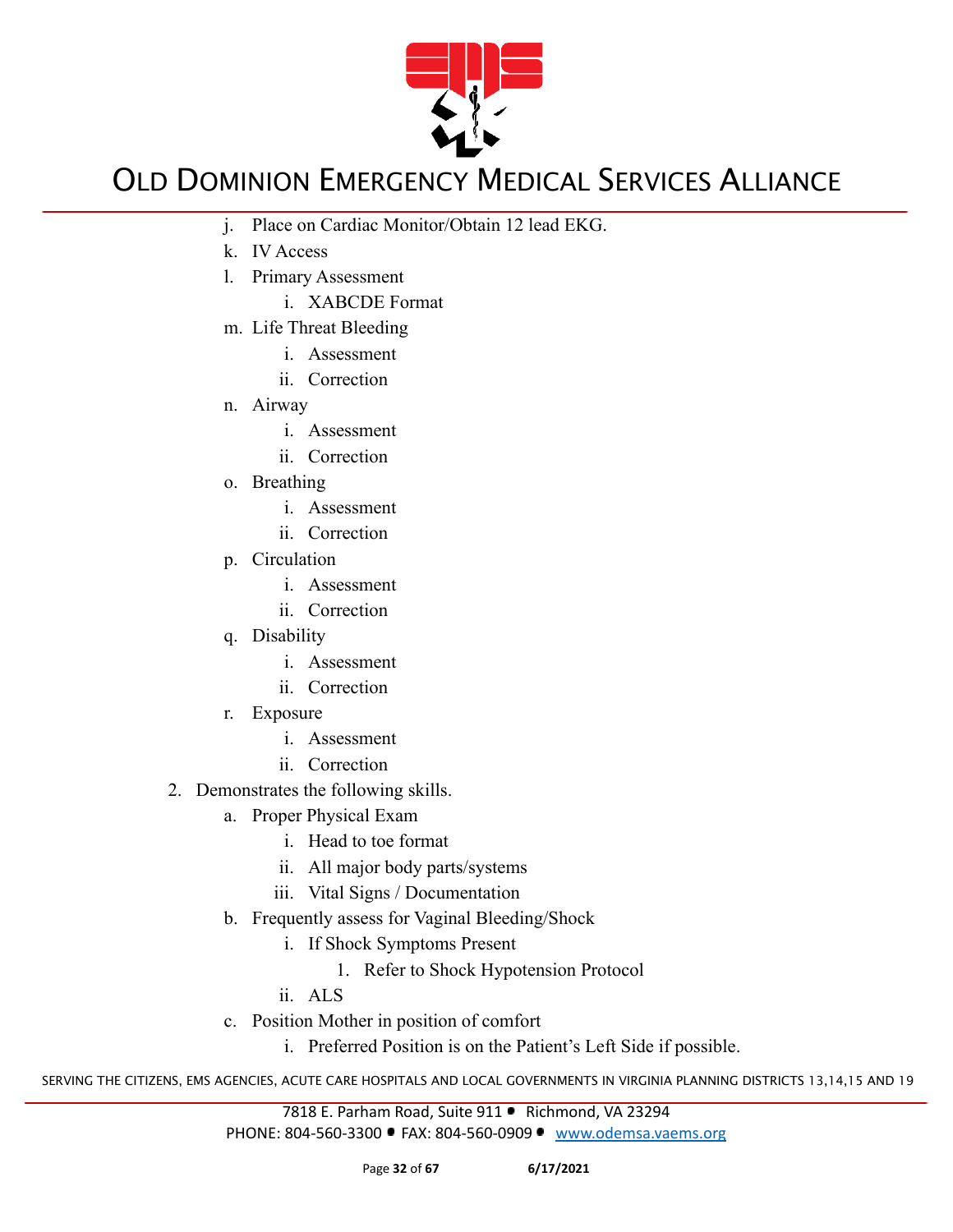j. Place on Cardiac Monitor/Obtain 12 lead EKG.
   k. IV Access
   l. Primary Assessment
      i. XABCDE Format
   m. Life Threat Bleeding
      i. Assessment
      ii. Correction
   n. Airway
      i. Assessment
      ii. Correction
   o. Breathing
      i. Assessment
      ii. Correction
   p. Circulation
      i. Assessment
      ii. Correction
   q. Disability
      i. Assessment
      ii. Correction
   r. Exposure
      i. Assessment
      ii. Correction
2. Demonstrates the following skills.
   a. Proper Physical Exam
      i. Head to toe format
      ii. All major body parts/systems
      iii. Vital Signs / Documentation
   b. Frequently assess for Vaginal Bleeding/Shock
      i. If Shock Symptoms Present
         1. Refer to Shock Hypotension Protocol
      ii. ALS
   c. Position Mother in position of comfort
      i. Preferred Position is on the Patient's Left Side if possible.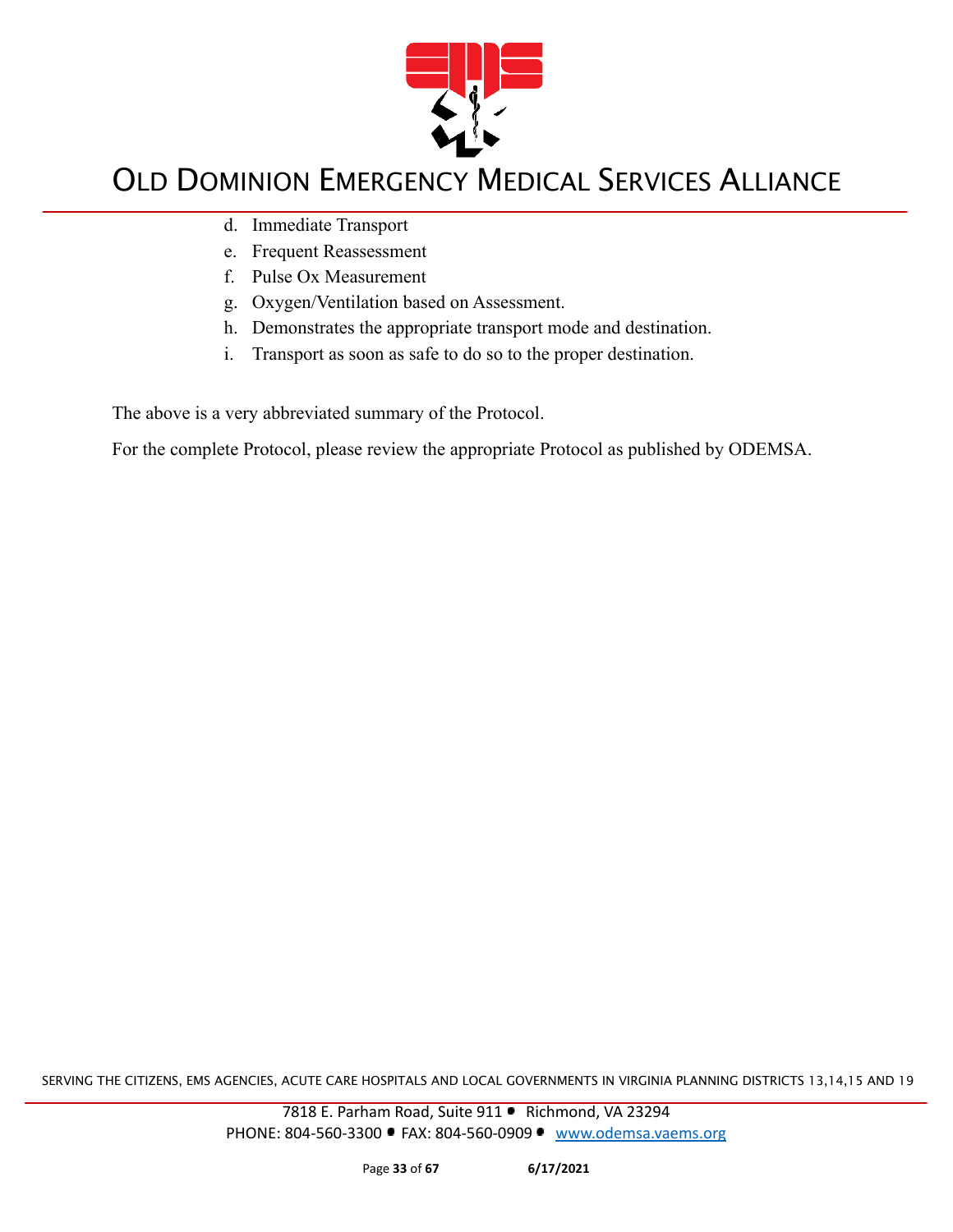d. Immediate Transport
e. Frequent Reassessment
f. Pulse Ox Measurement
g. Oxygen/Ventilation based on Assessment.
h. Demonstrates the appropriate transport mode and destination.
i. Transport as soon as safe to do so to the proper destination.

The above is a very abbreviated summary of the Protocol.

For the complete Protocol, please review the appropriate Protocol as published by ODEMSA.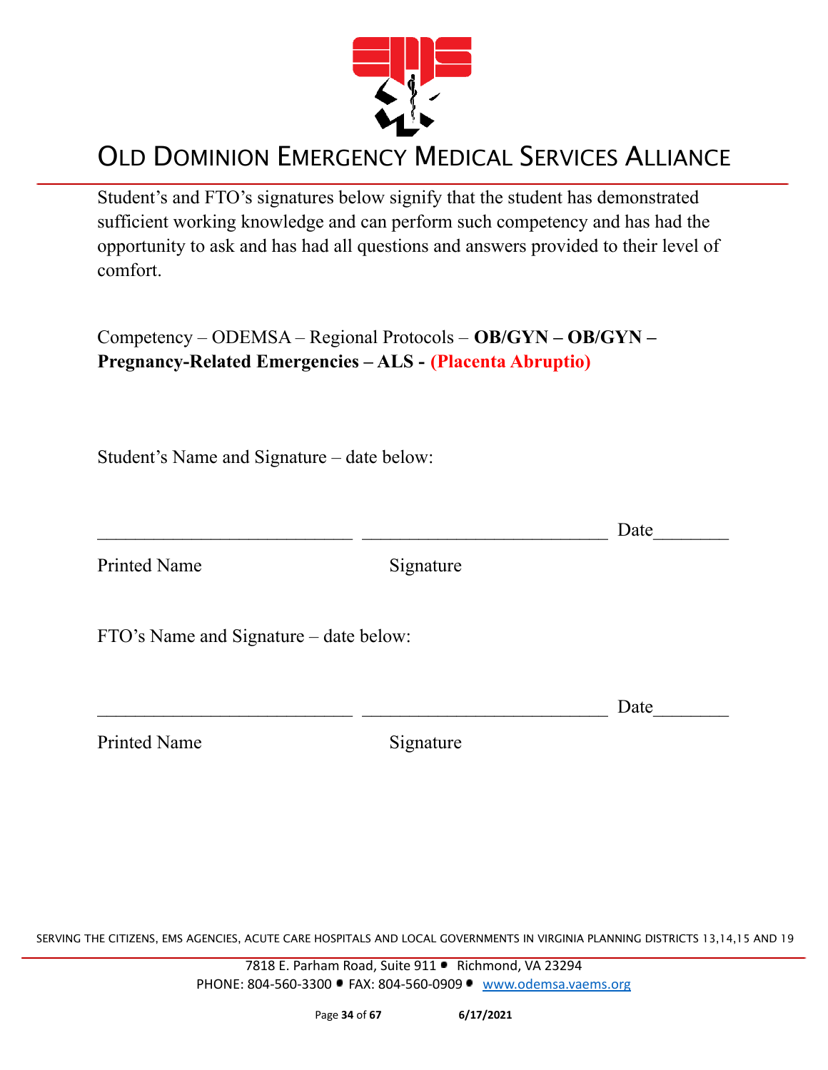# OLD DOMINION EMERGENCY MEDICAL SERVICES ALLIANCE

Student's and FTO's signatures below signify that the student has demonstrated sufficient working knowledge and can perform such competency and has had the opportunity to ask and has had all questions and answers provided to their level of comfort.

Competency – ODEMSA – Regional Protocols – **OB/GYN – OB/GYN – Pregnancy-Related Emergencies – ALS - (Placenta Abruptio)**

Student's Name and Signature – date below:

\_\_\_\_\_\_\_\_\_\_\_\_\_\_\_\_\_\_\_\_\_\_\_\_\_\_\_\_ \_\_\_\_\_\_\_\_\_\_\_\_\_\_\_\_\_\_\_\_\_\_\_\_\_\_\_ Date\_\_\_\_\_\_\_\_

Printed Name Signature

FTO's Name and Signature – date below:

\_\_\_\_\_\_\_\_\_\_\_\_\_\_\_\_\_\_\_\_\_\_\_\_\_\_\_\_ \_\_\_\_\_\_\_\_\_\_\_\_\_\_\_\_\_\_\_\_\_\_\_\_\_\_\_ Date\_\_\_\_\_\_\_\_

Printed Name Signature

SERVING THE CITIZENS, EMS AGENCIES, ACUTE CARE HOSPITALS AND LOCAL GOVERNMENTS IN VIRGINIA PLANNING DISTRICTS 13,14,15 AND 19

7818 E. Parham Road, Suite 911 • Richmond, VA 23294
PHONE: 804-560-3300 • FAX: 804-560-0909 • www.odemsa.vaems.org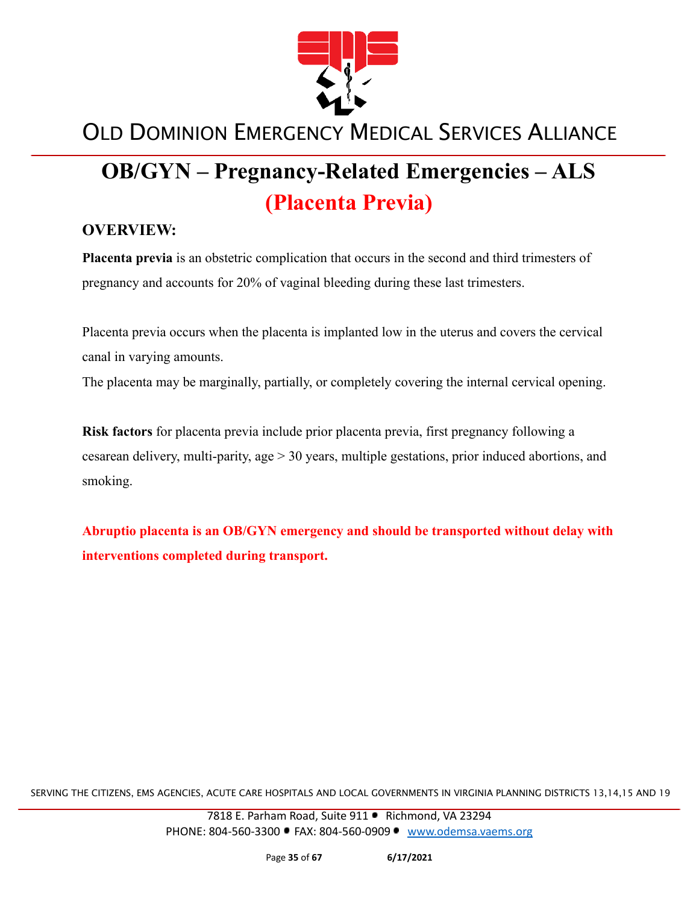# OLD DOMINION EMERGENCY MEDICAL SERVICES ALLIANCE

## OB/GYN – Pregnancy-Related Emergencies – ALS

## (Placenta Previa)

### OVERVIEW:

**Placenta previa** is an obstetric complication that occurs in the second and third trimesters of pregnancy and accounts for 20% of vaginal bleeding during these last trimesters.

Placenta previa occurs when the placenta is implanted low in the uterus and covers the cervical canal in varying amounts.
The placenta may be marginally, partially, or completely covering the internal cervical opening.

**Risk factors** for placenta previa include prior placenta previa, first pregnancy following a cesarean delivery, multi-parity, age > 30 years, multiple gestations, prior induced abortions, and smoking.

**Abruptio placenta is an OB/GYN emergency and should be transported without delay with interventions completed during transport.**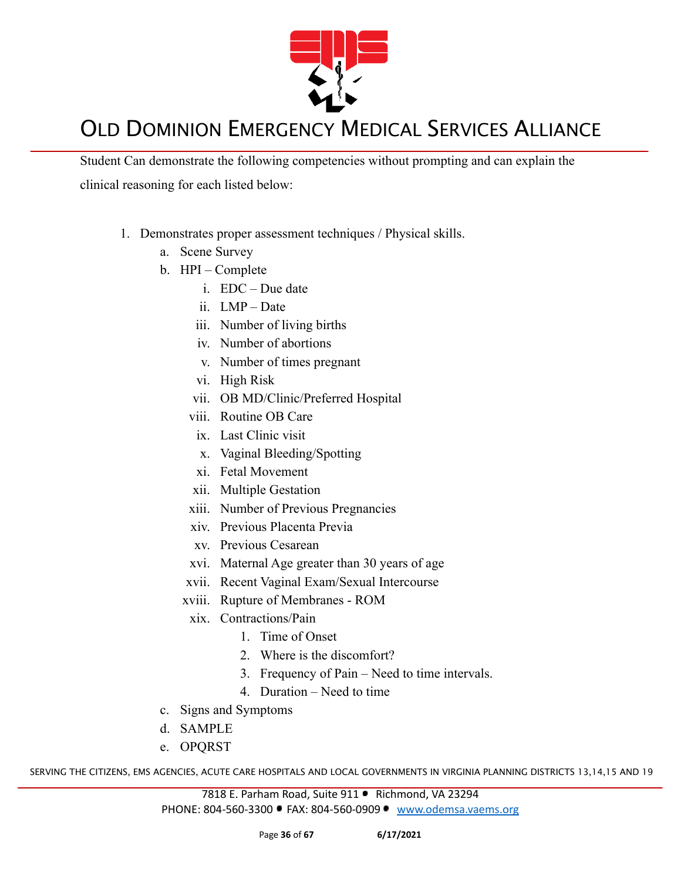Student Can demonstrate the following competencies without prompting and can explain the clinical reasoning for each listed below:

1. Demonstrates proper assessment techniques / Physical skills.
    a. Scene Survey
    b. HPI – Complete
        i. EDC – Due date
        ii. LMP – Date
        iii. Number of living births
        iv. Number of abortions
        v. Number of times pregnant
        vi. High Risk
        vii. OB MD/Clinic/Preferred Hospital
        viii. Routine OB Care
        ix. Last Clinic visit
        x. Vaginal Bleeding/Spotting
        xi. Fetal Movement
        xii. Multiple Gestation
        xiii. Number of Previous Pregnancies
        xiv. Previous Placenta Previa
        xv. Previous Cesarean
        xvi. Maternal Age greater than 30 years of age
        xvii. Recent Vaginal Exam/Sexual Intercourse
        xviii. Rupture of Membranes - ROM
        xix. Contractions/Pain
            1. Time of Onset
            2. Where is the discomfort?
            3. Frequency of Pain – Need to time intervals.
            4. Duration – Need to time
    c. Signs and Symptoms
    d. SAMPLE
    e. OPQRST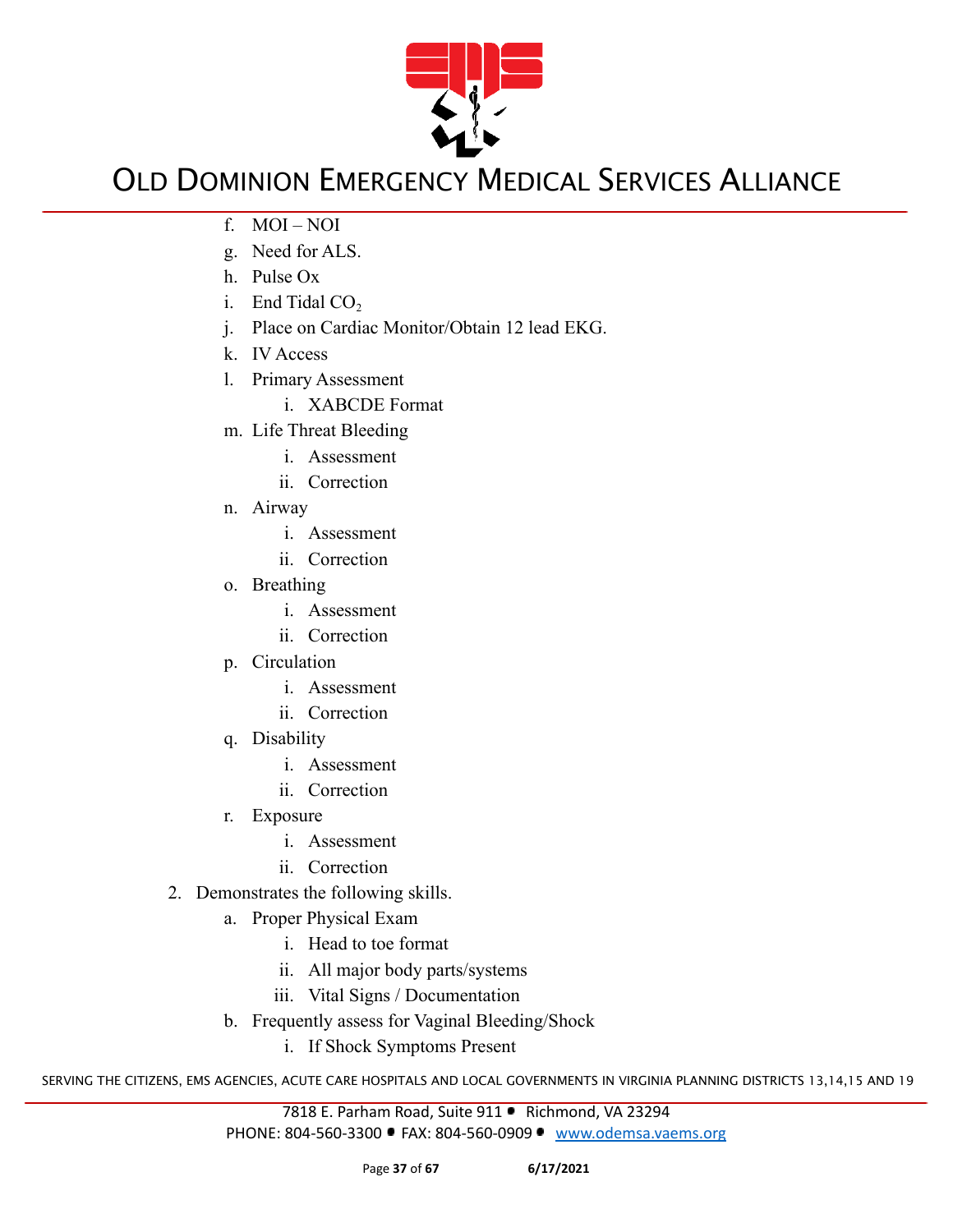f. MOI – NOI
g. Need for ALS.
h. Pulse Ox
i. End Tidal $CO_2$
j. Place on Cardiac Monitor/Obtain 12 lead EKG.
k. IV Access
l. Primary Assessment
    i. XABCDE Format
m. Life Threat Bleeding
    i. Assessment
    ii. Correction
n. Airway
    i. Assessment
    ii. Correction
o. Breathing
    i. Assessment
    ii. Correction
p. Circulation
    i. Assessment
    ii. Correction
q. Disability
    i. Assessment
    ii. Correction
r. Exposure
    i. Assessment
    ii. Correction

2. Demonstrates the following skills.
    a. Proper Physical Exam
        i. Head to toe format
        ii. All major body parts/systems
        iii. Vital Signs / Documentation
    b. Frequently assess for Vaginal Bleeding/Shock
        i. If Shock Symptoms Present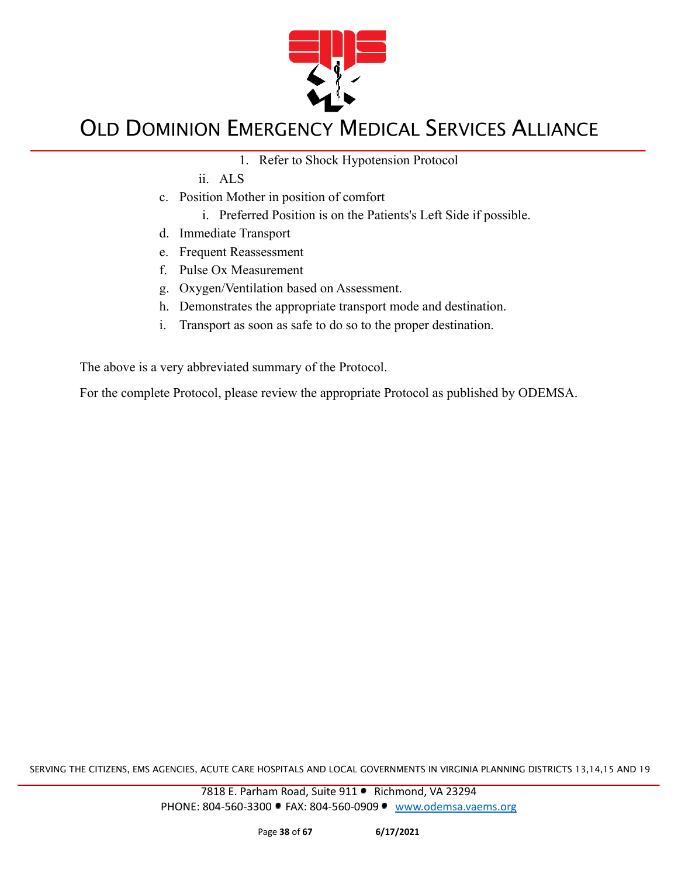1. Refer to Shock Hypotension Protocol
    - ii. ALS
- c. Position Mother in position of comfort
    - i. Preferred Position is on the Patients's Left Side if possible.
- d. Immediate Transport
- e. Frequent Reassessment
- f. Pulse Ox Measurement
- g. Oxygen/Ventilation based on Assessment.
- h. Demonstrates the appropriate transport mode and destination.
- i. Transport as soon as safe to do so to the proper destination.

The above is a very abbreviated summary of the Protocol.

For the complete Protocol, please review the appropriate Protocol as published by ODEMSA.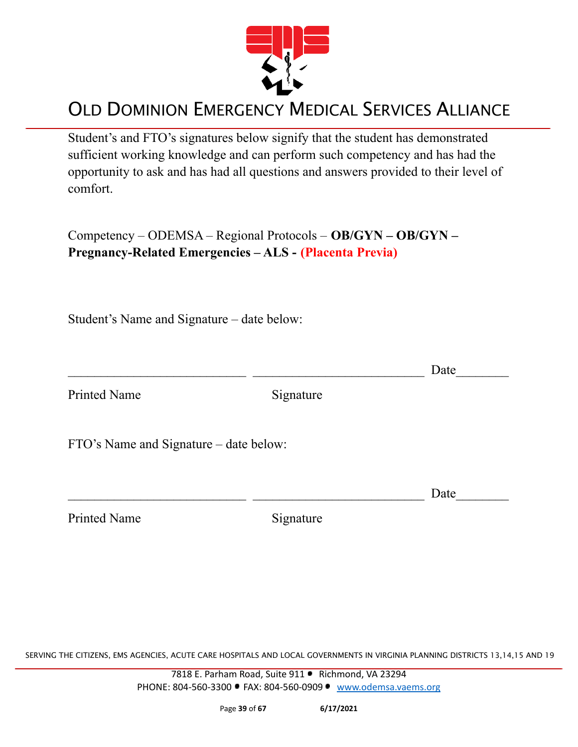# OLD DOMINION EMERGENCY MEDICAL SERVICES ALLIANCE

Student's and FTO's signatures below signify that the student has demonstrated sufficient working knowledge and can perform such competency and has had the opportunity to ask and has had all questions and answers provided to their level of comfort.

Competency – ODEMSA – Regional Protocols – **OB/GYN – OB/GYN – Pregnancy-Related Emergencies – ALS - (Placenta Previa)**

Student's Name and Signature – date below:

___________________________ __________________________ Date________

Printed Name Signature

FTO's Name and Signature – date below:

___________________________ __________________________ Date________

Printed Name Signature

SERVING THE CITIZENS, EMS AGENCIES, ACUTE CARE HOSPITALS AND LOCAL GOVERNMENTS IN VIRGINIA PLANNING DISTRICTS 13,14,15 AND 19

7818 E. Parham Road, Suite 911 • Richmond, VA 23294
PHONE: 804-560-3300 • FAX: 804-560-0909 • www.odemsa.vaems.org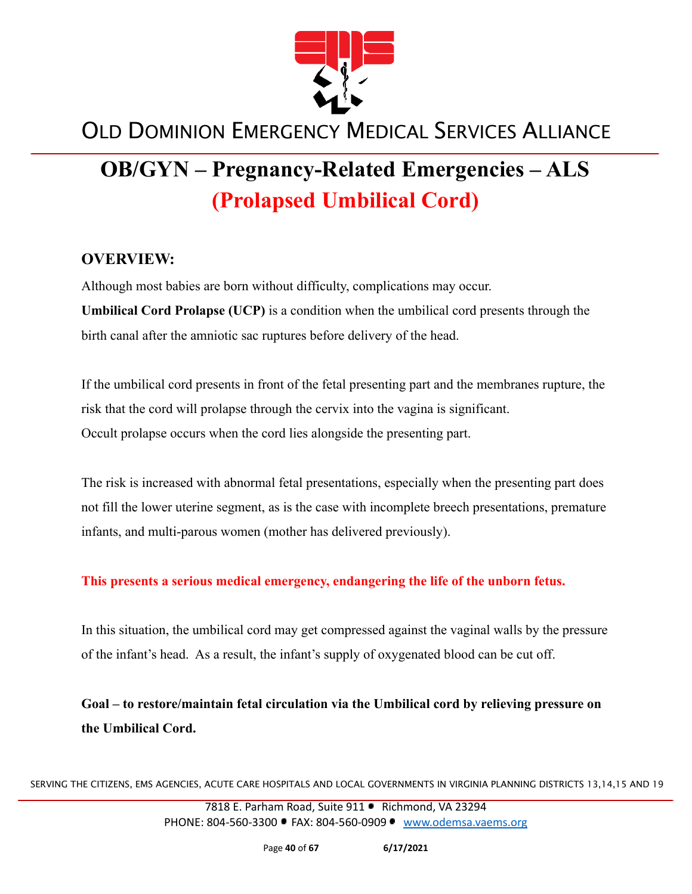# OLD DOMINION EMERGENCY MEDICAL SERVICES ALLIANCE

# OB/GYN – Pregnancy-Related Emergencies – ALS
## (Prolapsed Umbilical Cord)

### OVERVIEW:

Although most babies are born without difficulty, complications may occur.
**Umbilical Cord Prolapse (UCP)** is a condition when the umbilical cord presents through the birth canal after the amniotic sac ruptures before delivery of the head.

If the umbilical cord presents in front of the fetal presenting part and the membranes rupture, the risk that the cord will prolapse through the cervix into the vagina is significant.
Occult prolapse occurs when the cord lies alongside the presenting part.

The risk is increased with abnormal fetal presentations, especially when the presenting part does not fill the lower uterine segment, as is the case with incomplete breech presentations, premature infants, and multi-parous women (mother has delivered previously).

**This presents a serious medical emergency, endangering the life of the unborn fetus.**

In this situation, the umbilical cord may get compressed against the vaginal walls by the pressure of the infant's head. As a result, the infant's supply of oxygenated blood can be cut off.

**Goal – to restore/maintain fetal circulation via the Umbilical cord by relieving pressure on the Umbilical Cord.**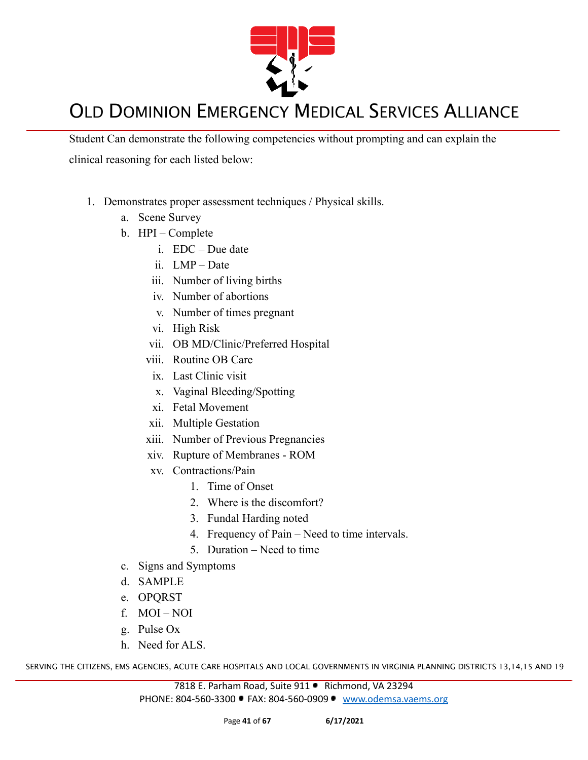Student Can demonstrate the following competencies without prompting and can explain the clinical reasoning for each listed below:

1. Demonstrates proper assessment techniques / Physical skills.
   a. Scene Survey
   b. HPI – Complete
      i. EDC – Due date
      ii. LMP – Date
      iii. Number of living births
      iv. Number of abortions
      v. Number of times pregnant
      vi. High Risk
      vii. OB MD/Clinic/Preferred Hospital
      viii. Routine OB Care
      ix. Last Clinic visit
      x. Vaginal Bleeding/Spotting
      xi. Fetal Movement
      xii. Multiple Gestation
      xiii. Number of Previous Pregnancies
      xiv. Rupture of Membranes - ROM
      xv. Contractions/Pain
         1. Time of Onset
         2. Where is the discomfort?
         3. Fundal Harding noted
         4. Frequency of Pain – Need to time intervals.
         5. Duration – Need to time
   c. Signs and Symptoms
   d. SAMPLE
   e. OPQRST
   f. MOI – NOI
   g. Pulse Ox
   h. Need for ALS.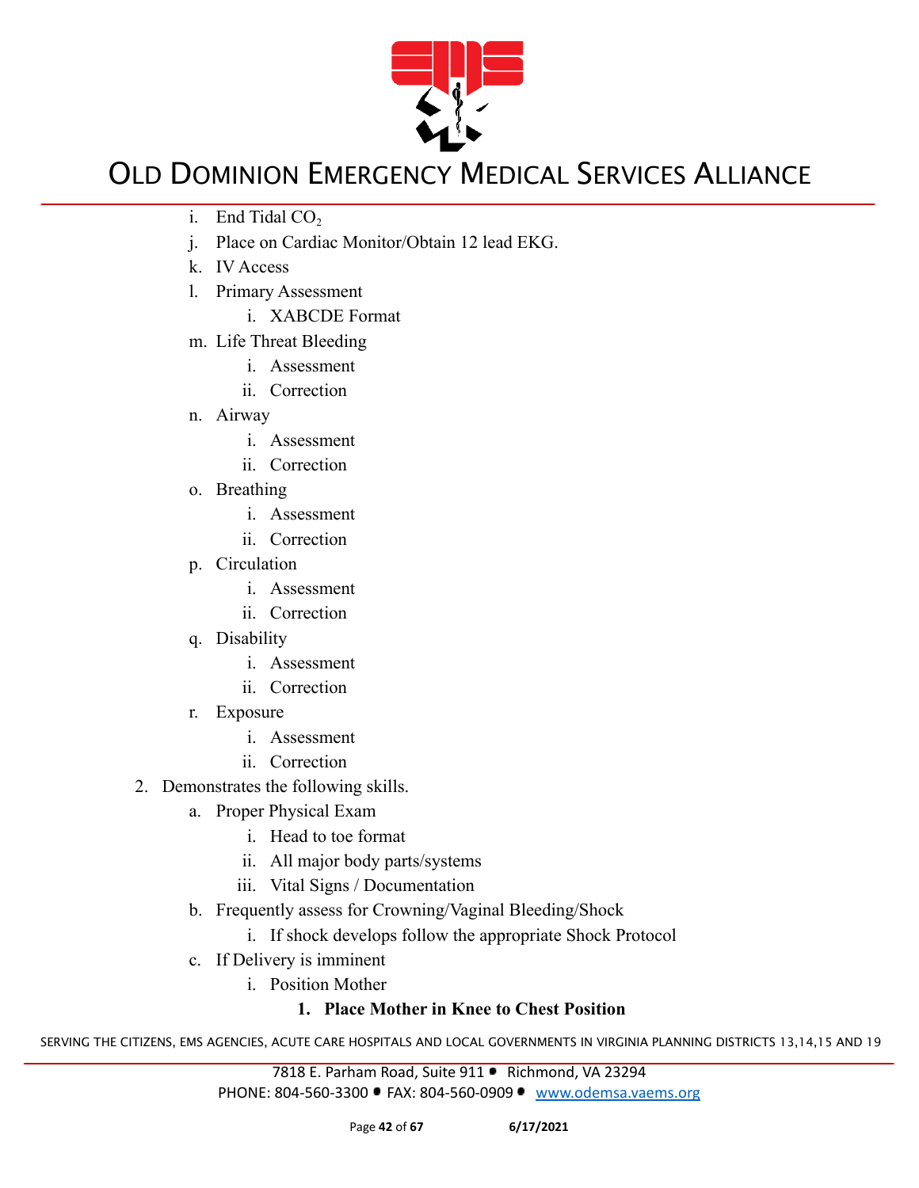i. End Tidal $CO_2$

j. Place on Cardiac Monitor/Obtain 12 lead EKG.

k. IV Access

l. Primary Assessment
   - i. XABCDE Format

m. Life Threat Bleeding
   - i. Assessment
   - ii. Correction

n. Airway
   - i. Assessment
   - ii. Correction

o. Breathing
   - i. Assessment
   - ii. Correction

p. Circulation
   - i. Assessment
   - ii. Correction

q. Disability
   - i. Assessment
   - ii. Correction

r. Exposure
   - i. Assessment
   - ii. Correction

2. Demonstrates the following skills.

   a. Proper Physical Exam
      - i. Head to toe format
      - ii. All major body parts/systems
      - iii. Vital Signs / Documentation

   b. Frequently assess for Crowning/Vaginal Bleeding/Shock
      - i. If shock develops follow the appropriate Shock Protocol

   c. If Delivery is imminent
      - i. Position Mother
         1. **Place Mother in Knee to Chest Position**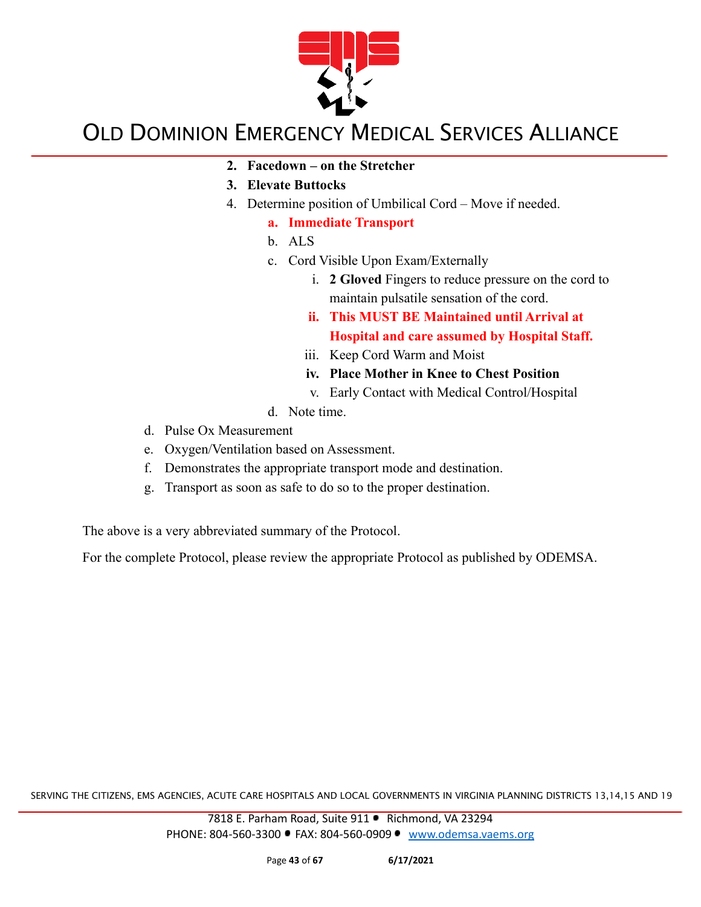2. **Facedown – on the Stretcher**
3. **Elevate Buttocks**
4. Determine position of Umbilical Cord – Move if needed.
    a. **Immediate Transport**
    b. ALS
    c. Cord Visible Upon Exam/Externally
        i. **2 Gloved** Fingers to reduce pressure on the cord to maintain pulsatile sensation of the cord.
        ii. **This MUST BE Maintained until Arrival at Hospital and care assumed by Hospital Staff.**
        iii. Keep Cord Warm and Moist
        iv. **Place Mother in Knee to Chest Position**
        v. Early Contact with Medical Control/Hospital
    d. Note time.

d. Pulse Ox Measurement

e. Oxygen/Ventilation based on Assessment.

f. Demonstrates the appropriate transport mode and destination.

g. Transport as soon as safe to do so to the proper destination.

The above is a very abbreviated summary of the Protocol.

For the complete Protocol, please review the appropriate Protocol as published by ODEMSA.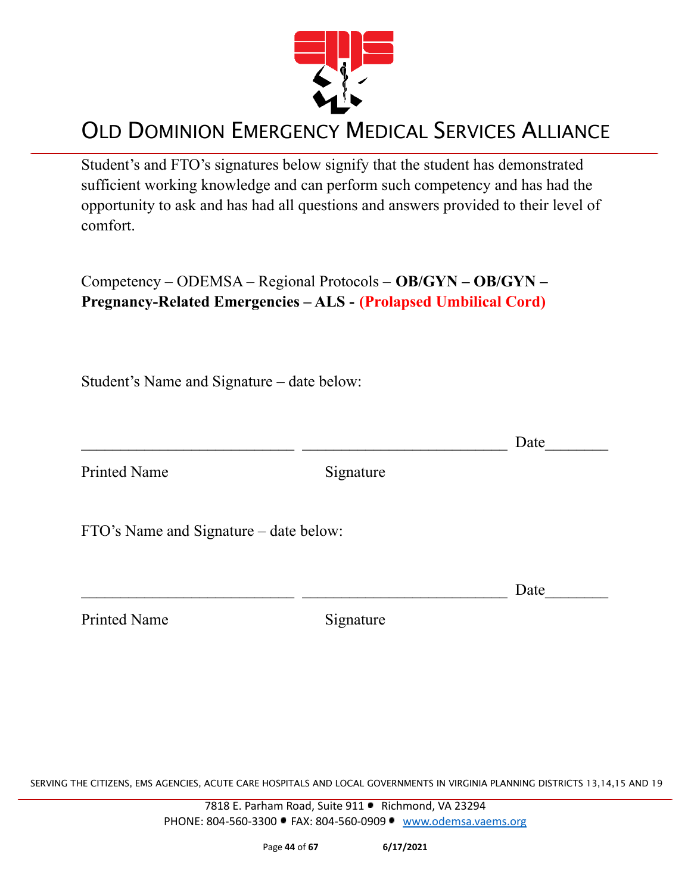# OLD DOMINION EMERGENCY MEDICAL SERVICES ALLIANCE

Student's and FTO's signatures below signify that the student has demonstrated sufficient working knowledge and can perform such competency and has had the opportunity to ask and has had all questions and answers provided to their level of comfort.

Competency – ODEMSA – Regional Protocols – **OB/GYN – OB/GYN – Pregnancy-Related Emergencies – ALS - (Prolapsed Umbilical Cord)**

Student's Name and Signature – date below:

___________________________ ___________________________ Date________

Printed Name Signature

FTO's Name and Signature – date below:

___________________________ ___________________________ Date________

Printed Name Signature

SERVING THE CITIZENS, EMS AGENCIES, ACUTE CARE HOSPITALS AND LOCAL GOVERNMENTS IN VIRGINIA PLANNING DISTRICTS 13,14,15 AND 19

7818 E. Parham Road, Suite 911 • Richmond, VA 23294
PHONE: 804-560-3300 • FAX: 804-560-0909 • www.odemsa.vaems.org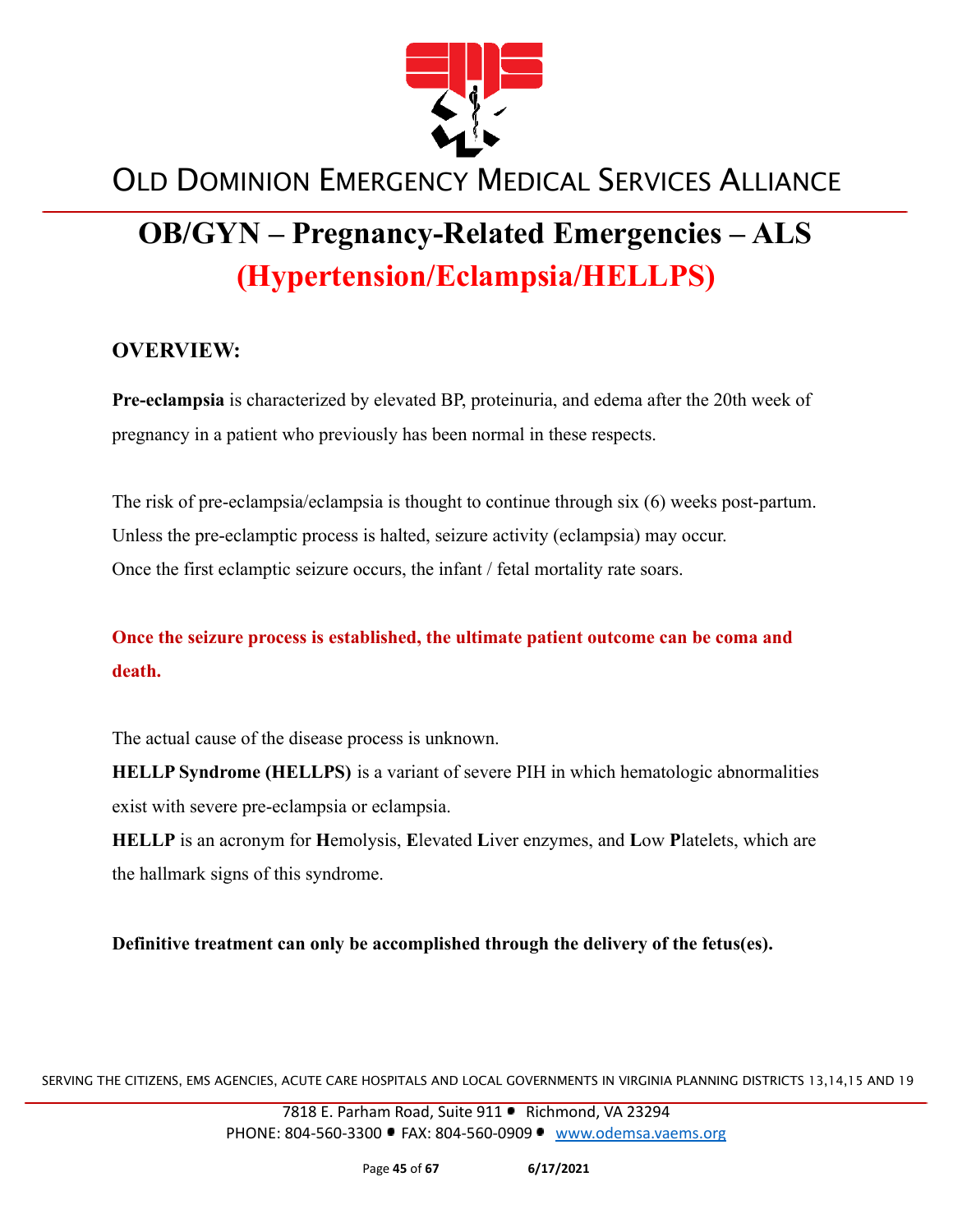# OB/GYN – Pregnancy-Related Emergencies – ALS
## (Hypertension/Eclampsia/HELLPS)

### OVERVIEW:

**Pre-eclampsia** is characterized by elevated BP, proteinuria, and edema after the 20th week of pregnancy in a patient who previously has been normal in these respects.

The risk of pre-eclampsia/eclampsia is thought to continue through six (6) weeks post-partum. Unless the pre-eclamptic process is halted, seizure activity (eclampsia) may occur. Once the first eclamptic seizure occurs, the infant / fetal mortality rate soars.

**Once the seizure process is established, the ultimate patient outcome can be coma and death.**

The actual cause of the disease process is unknown.

**HELLP Syndrome (HELLPS)** is a variant of severe PIH in which hematologic abnormalities exist with severe pre-eclampsia or eclampsia.

**HELLP** is an acronym for **H**emolysis, **E**levated **L**iver enzymes, and **L**ow **P**latelets, which are the hallmark signs of this syndrome.

**Definitive treatment can only be accomplished through the delivery of the fetus(es).**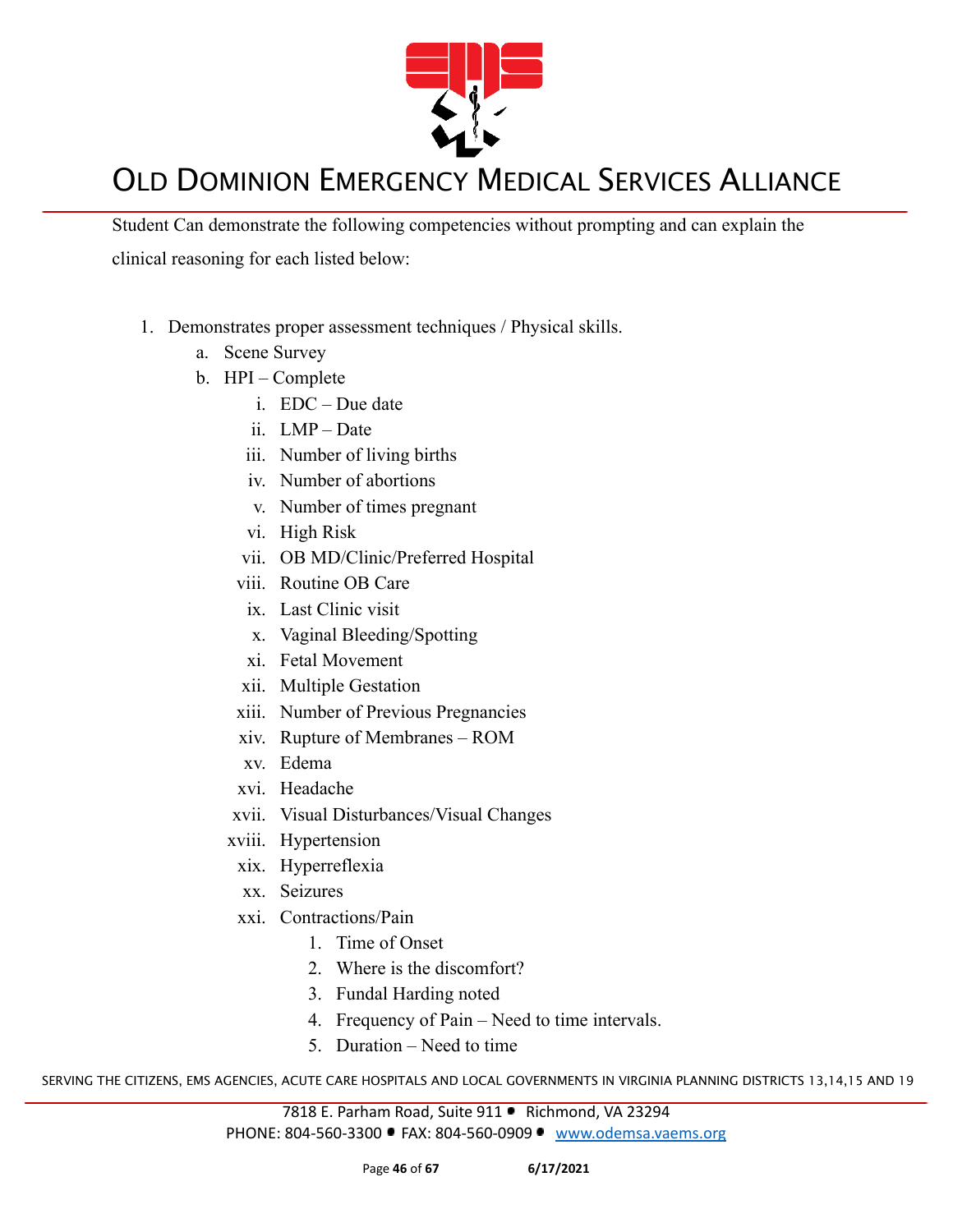Student Can demonstrate the following competencies without prompting and can explain the clinical reasoning for each listed below:

1. Demonstrates proper assessment techniques / Physical skills.
    a. Scene Survey
    b. HPI – Complete
        i. EDC – Due date
        ii. LMP – Date
        iii. Number of living births
        iv. Number of abortions
        v. Number of times pregnant
        vi. High Risk
        vii. OB MD/Clinic/Preferred Hospital
        viii. Routine OB Care
        ix. Last Clinic visit
        x. Vaginal Bleeding/Spotting
        xi. Fetal Movement
        xii. Multiple Gestation
        xiii. Number of Previous Pregnancies
        xiv. Rupture of Membranes – ROM
        xv. Edema
        xvi. Headache
        xvii. Visual Disturbances/Visual Changes
        xviii. Hypertension
        xix. Hyperreflexia
        xx. Seizures
        xxi. Contractions/Pain
            1. Time of Onset
            2. Where is the discomfort?
            3. Fundal Harding noted
            4. Frequency of Pain – Need to time intervals.
            5. Duration – Need to time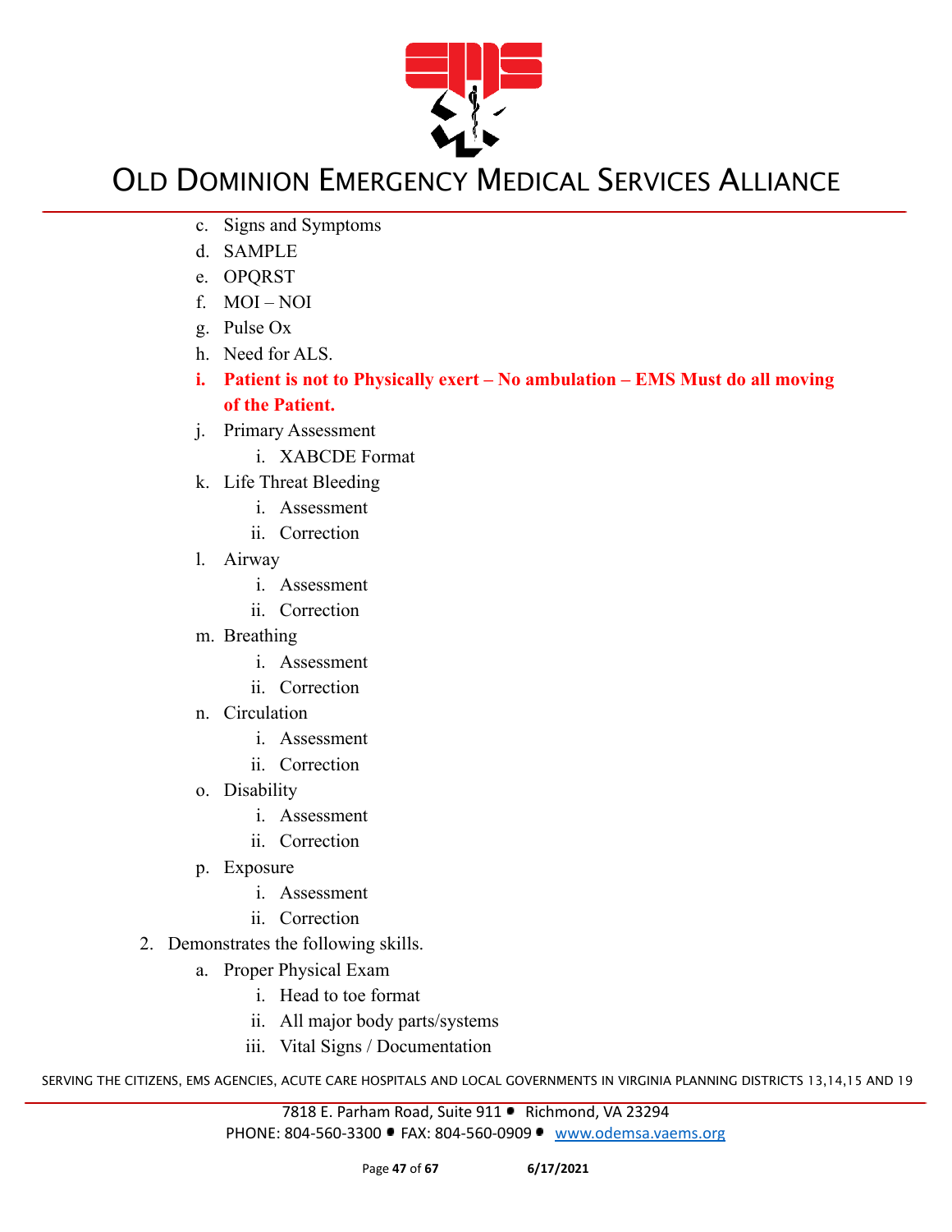c. Signs and Symptoms
d. SAMPLE
e. OPQRST
f. MOI – NOI
g. Pulse Ox
h. Need for ALS.
i. **Patient is not to Physically exert – No ambulation – EMS Must do all moving of the Patient.**
j. Primary Assessment
    i. XABCDE Format
k. Life Threat Bleeding
    i. Assessment
    ii. Correction
l. Airway
    i. Assessment
    ii. Correction
m. Breathing
    i. Assessment
    ii. Correction
n. Circulation
    i. Assessment
    ii. Correction
o. Disability
    i. Assessment
    ii. Correction
p. Exposure
    i. Assessment
    ii. Correction

2. Demonstrates the following skills.
    a. Proper Physical Exam
        i. Head to toe format
        ii. All major body parts/systems
        iii. Vital Signs / Documentation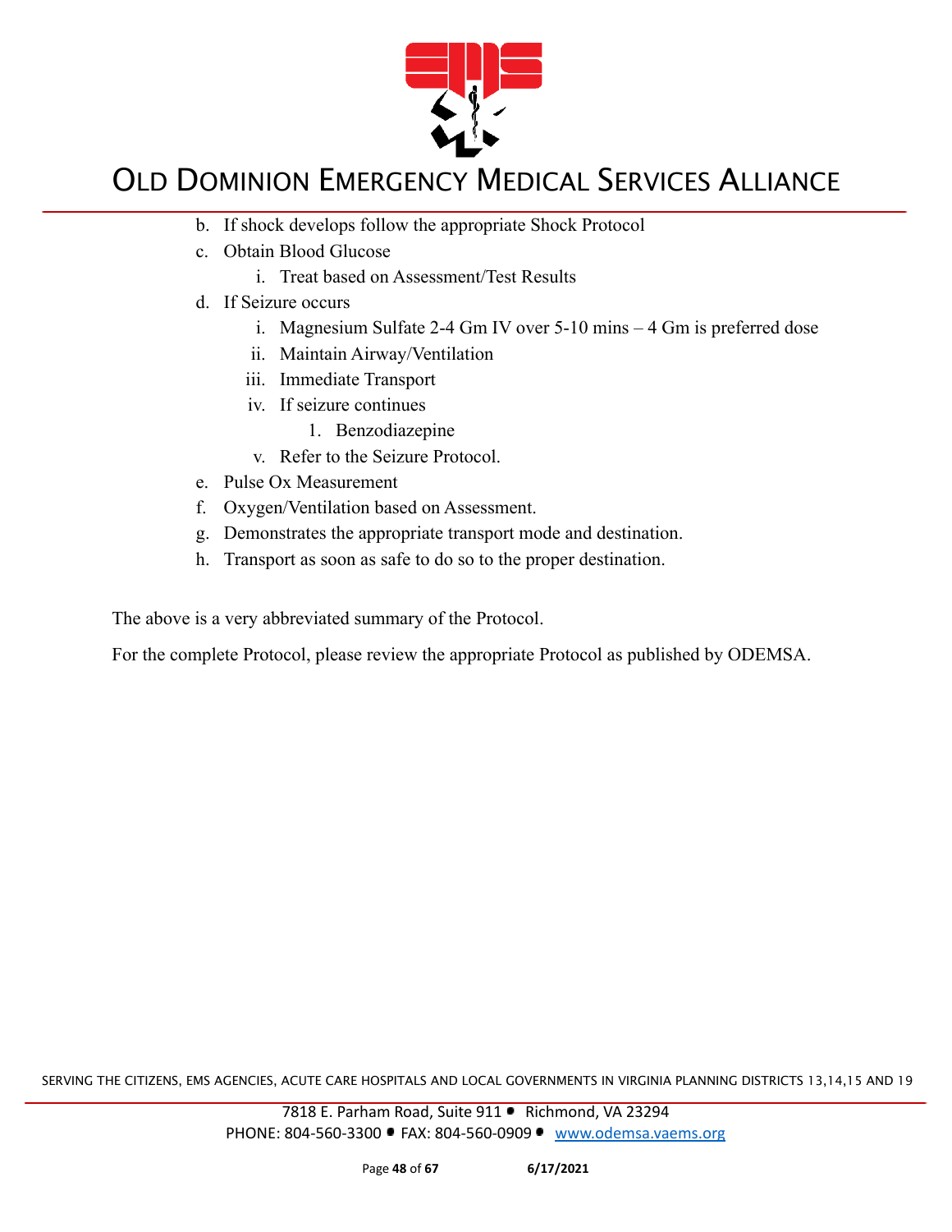b. If shock develops follow the appropriate Shock Protocol
c. Obtain Blood Glucose
   i. Treat based on Assessment/Test Results
d. If Seizure occurs
   i. Magnesium Sulfate 2-4 Gm IV over 5-10 mins – 4 Gm is preferred dose
   ii. Maintain Airway/Ventilation
   iii. Immediate Transport
   iv. If seizure continues
      1. Benzodiazepine
   v. Refer to the Seizure Protocol.
e. Pulse Ox Measurement
f. Oxygen/Ventilation based on Assessment.
g. Demonstrates the appropriate transport mode and destination.
h. Transport as soon as safe to do so to the proper destination.

The above is a very abbreviated summary of the Protocol.

For the complete Protocol, please review the appropriate Protocol as published by ODEMSA.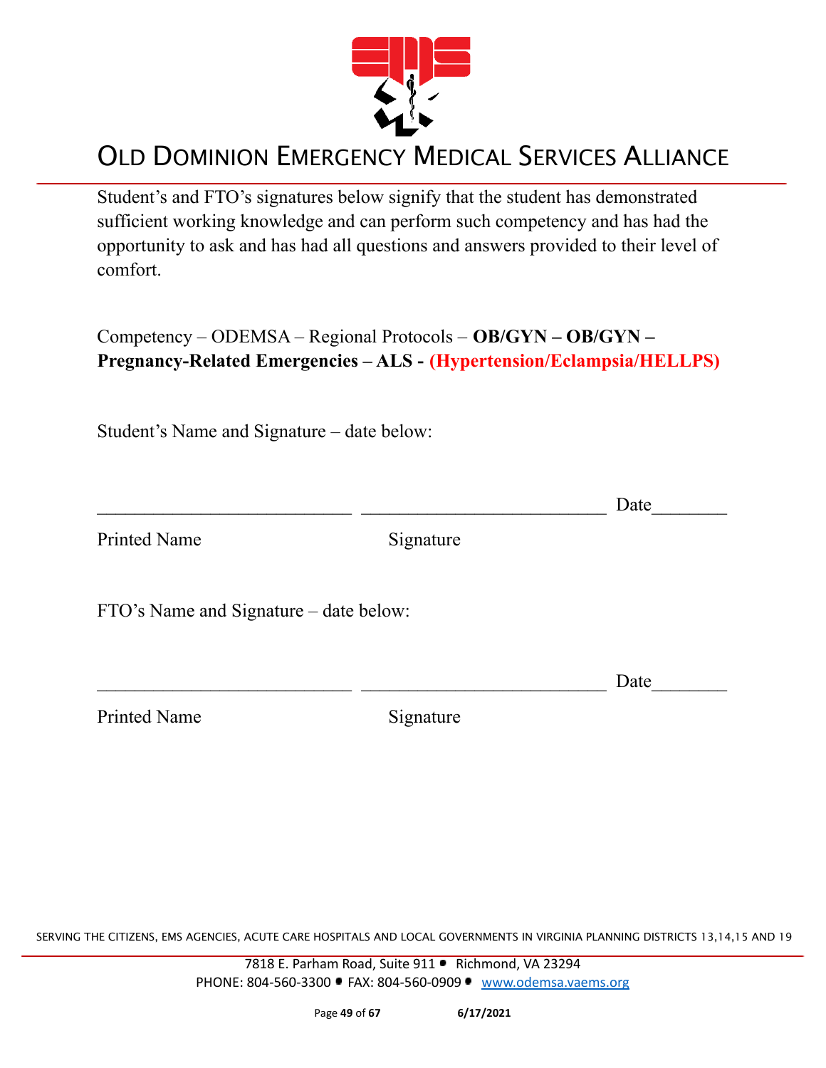# OLD DOMINION EMERGENCY MEDICAL SERVICES ALLIANCE

Student's and FTO's signatures below signify that the student has demonstrated sufficient working knowledge and can perform such competency and has had the opportunity to ask and has had all questions and answers provided to their level of comfort.

Competency – ODEMSA – Regional Protocols – **OB/GYN – OB/GYN – Pregnancy-Related Emergencies – ALS - (Hypertension/Eclampsia/HELLPS)**

Student's Name and Signature – date below:

\_\_\_\_\_\_\_\_\_\_\_\_\_\_\_\_\_\_\_\_\_\_\_\_\_\_\_ \_\_\_\_\_\_\_\_\_\_\_\_\_\_\_\_\_\_\_\_\_\_\_\_\_\_ Date\_\_\_\_\_\_\_\_

Printed Name Signature

FTO's Name and Signature – date below:

\_\_\_\_\_\_\_\_\_\_\_\_\_\_\_\_\_\_\_\_\_\_\_\_\_\_\_ \_\_\_\_\_\_\_\_\_\_\_\_\_\_\_\_\_\_\_\_\_\_\_\_\_\_ Date\_\_\_\_\_\_\_\_

Printed Name Signature

SERVING THE CITIZENS, EMS AGENCIES, ACUTE CARE HOSPITALS AND LOCAL GOVERNMENTS IN VIRGINIA PLANNING DISTRICTS 13,14,15 AND 19

7818 E. Parham Road, Suite 911 • Richmond, VA 23294
PHONE: 804-560-3300 • FAX: 804-560-0909 • www.odemsa.vaems.org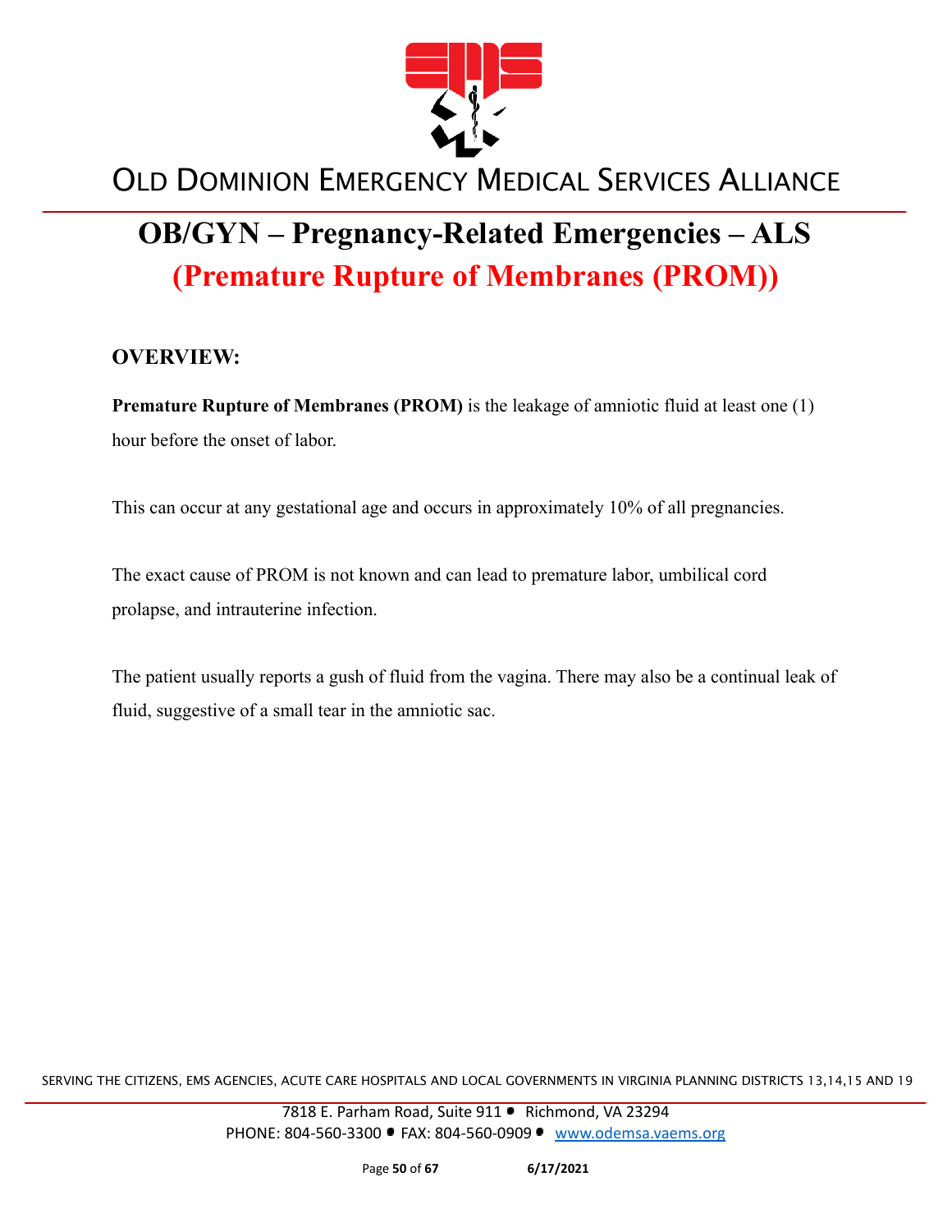# OLD DOMINION EMERGENCY MEDICAL SERVICES ALLIANCE

# OB/GYN – Pregnancy-Related Emergencies – ALS
## (Premature Rupture of Membranes (PROM))

### OVERVIEW:

**Premature Rupture of Membranes (PROM)** is the leakage of amniotic fluid at least one (1) hour before the onset of labor.

This can occur at any gestational age and occurs in approximately 10% of all pregnancies.

The exact cause of PROM is not known and can lead to premature labor, umbilical cord prolapse, and intrauterine infection.

The patient usually reports a gush of fluid from the vagina. There may also be a continual leak of fluid, suggestive of a small tear in the amniotic sac.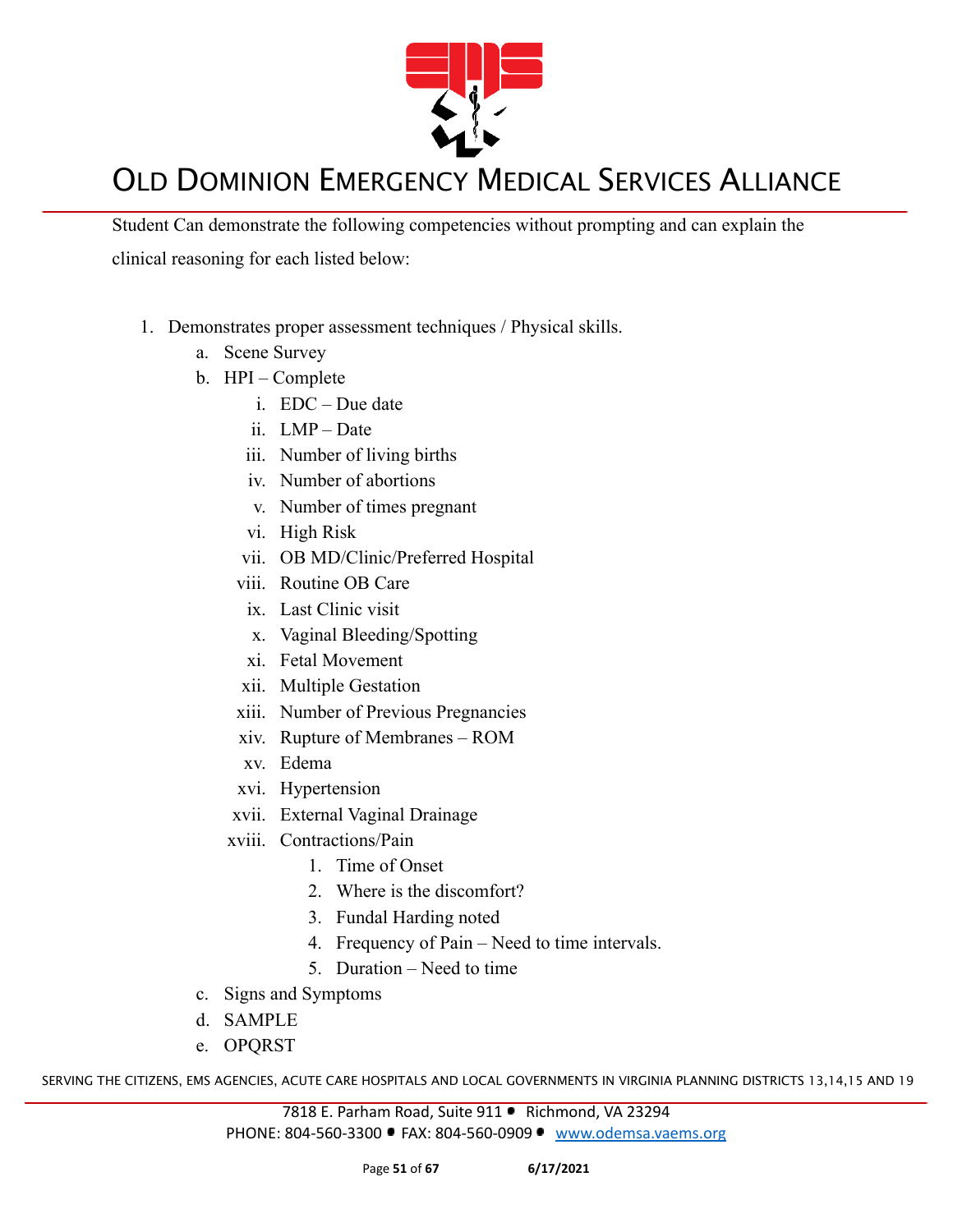Student Can demonstrate the following competencies without prompting and can explain the clinical reasoning for each listed below:

1. Demonstrates proper assessment techniques / Physical skills.
   a. Scene Survey
   b. HPI – Complete
      i. EDC – Due date
      ii. LMP – Date
      iii. Number of living births
      iv. Number of abortions
      v. Number of times pregnant
      vi. High Risk
      vii. OB MD/Clinic/Preferred Hospital
      viii. Routine OB Care
      ix. Last Clinic visit
      x. Vaginal Bleeding/Spotting
      xi. Fetal Movement
      xii. Multiple Gestation
      xiii. Number of Previous Pregnancies
      xiv. Rupture of Membranes – ROM
      xv. Edema
      xvi. Hypertension
      xvii. External Vaginal Drainage
      xviii. Contractions/Pain
         1. Time of Onset
         2. Where is the discomfort?
         3. Fundal Harding noted
         4. Frequency of Pain – Need to time intervals.
         5. Duration – Need to time
   c. Signs and Symptoms
   d. SAMPLE
   e. OPQRST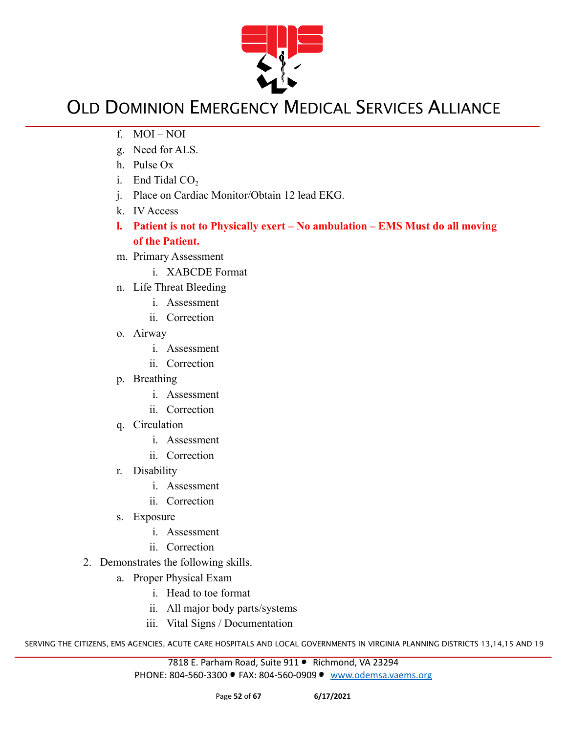f. MOI – NOI
g. Need for ALS.
h. Pulse Ox
i. End Tidal $CO_2$
j. Place on Cardiac Monitor/Obtain 12 lead EKG.
k. IV Access
l. **Patient is not to Physically exert – No ambulation – EMS Must do all moving of the Patient.**
m. Primary Assessment
    i. XABCDE Format
n. Life Threat Bleeding
    i. Assessment
    ii. Correction
o. Airway
    i. Assessment
    ii. Correction
p. Breathing
    i. Assessment
    ii. Correction
q. Circulation
    i. Assessment
    ii. Correction
r. Disability
    i. Assessment
    ii. Correction
s. Exposure
    i. Assessment
    ii. Correction

2. Demonstrates the following skills.
    a. Proper Physical Exam
        i. Head to toe format
        ii. All major body parts/systems
        iii. Vital Signs / Documentation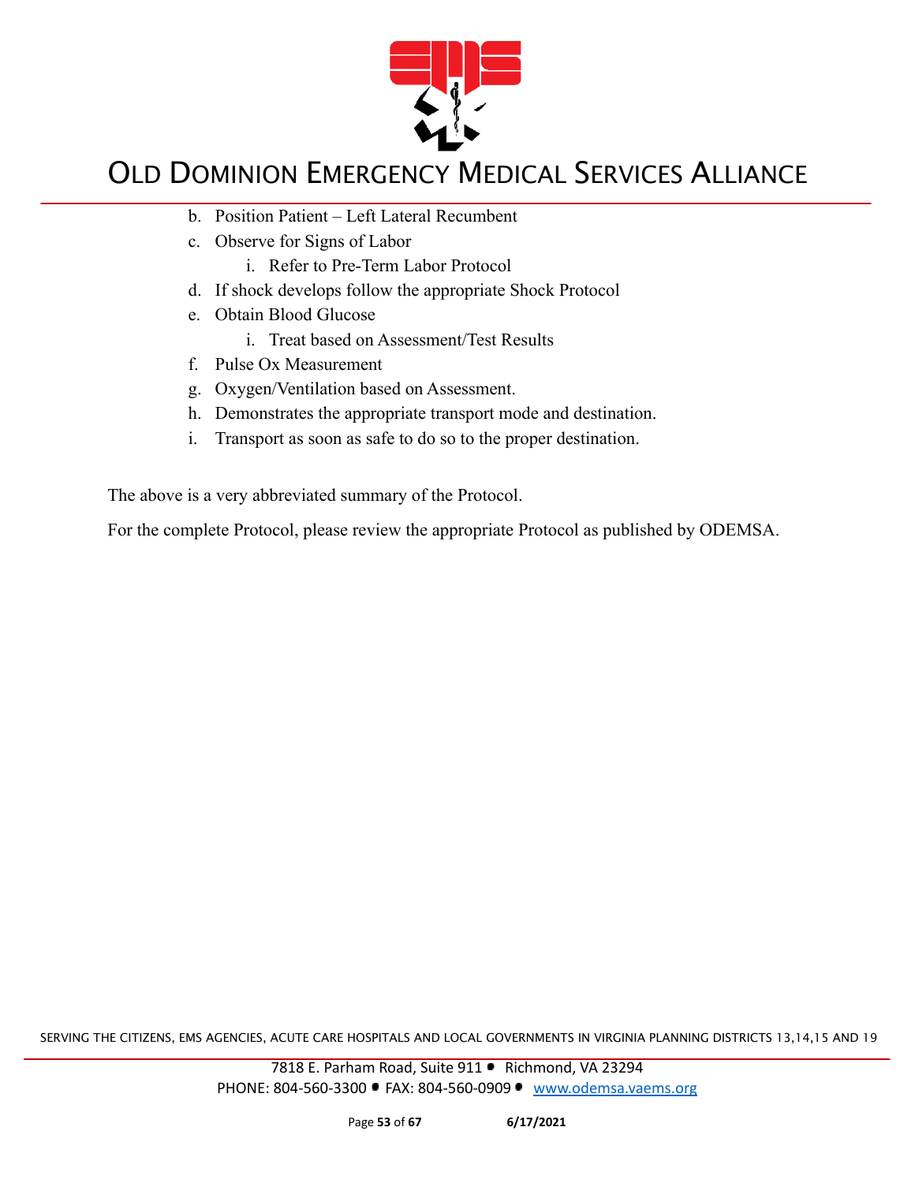b. Position Patient – Left Lateral Recumbent
c. Observe for Signs of Labor
    i. Refer to Pre-Term Labor Protocol
d. If shock develops follow the appropriate Shock Protocol
e. Obtain Blood Glucose
    i. Treat based on Assessment/Test Results
f. Pulse Ox Measurement
g. Oxygen/Ventilation based on Assessment.
h. Demonstrates the appropriate transport mode and destination.
i. Transport as soon as safe to do so to the proper destination.

The above is a very abbreviated summary of the Protocol.

For the complete Protocol, please review the appropriate Protocol as published by ODEMSA.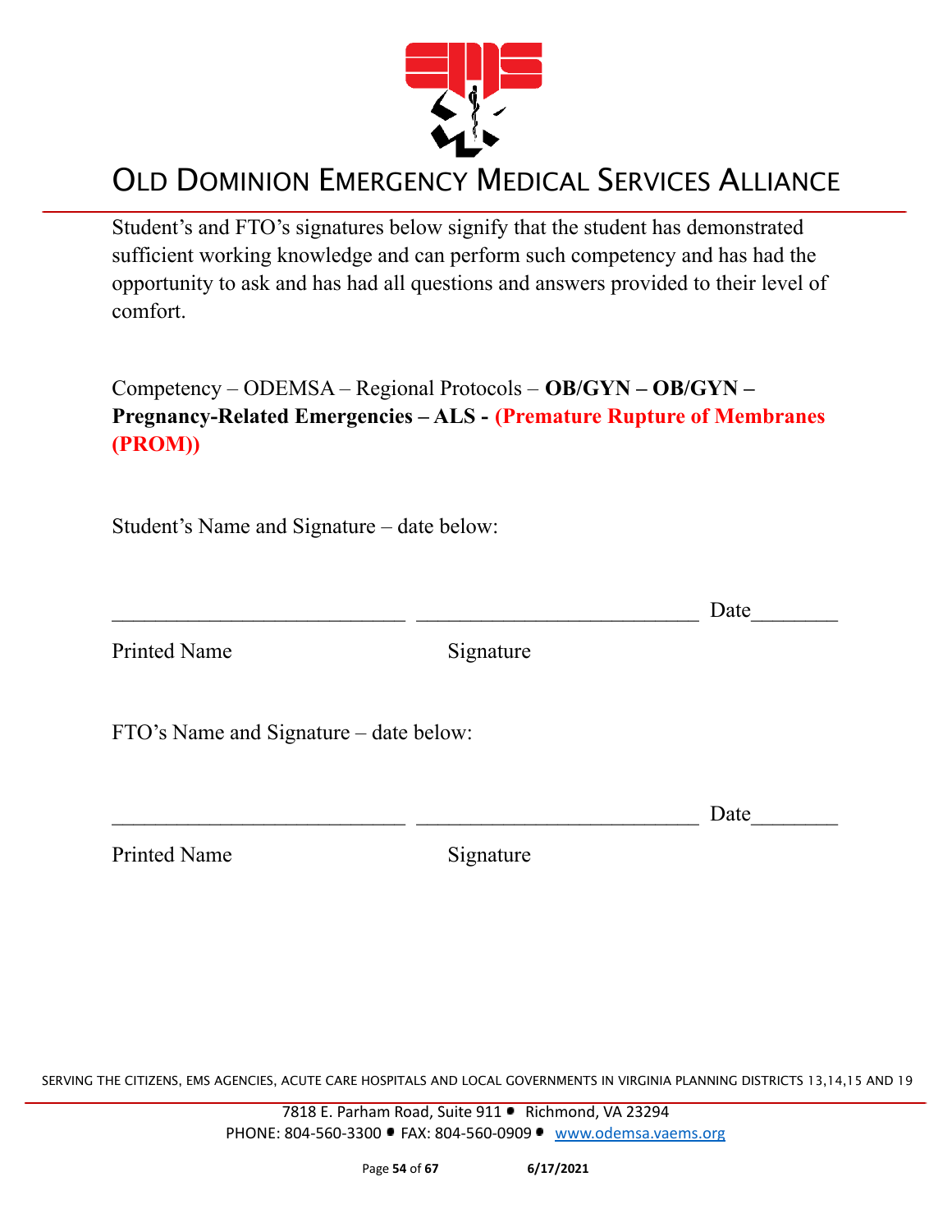# OLD DOMINION EMERGENCY MEDICAL SERVICES ALLIANCE

Student's and FTO's signatures below signify that the student has demonstrated sufficient working knowledge and can perform such competency and has had the opportunity to ask and has had all questions and answers provided to their level of comfort.

Competency – ODEMSA – Regional Protocols – **OB/GYN – OB/GYN – Pregnancy-Related Emergencies – ALS - (Premature Rupture of Membranes (PROM))**

Student's Name and Signature – date below:

\_\_\_\_\_\_\_\_\_\_\_\_\_\_\_\_\_\_\_\_\_\_\_\_\_\_\_ \_\_\_\_\_\_\_\_\_\_\_\_\_\_\_\_\_\_\_\_\_\_\_\_\_\_ Date\_\_\_\_\_\_\_\_

Printed Name Signature

FTO's Name and Signature – date below:

\_\_\_\_\_\_\_\_\_\_\_\_\_\_\_\_\_\_\_\_\_\_\_\_\_\_\_ \_\_\_\_\_\_\_\_\_\_\_\_\_\_\_\_\_\_\_\_\_\_\_\_\_\_ Date\_\_\_\_\_\_\_\_

Printed Name Signature

SERVING THE CITIZENS, EMS AGENCIES, ACUTE CARE HOSPITALS AND LOCAL GOVERNMENTS IN VIRGINIA PLANNING DISTRICTS 13,14,15 AND 19

7818 E. Parham Road, Suite 911 • Richmond, VA 23294
PHONE: 804-560-3300 • FAX: 804-560-0909 • www.odemsa.vaems.org

6/17/2021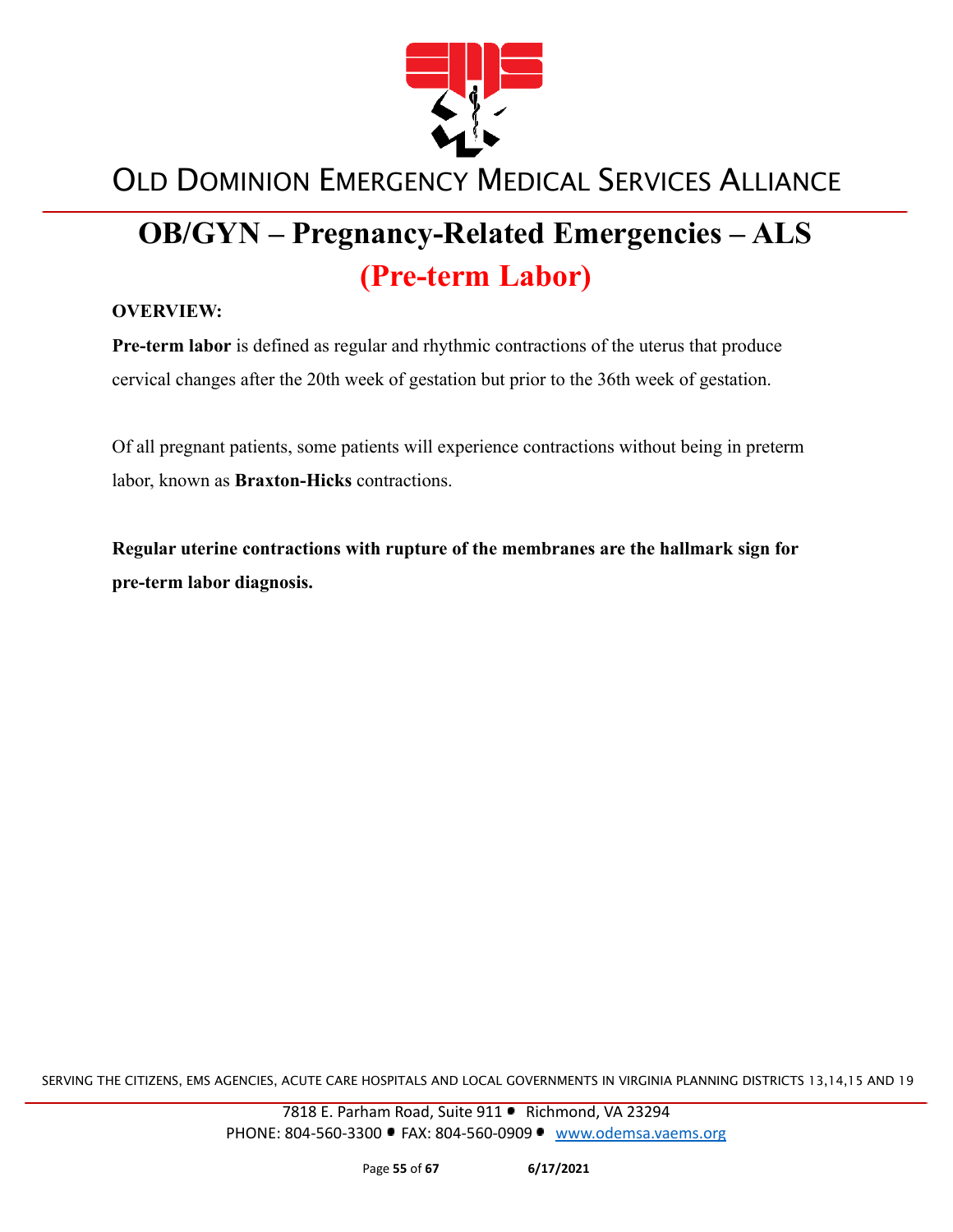# OB/GYN – Pregnancy-Related Emergencies – ALS

## (Pre-term Labor)

**OVERVIEW:**

**Pre-term labor** is defined as regular and rhythmic contractions of the uterus that produce cervical changes after the 20th week of gestation but prior to the 36th week of gestation.

Of all pregnant patients, some patients will experience contractions without being in preterm labor, known as **Braxton-Hicks** contractions.

**Regular uterine contractions with rupture of the membranes are the hallmark sign for pre-term labor diagnosis.**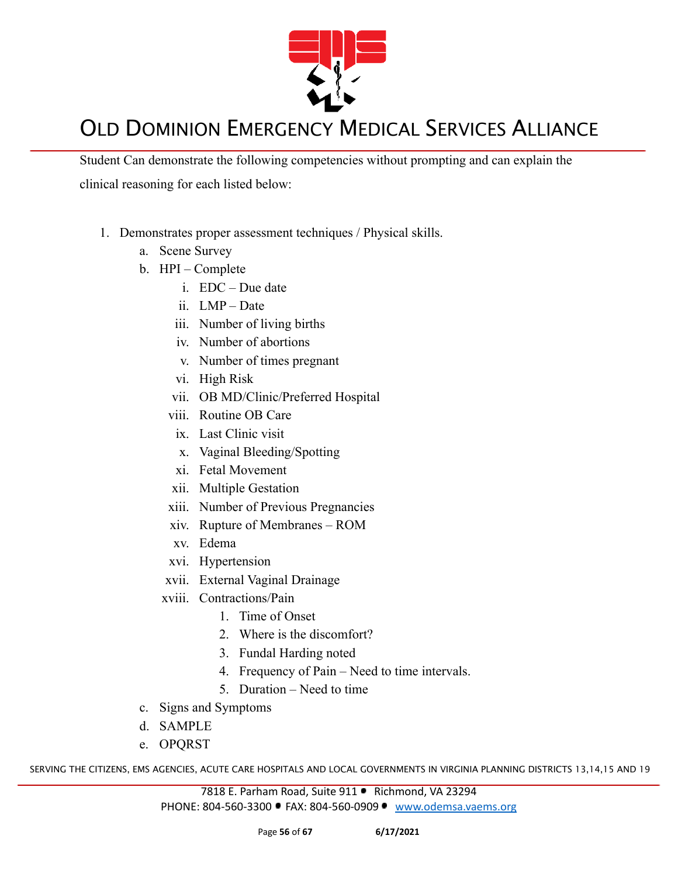Student Can demonstrate the following competencies without prompting and can explain the clinical reasoning for each listed below:

1. Demonstrates proper assessment techniques / Physical skills.
   a. Scene Survey
   b. HPI – Complete
      i. EDC – Due date
      ii. LMP – Date
      iii. Number of living births
      iv. Number of abortions
      v. Number of times pregnant
      vi. High Risk
      vii. OB MD/Clinic/Preferred Hospital
      viii. Routine OB Care
      ix. Last Clinic visit
      x. Vaginal Bleeding/Spotting
      xi. Fetal Movement
      xii. Multiple Gestation
      xiii. Number of Previous Pregnancies
      xiv. Rupture of Membranes – ROM
      xv. Edema
      xvi. Hypertension
      xvii. External Vaginal Drainage
      xviii. Contractions/Pain
         1. Time of Onset
         2. Where is the discomfort?
         3. Fundal Harding noted
         4. Frequency of Pain – Need to time intervals.
         5. Duration – Need to time
   c. Signs and Symptoms
   d. SAMPLE
   e. OPQRST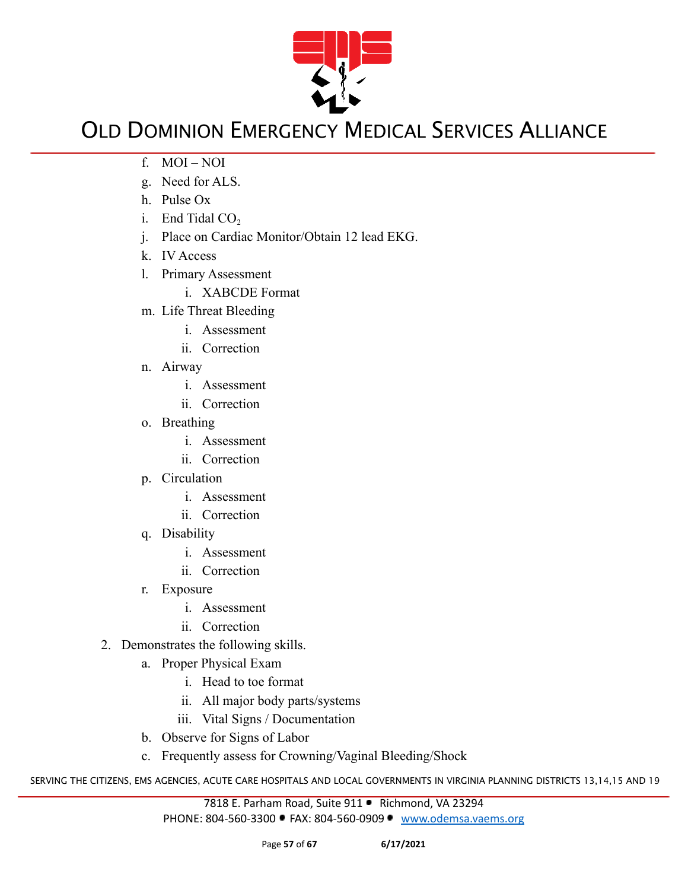f. MOI – NOI
g. Need for ALS.
h. Pulse Ox
i. End Tidal $CO_2$
j. Place on Cardiac Monitor/Obtain 12 lead EKG.
k. IV Access
l. Primary Assessment
    i. XABCDE Format
m. Life Threat Bleeding
    i. Assessment
    ii. Correction
n. Airway
    i. Assessment
    ii. Correction
o. Breathing
    i. Assessment
    ii. Correction
p. Circulation
    i. Assessment
    ii. Correction
q. Disability
    i. Assessment
    ii. Correction
r. Exposure
    i. Assessment
    ii. Correction

2. Demonstrates the following skills.
    a. Proper Physical Exam
        i. Head to toe format
        ii. All major body parts/systems
        iii. Vital Signs / Documentation
    b. Observe for Signs of Labor
    c. Frequently assess for Crowning/Vaginal Bleeding/Shock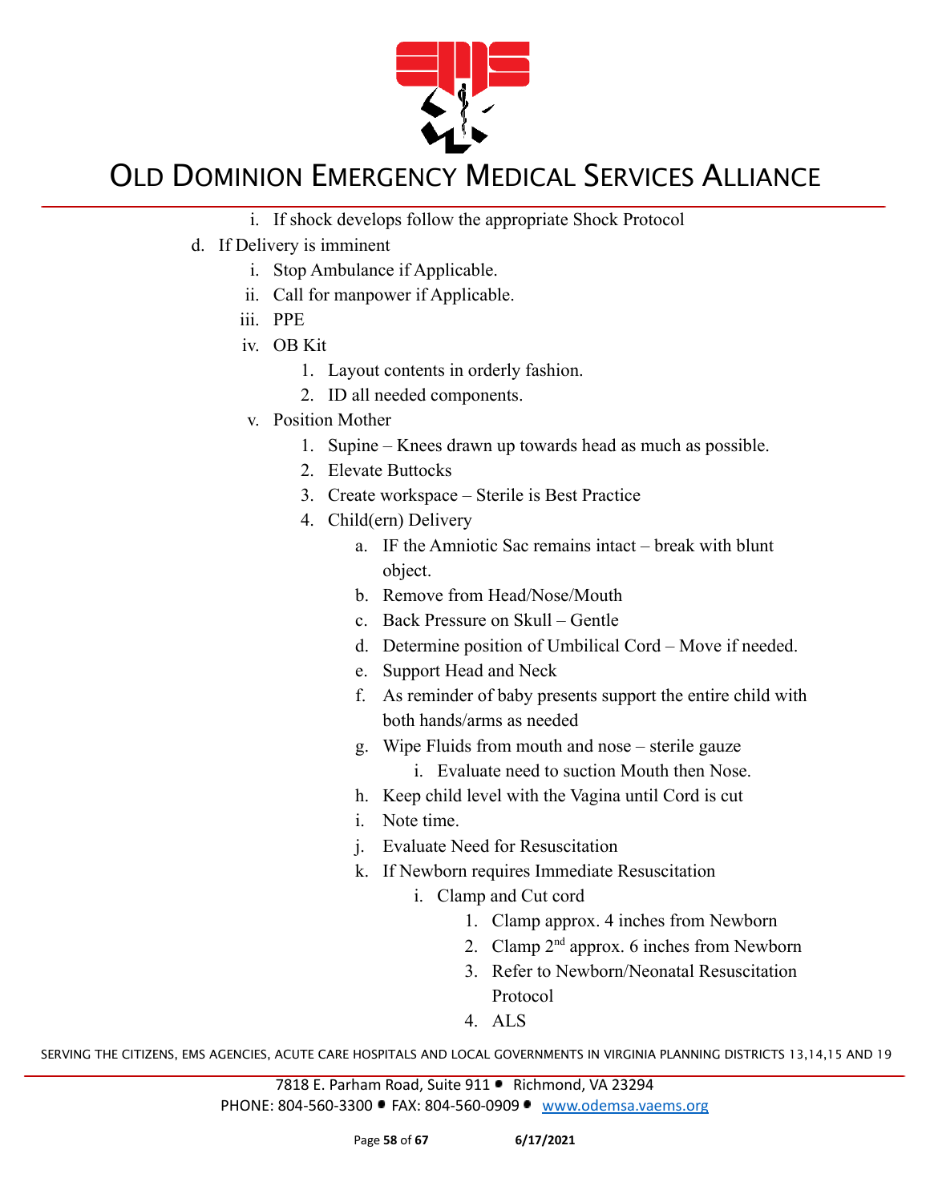i. If shock develops follow the appropriate Shock Protocol

d. If Delivery is imminent
   i. Stop Ambulance if Applicable.
   ii. Call for manpower if Applicable.
   iii. PPE
   iv. OB Kit
      1. Layout contents in orderly fashion.
      2. ID all needed components.
   v. Position Mother
      1. Supine – Knees drawn up towards head as much as possible.
      2. Elevate Buttocks
      3. Create workspace – Sterile is Best Practice
      4. Child(ern) Delivery
         a. IF the Amniotic Sac remains intact – break with blunt object.
         b. Remove from Head/Nose/Mouth
         c. Back Pressure on Skull – Gentle
         d. Determine position of Umbilical Cord – Move if needed.
         e. Support Head and Neck
         f. As reminder of baby presents support the entire child with both hands/arms as needed
         g. Wipe Fluids from mouth and nose – sterile gauze
            i. Evaluate need to suction Mouth then Nose.
         h. Keep child level with the Vagina until Cord is cut
         i. Note time.
         j. Evaluate Need for Resuscitation
         k. If Newborn requires Immediate Resuscitation
            i. Clamp and Cut cord
               1. Clamp approx. 4 inches from Newborn
               2. Clamp 2nd approx. 6 inches from Newborn
               3. Refer to Newborn/Neonatal Resuscitation Protocol
               4. ALS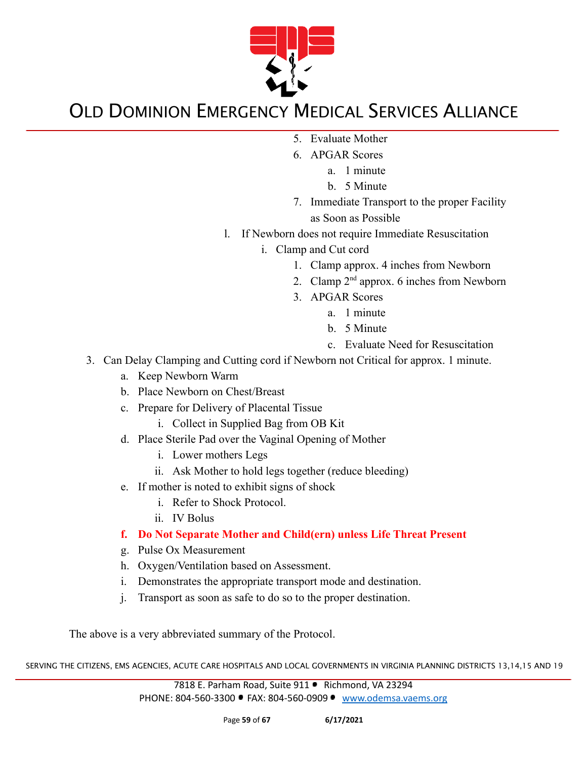5. Evaluate Mother
6. APGAR Scores
    a. 1 minute
    b. 5 Minute
7. Immediate Transport to the proper Facility as Soon as Possible

l. If Newborn does not require Immediate Resuscitation
    i. Clamp and Cut cord
        1. Clamp approx. 4 inches from Newborn
        2. Clamp 2nd approx. 6 inches from Newborn
        3. APGAR Scores
            a. 1 minute
            b. 5 Minute
            c. Evaluate Need for Resuscitation

3. Can Delay Clamping and Cutting cord if Newborn not Critical for approx. 1 minute.
    a. Keep Newborn Warm
    b. Place Newborn on Chest/Breast
    c. Prepare for Delivery of Placental Tissue
        i. Collect in Supplied Bag from OB Kit
    d. Place Sterile Pad over the Vaginal Opening of Mother
        i. Lower mothers Legs
        ii. Ask Mother to hold legs together (reduce bleeding)
    e. If mother is noted to exhibit signs of shock
        i. Refer to Shock Protocol.
        ii. IV Bolus
    f. **Do Not Separate Mother and Child(ern) unless Life Threat Present**
    g. Pulse Ox Measurement
    h. Oxygen/Ventilation based on Assessment.
    i. Demonstrates the appropriate transport mode and destination.
    j. Transport as soon as safe to do so to the proper destination.

The above is a very abbreviated summary of the Protocol.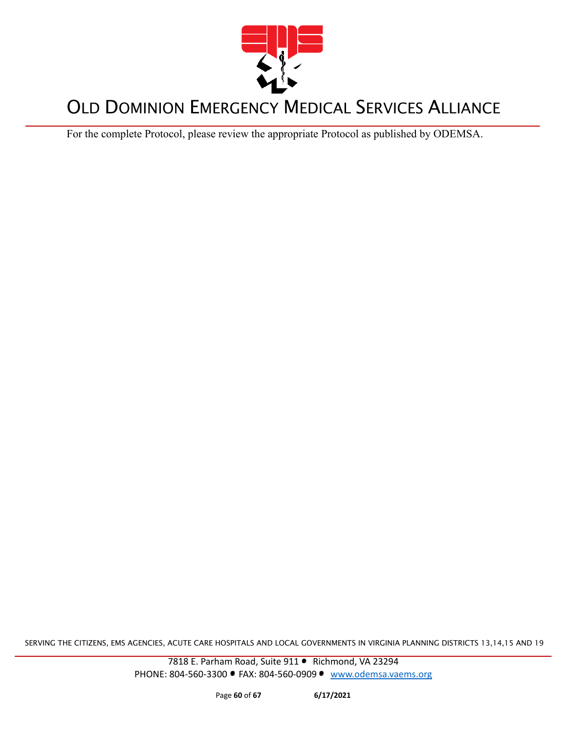# OLD DOMINION EMERGENCY MEDICAL SERVICES ALLIANCE

For the complete Protocol, please review the appropriate Protocol as published by ODEMSA.

SERVING THE CITIZENS, EMS AGENCIES, ACUTE CARE HOSPITALS AND LOCAL GOVERNMENTS IN VIRGINIA PLANNING DISTRICTS 13,14,15 AND 19

7818 E. Parham Road, Suite 911 • Richmond, VA 23294
PHONE: 804-560-3300 • FAX: 804-560-0909 • www.odemsa.vaems.org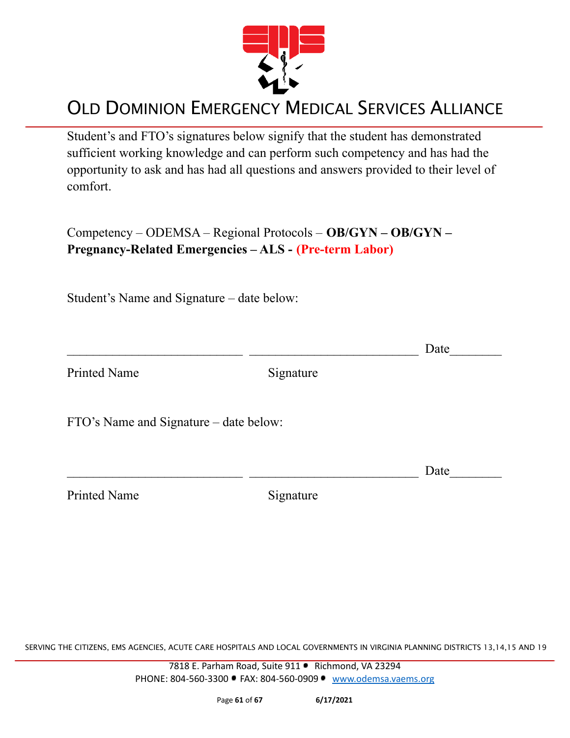# OLD DOMINION EMERGENCY MEDICAL SERVICES ALLIANCE

Student's and FTO's signatures below signify that the student has demonstrated sufficient working knowledge and can perform such competency and has had the opportunity to ask and has had all questions and answers provided to their level of comfort.

Competency – ODEMSA – Regional Protocols – **OB/GYN – OB/GYN – Pregnancy-Related Emergencies – ALS - (Pre-term Labor)**

Student's Name and Signature – date below:

___________________________ __________________________ Date________

Printed Name Signature

FTO's Name and Signature – date below:

___________________________ __________________________ Date________

Printed Name Signature

SERVING THE CITIZENS, EMS AGENCIES, ACUTE CARE HOSPITALS AND LOCAL GOVERNMENTS IN VIRGINIA PLANNING DISTRICTS 13,14,15 AND 19

7818 E. Parham Road, Suite 911 • Richmond, VA 23294
PHONE: 804-560-3300 • FAX: 804-560-0909 • www.odemsa.vaems.org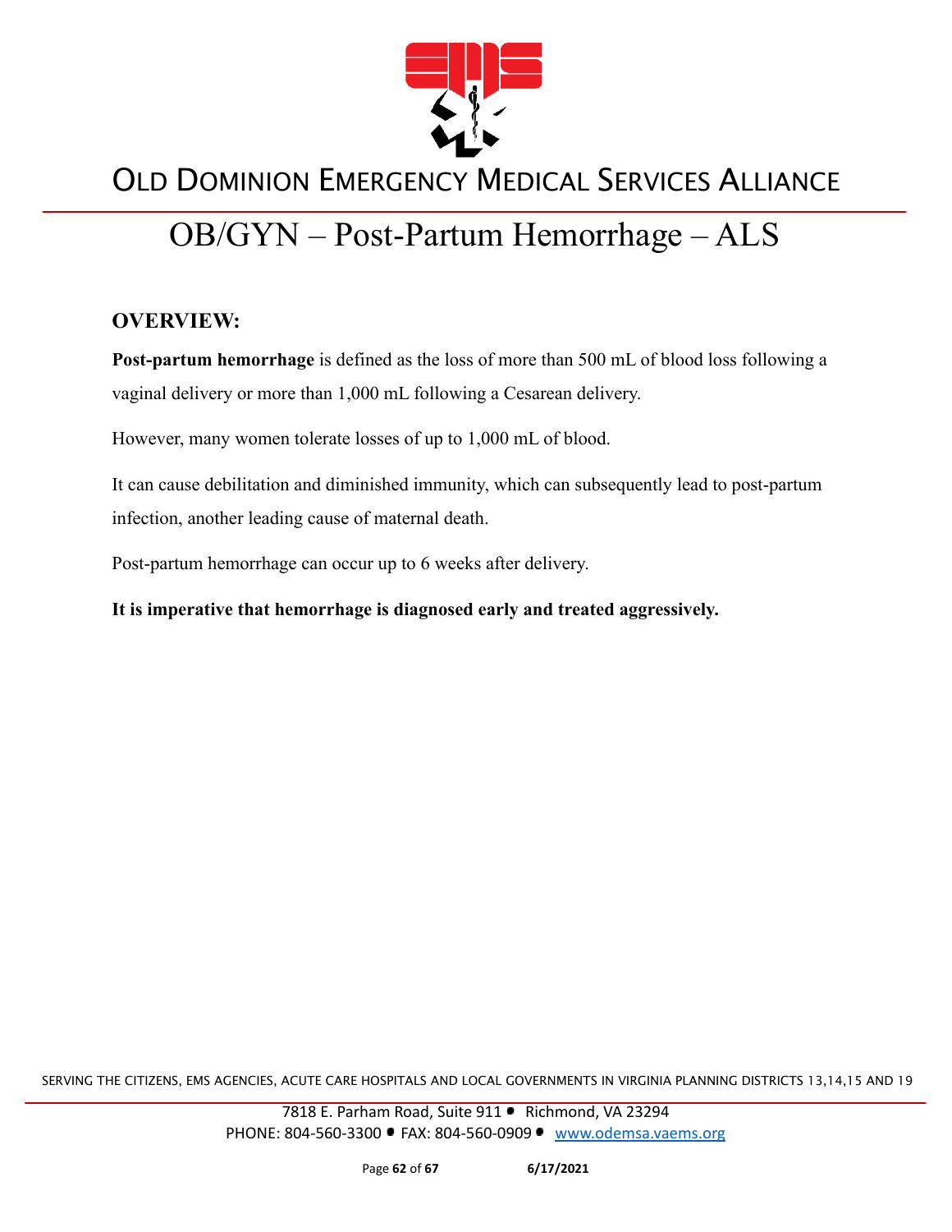# OLD DOMINION EMERGENCY MEDICAL SERVICES ALLIANCE

# OB/GYN – Post-Partum Hemorrhage – ALS

## OVERVIEW:

**Post-partum hemorrhage** is defined as the loss of more than 500 mL of blood loss following a vaginal delivery or more than 1,000 mL following a Cesarean delivery.

However, many women tolerate losses of up to 1,000 mL of blood.

It can cause debilitation and diminished immunity, which can subsequently lead to post-partum infection, another leading cause of maternal death.

Post-partum hemorrhage can occur up to 6 weeks after delivery.

**It is imperative that hemorrhage is diagnosed early and treated aggressively.**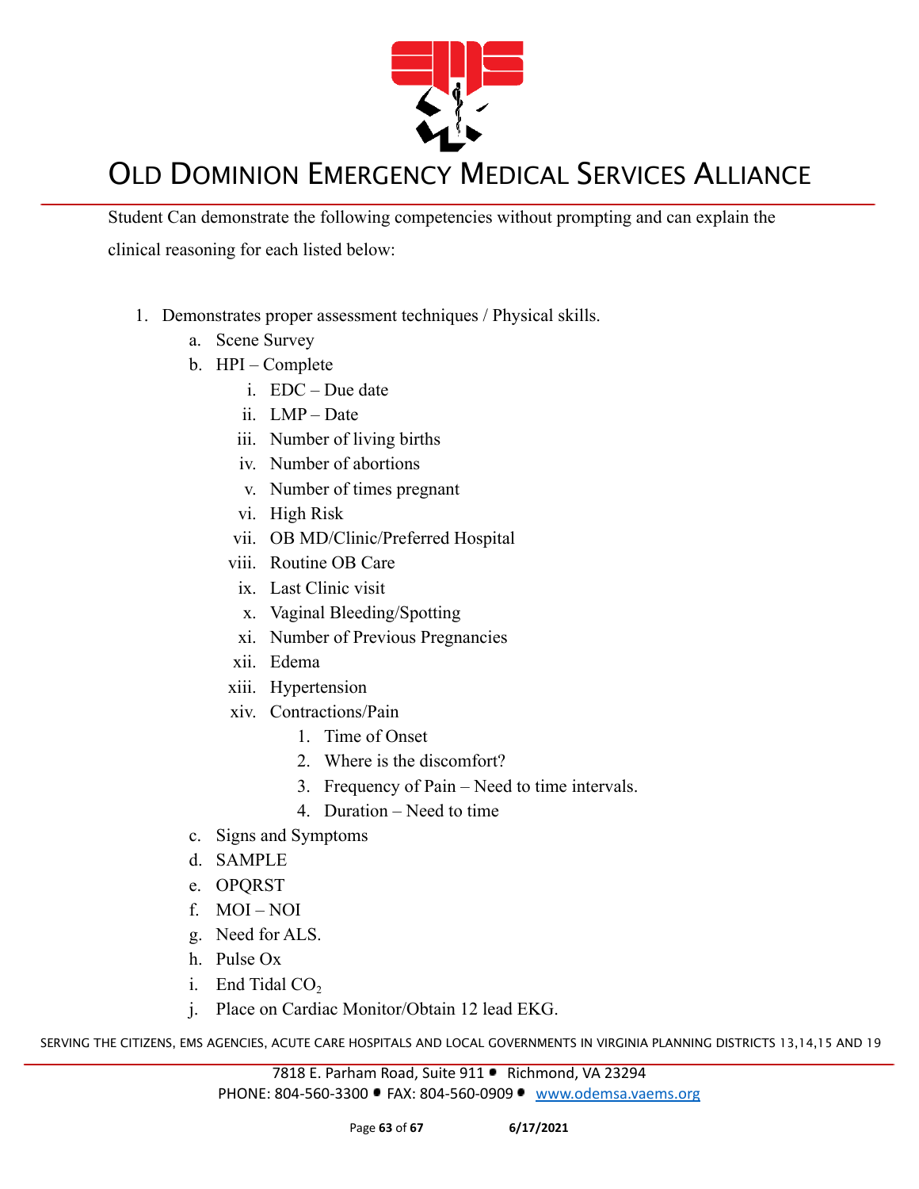Student Can demonstrate the following competencies without prompting and can explain the clinical reasoning for each listed below:

1. Demonstrates proper assessment techniques / Physical skills.
   a. Scene Survey
   b. HPI – Complete
      i. EDC – Due date
      ii. LMP – Date
      iii. Number of living births
      iv. Number of abortions
      v. Number of times pregnant
      vi. High Risk
      vii. OB MD/Clinic/Preferred Hospital
      viii. Routine OB Care
      ix. Last Clinic visit
      x. Vaginal Bleeding/Spotting
      xi. Number of Previous Pregnancies
      xii. Edema
      xiii. Hypertension
      xiv. Contractions/Pain
         1. Time of Onset
         2. Where is the discomfort?
         3. Frequency of Pain – Need to time intervals.
         4. Duration – Need to time
   c. Signs and Symptoms
   d. SAMPLE
   e. OPQRST
   f. MOI – NOI
   g. Need for ALS.
   h. Pulse Ox
   i. End Tidal $CO_2$
   j. Place on Cardiac Monitor/Obtain 12 lead EKG.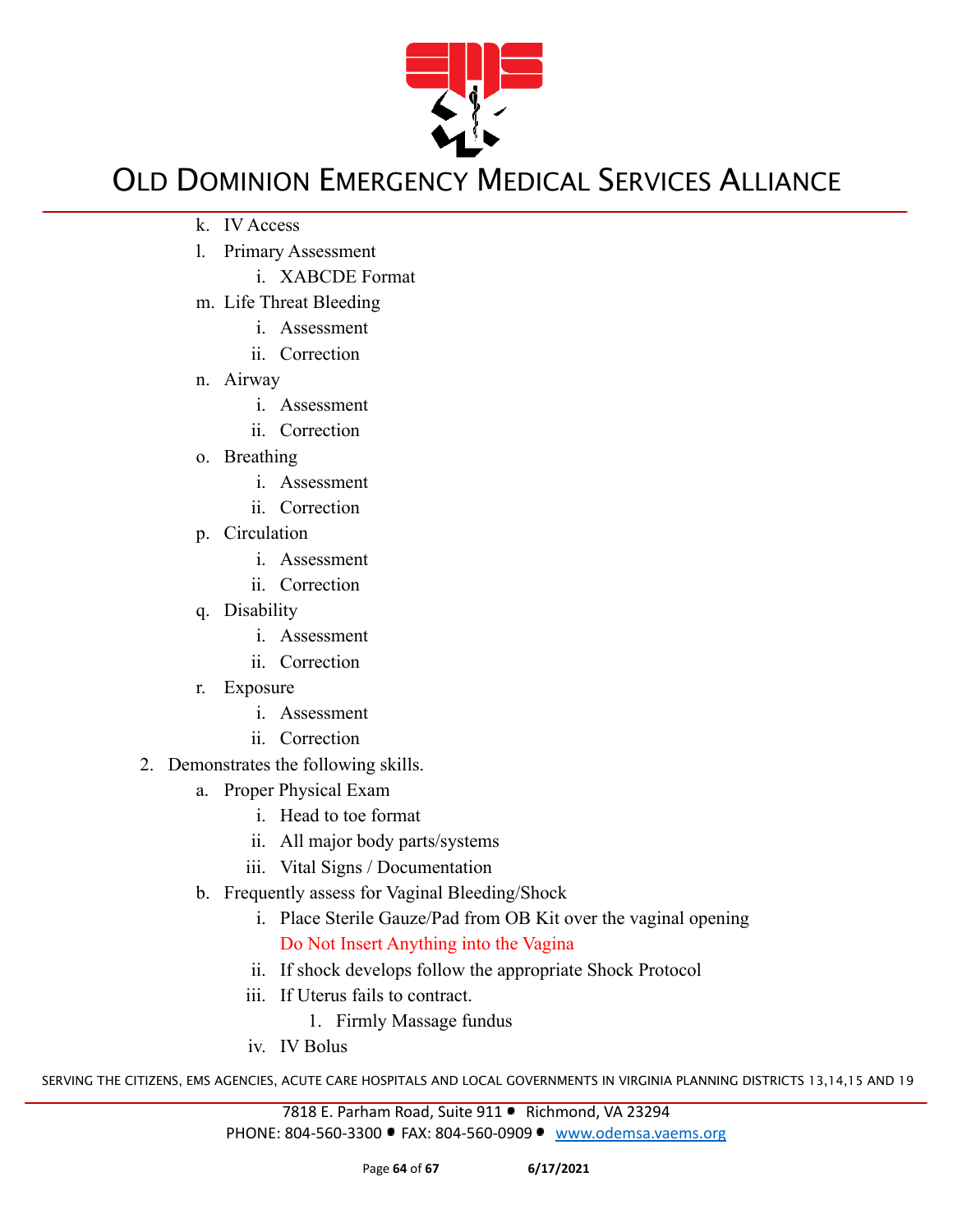k. IV Access
l. Primary Assessment
    i. XABCDE Format
m. Life Threat Bleeding
    i. Assessment
    ii. Correction
n. Airway
    i. Assessment
    ii. Correction
o. Breathing
    i. Assessment
    ii. Correction
p. Circulation
    i. Assessment
    ii. Correction
q. Disability
    i. Assessment
    ii. Correction
r. Exposure
    i. Assessment
    ii. Correction

2. Demonstrates the following skills.
    a. Proper Physical Exam
        i. Head to toe format
        ii. All major body parts/systems
        iii. Vital Signs / Documentation
    b. Frequently assess for Vaginal Bleeding/Shock
        i. Place Sterile Gauze/Pad from OB Kit over the vaginal opening
           Do Not Insert Anything into the Vagina
        ii. If shock develops follow the appropriate Shock Protocol
        iii. If Uterus fails to contract.
            1. Firmly Massage fundus
        iv. IV Bolus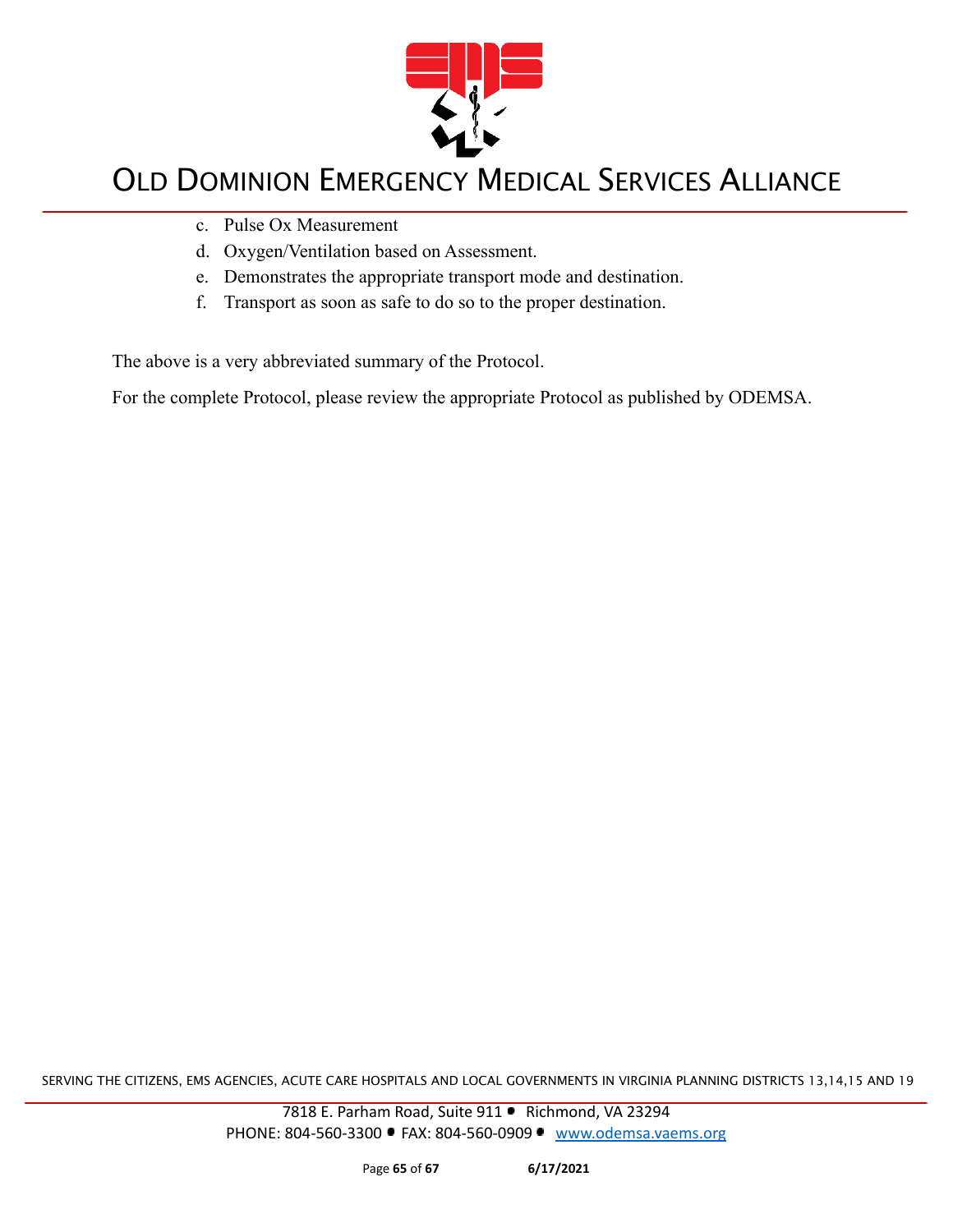c. Pulse Ox Measurement
d. Oxygen/Ventilation based on Assessment.
e. Demonstrates the appropriate transport mode and destination.
f. Transport as soon as safe to do so to the proper destination.

The above is a very abbreviated summary of the Protocol.

For the complete Protocol, please review the appropriate Protocol as published by ODEMSA.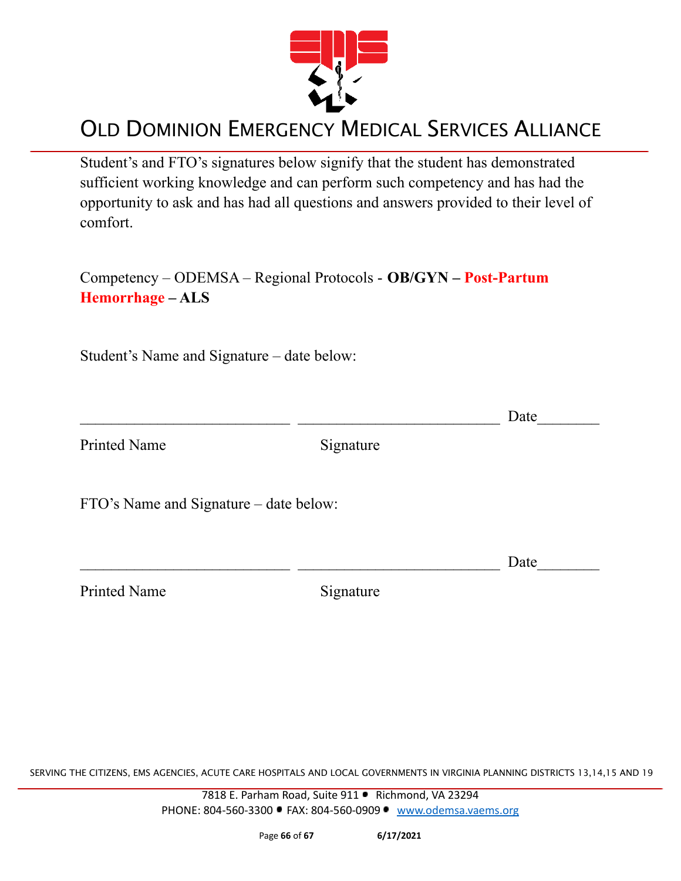Student's and FTO's signatures below signify that the student has demonstrated sufficient working knowledge and can perform such competency and has had the opportunity to ask and has had all questions and answers provided to their level of comfort.

Competency – ODEMSA – Regional Protocols - **OB/GYN – Post-Partum Hemorrhage – ALS**

Student's Name and Signature – date below:

___________________________ __________________________ Date________

Printed Name Signature

FTO's Name and Signature – date below:

___________________________ __________________________ Date________

Printed Name Signature